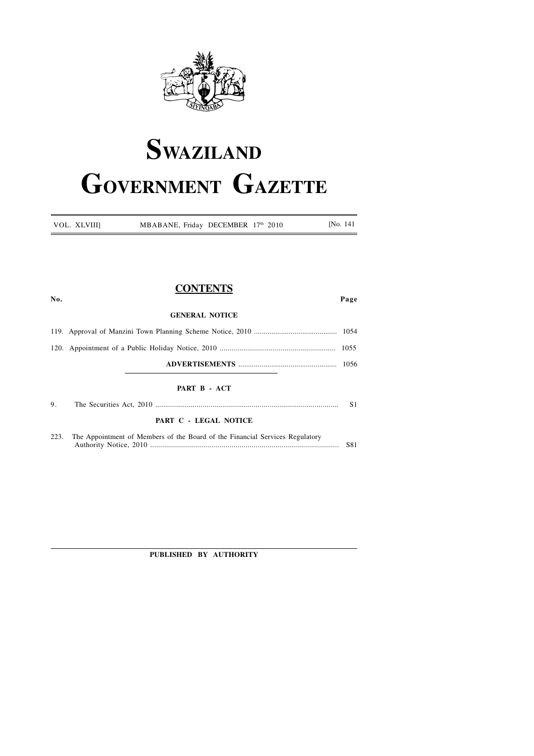# SWAZILAND GOVERNMENT GAZETTE

VOL. XLVIII] MBABANE, Friday DECEMBER 17th 2010 [No. 141

## CONTENTS

| No. | | Page |
|---|---|---|
| | **GENERAL NOTICE** | |
| 119. | Approval of Manzini Town Planning Scheme Notice, 2010 | 1054 |
| 120. | Appointment of a Public Holiday Notice, 2010 | 1055 |
| | **ADVERTISEMENTS** | 1056 |
| | **PART B - ACT** | |
| 9. | The Securities Act, 2010 | S1 |
| | **PART C - LEGAL NOTICE** | |
| 223. | The Appointment of Members of the Board of the Financial Services Regulatory Authority Notice, 2010 | S81 |

**PUBLISHED BY AUTHORITY**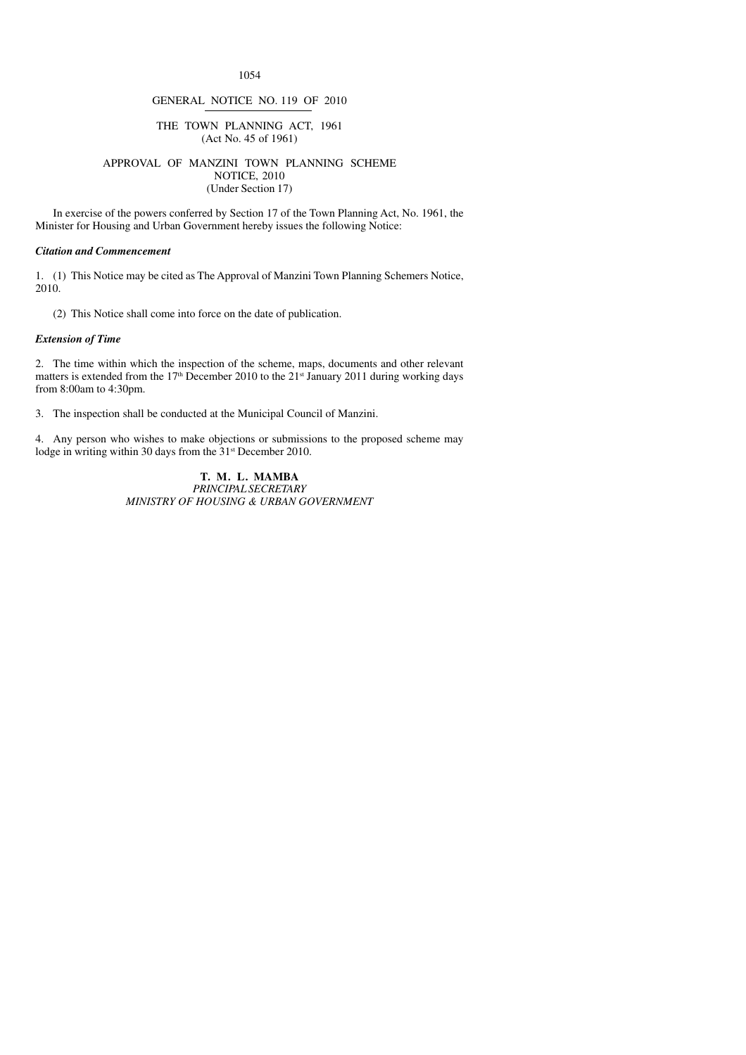GENERAL NOTICE NO. 119 OF 2010

THE TOWN PLANNING ACT, 1961
(Act No. 45 of 1961)

APPROVAL OF MANZINI TOWN PLANNING SCHEME
NOTICE, 2010
(Under Section 17)

In exercise of the powers conferred by Section 17 of the Town Planning Act, No. 1961, the Minister for Housing and Urban Government hereby issues the following Notice:

***Citation and Commencement***

1. (1) This Notice may be cited as The Approval of Manzini Town Planning Schemers Notice, 2010.

(2) This Notice shall come into force on the date of publication.

***Extension of Time***

2. The time within which the inspection of the scheme, maps, documents and other relevant matters is extended from the 17th December 2010 to the 21st January 2011 during working days from 8:00am to 4:30pm.

3. The inspection shall be conducted at the Municipal Council of Manzini.

4. Any person who wishes to make objections or submissions to the proposed scheme may lodge in writing within 30 days from the 31st December 2010.

**T. M. L. MAMBA**
*PRINCIPAL SECRETARY*
*MINISTRY OF HOUSING & URBAN GOVERNMENT*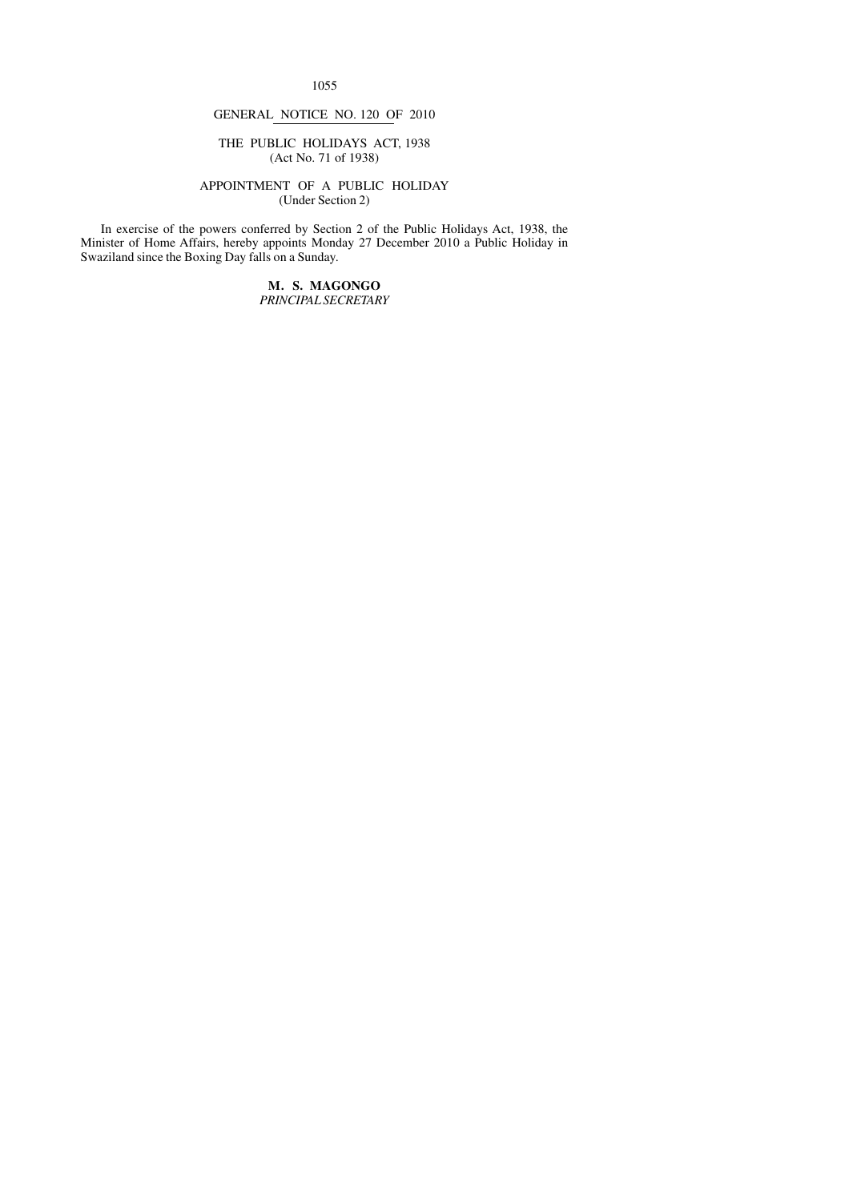GENERAL NOTICE NO. 120 OF 2010

THE PUBLIC HOLIDAYS ACT, 1938
(Act No. 71 of 1938)

APPOINTMENT OF A PUBLIC HOLIDAY
(Under Section 2)

In exercise of the powers conferred by Section 2 of the Public Holidays Act, 1938, the Minister of Home Affairs, hereby appoints Monday 27 December 2010 a Public Holiday in Swaziland since the Boxing Day falls on a Sunday.

**M. S. MAGONGO**
*PRINCIPAL SECRETARY*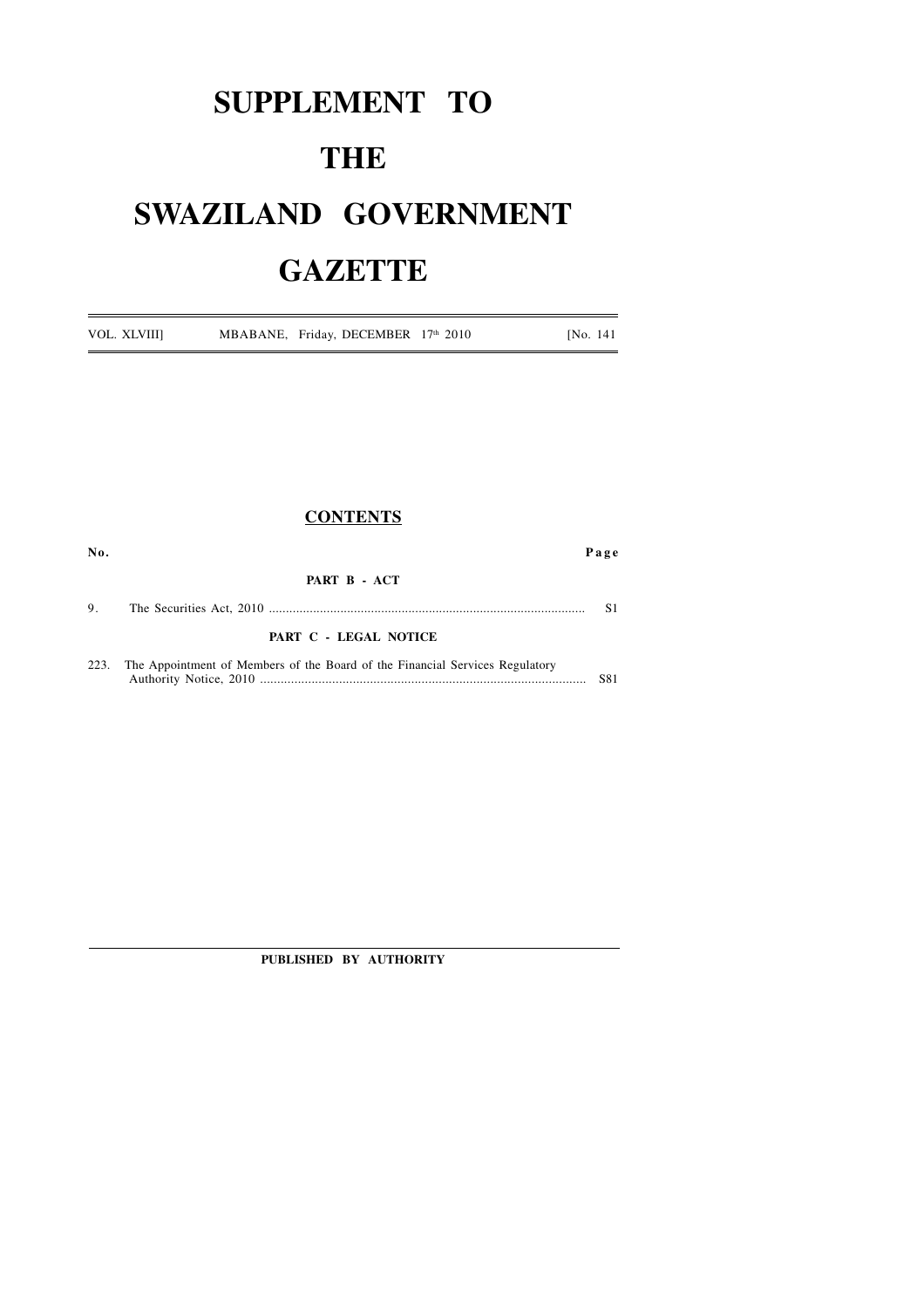# SUPPLEMENT TO

# THE

# SWAZILAND GOVERNMENT

# GAZETTE

VOL. XLVIII] MBABANE, Friday, DECEMBER 17th 2010 [No. 141

## CONTENTS

| No. | | Page |
|---|---|---|
| | **PART B - ACT** | |
| 9. | The Securities Act, 2010 | S1 |
| | **PART C - LEGAL NOTICE** | |
| 223. | The Appointment of Members of the Board of the Financial Services Regulatory Authority Notice, 2010 | S81 |

**PUBLISHED BY AUTHORITY**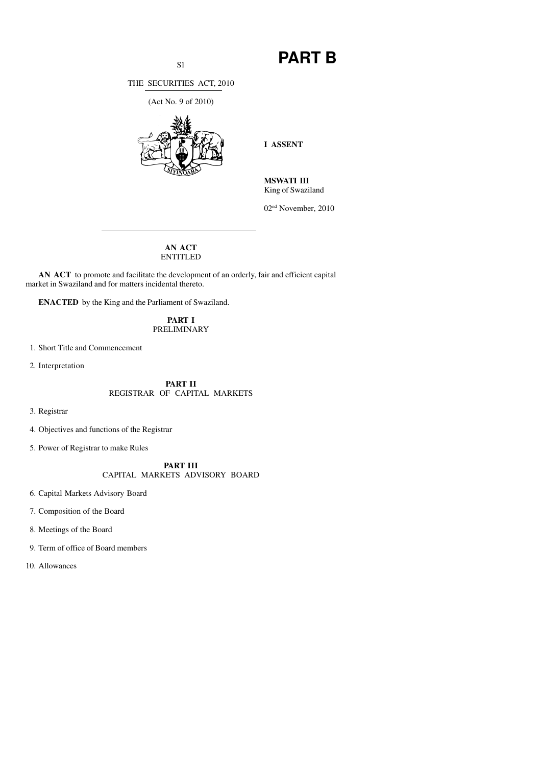# PART B

THE SECURITIES ACT, 2010

(Act No. 9 of 2010)

**I ASSENT**

**MSWATI III**
King of Swaziland

02nd November, 2010

**AN ACT**
ENTITLED

**AN ACT** to promote and facilitate the development of an orderly, fair and efficient capital market in Swaziland and for matters incidental thereto.

**ENACTED** by the King and the Parliament of Swaziland.

## PART I
PRELIMINARY

1. Short Title and Commencement
2. Interpretation

## PART II
REGISTRAR OF CAPITAL MARKETS

3. Registrar
4. Objectives and functions of the Registrar
5. Power of Registrar to make Rules

## PART III
CAPITAL MARKETS ADVISORY BOARD

6. Capital Markets Advisory Board
7. Composition of the Board
8. Meetings of the Board
9. Term of office of Board members
10. Allowances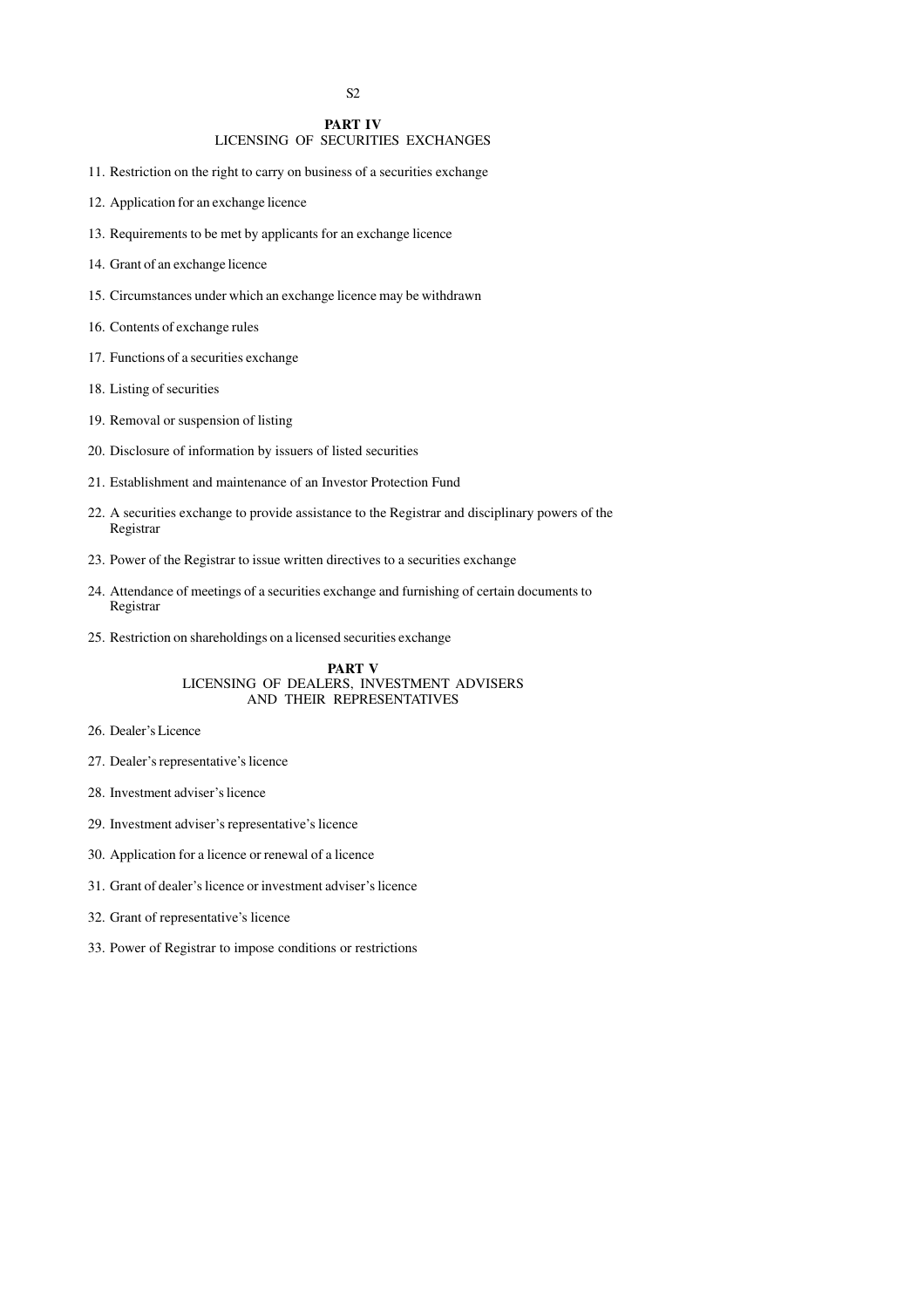**PART IV**
LICENSING OF SECURITIES EXCHANGES

11. Restriction on the right to carry on business of a securities exchange

12. Application for an exchange licence

13. Requirements to be met by applicants for an exchange licence

14. Grant of an exchange licence

15. Circumstances under which an exchange licence may be withdrawn

16. Contents of exchange rules

17. Functions of a securities exchange

18. Listing of securities

19. Removal or suspension of listing

20. Disclosure of information by issuers of listed securities

21. Establishment and maintenance of an Investor Protection Fund

22. A securities exchange to provide assistance to the Registrar and disciplinary powers of the Registrar

23. Power of the Registrar to issue written directives to a securities exchange

24. Attendance of meetings of a securities exchange and furnishing of certain documents to Registrar

25. Restriction on shareholdings on a licensed securities exchange

**PART V**
LICENSING OF DEALERS, INVESTMENT ADVISERS AND THEIR REPRESENTATIVES

26. Dealer's Licence

27. Dealer's representative's licence

28. Investment adviser's licence

29. Investment adviser's representative's licence

30. Application for a licence or renewal of a licence

31. Grant of dealer's licence or investment adviser's licence

32. Grant of representative's licence

33. Power of Registrar to impose conditions or restrictions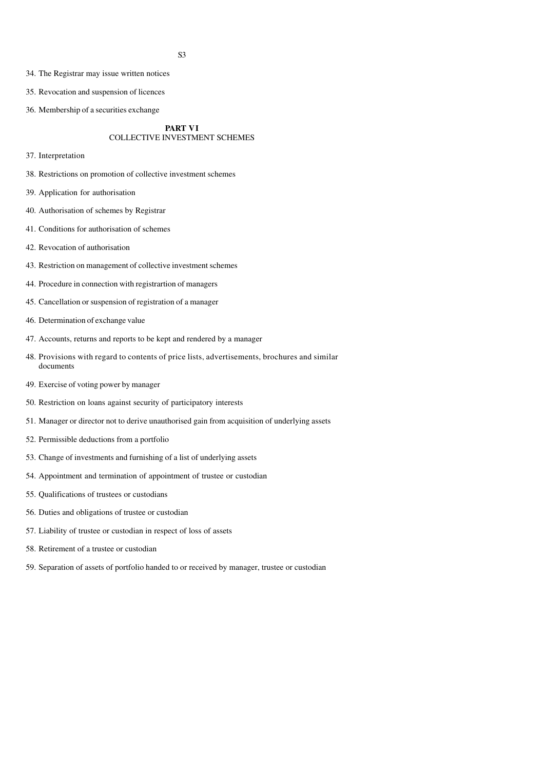34. The Registrar may issue written notices

35. Revocation and suspension of licences

36. Membership of a securities exchange

## PART VI
## COLLECTIVE INVESTMENT SCHEMES

37. Interpretation

38. Restrictions on promotion of collective investment schemes

39. Application for authorisation

40. Authorisation of schemes by Registrar

41. Conditions for authorisation of schemes

42. Revocation of authorisation

43. Restriction on management of collective investment schemes

44. Procedure in connection with registrartion of managers

45. Cancellation or suspension of registration of a manager

46. Determination of exchange value

47. Accounts, returns and reports to be kept and rendered by a manager

48. Provisions with regard to contents of price lists, advertisements, brochures and similar documents

49. Exercise of voting power by manager

50. Restriction on loans against security of participatory interests

51. Manager or director not to derive unauthorised gain from acquisition of underlying assets

52. Permissible deductions from a portfolio

53. Change of investments and furnishing of a list of underlying assets

54. Appointment and termination of appointment of trustee or custodian

55. Qualifications of trustees or custodians

56. Duties and obligations of trustee or custodian

57. Liability of trustee or custodian in respect of loss of assets

58. Retirement of a trustee or custodian

59. Separation of assets of portfolio handed to or received by manager, trustee or custodian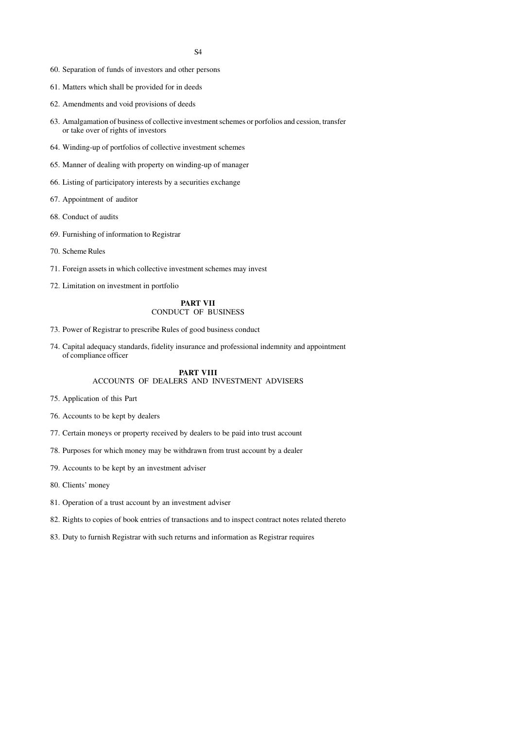60. Separation of funds of investors and other persons

61. Matters which shall be provided for in deeds

62. Amendments and void provisions of deeds

63. Amalgamation of business of collective investment schemes or porfolios and cession, transfer or take over of rights of investors

64. Winding-up of portfolios of collective investment schemes

65. Manner of dealing with property on winding-up of manager

66. Listing of participatory interests by a securities exchange

67. Appointment of auditor

68. Conduct of audits

69. Furnishing of information to Registrar

70. Scheme Rules

71. Foreign assets in which collective investment schemes may invest

72. Limitation on investment in portfolio

## PART VII
CONDUCT OF BUSINESS

73. Power of Registrar to prescribe Rules of good business conduct

74. Capital adequacy standards, fidelity insurance and professional indemnity and appointment of compliance officer

## PART VIII
ACCOUNTS OF DEALERS AND INVESTMENT ADVISERS

75. Application of this Part

76. Accounts to be kept by dealers

77. Certain moneys or property received by dealers to be paid into trust account

78. Purposes for which money may be withdrawn from trust account by a dealer

79. Accounts to be kept by an investment adviser

80. Clients' money

81. Operation of a trust account by an investment adviser

82. Rights to copies of book entries of transactions and to inspect contract notes related thereto

83. Duty to furnish Registrar with such returns and information as Registrar requires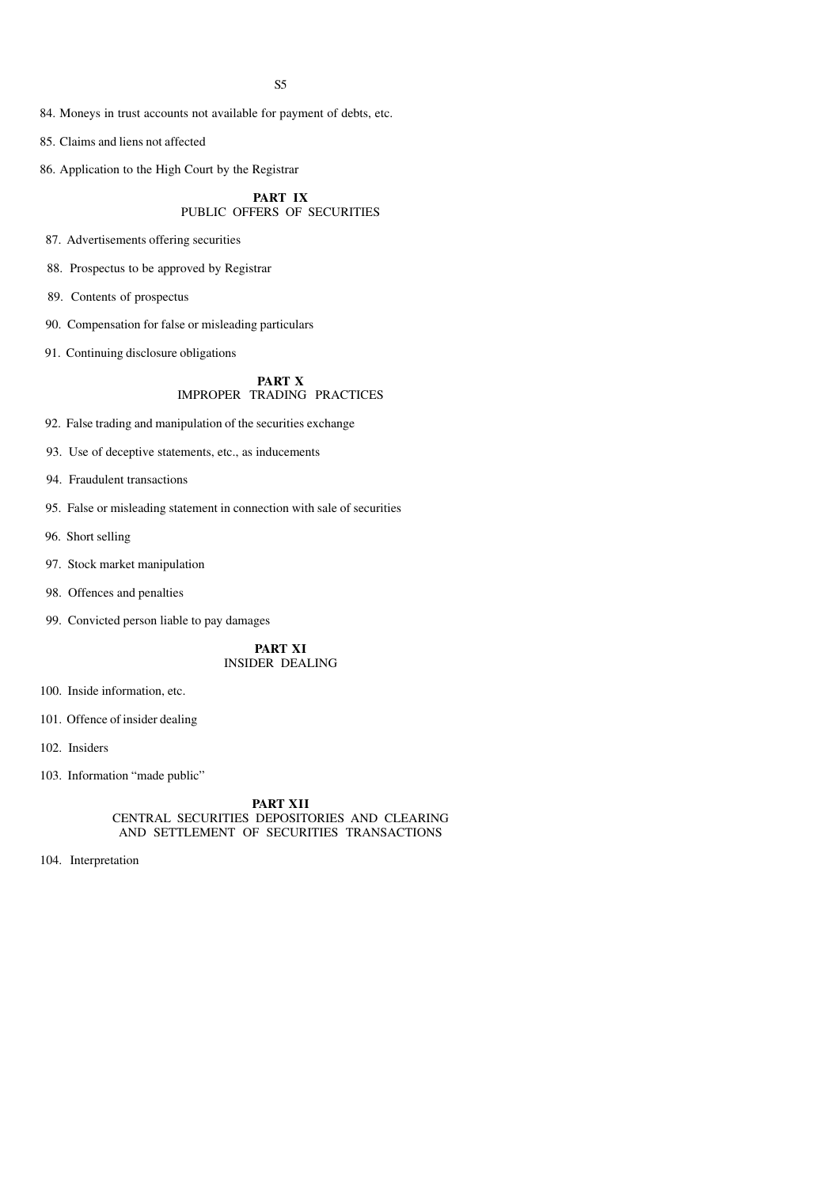84. Moneys in trust accounts not available for payment of debts, etc.

85. Claims and liens not affected

86. Application to the High Court by the Registrar

## PART IX
PUBLIC OFFERS OF SECURITIES

87. Advertisements offering securities

88. Prospectus to be approved by Registrar

89. Contents of prospectus

90. Compensation for false or misleading particulars

91. Continuing disclosure obligations

## PART X
IMPROPER TRADING PRACTICES

92. False trading and manipulation of the securities exchange

93. Use of deceptive statements, etc., as inducements

94. Fraudulent transactions

95. False or misleading statement in connection with sale of securities

96. Short selling

97. Stock market manipulation

98. Offences and penalties

99. Convicted person liable to pay damages

## PART XI
INSIDER DEALING

100. Inside information, etc.

101. Offence of insider dealing

102. Insiders

103. Information "made public"

## PART XII
CENTRAL SECURITIES DEPOSITORIES AND CLEARING AND SETTLEMENT OF SECURITIES TRANSACTIONS

104. Interpretation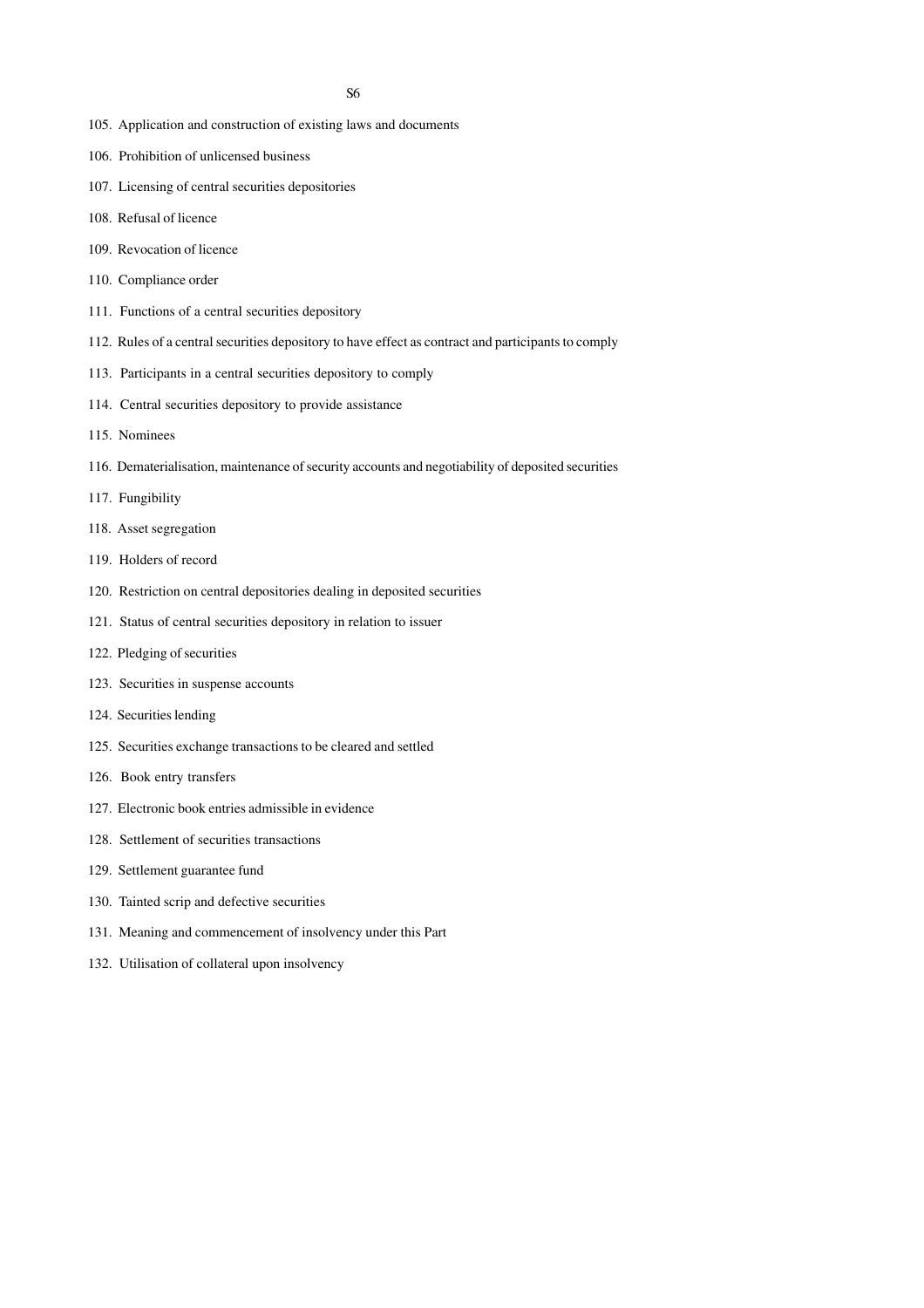105. Application and construction of existing laws and documents

106. Prohibition of unlicensed business

107. Licensing of central securities depositories

108. Refusal of licence

109. Revocation of licence

110. Compliance order

111. Functions of a central securities depository

112. Rules of a central securities depository to have effect as contract and participants to comply

113. Participants in a central securities depository to comply

114. Central securities depository to provide assistance

115. Nominees

116. Dematerialisation, maintenance of security accounts and negotiability of deposited securities

117. Fungibility

118. Asset segregation

119. Holders of record

120. Restriction on central depositories dealing in deposited securities

121. Status of central securities depository in relation to issuer

122. Pledging of securities

123. Securities in suspense accounts

124. Securities lending

125. Securities exchange transactions to be cleared and settled

126. Book entry transfers

127. Electronic book entries admissible in evidence

128. Settlement of securities transactions

129. Settlement guarantee fund

130. Tainted scrip and defective securities

131. Meaning and commencement of insolvency under this Part

132. Utilisation of collateral upon insolvency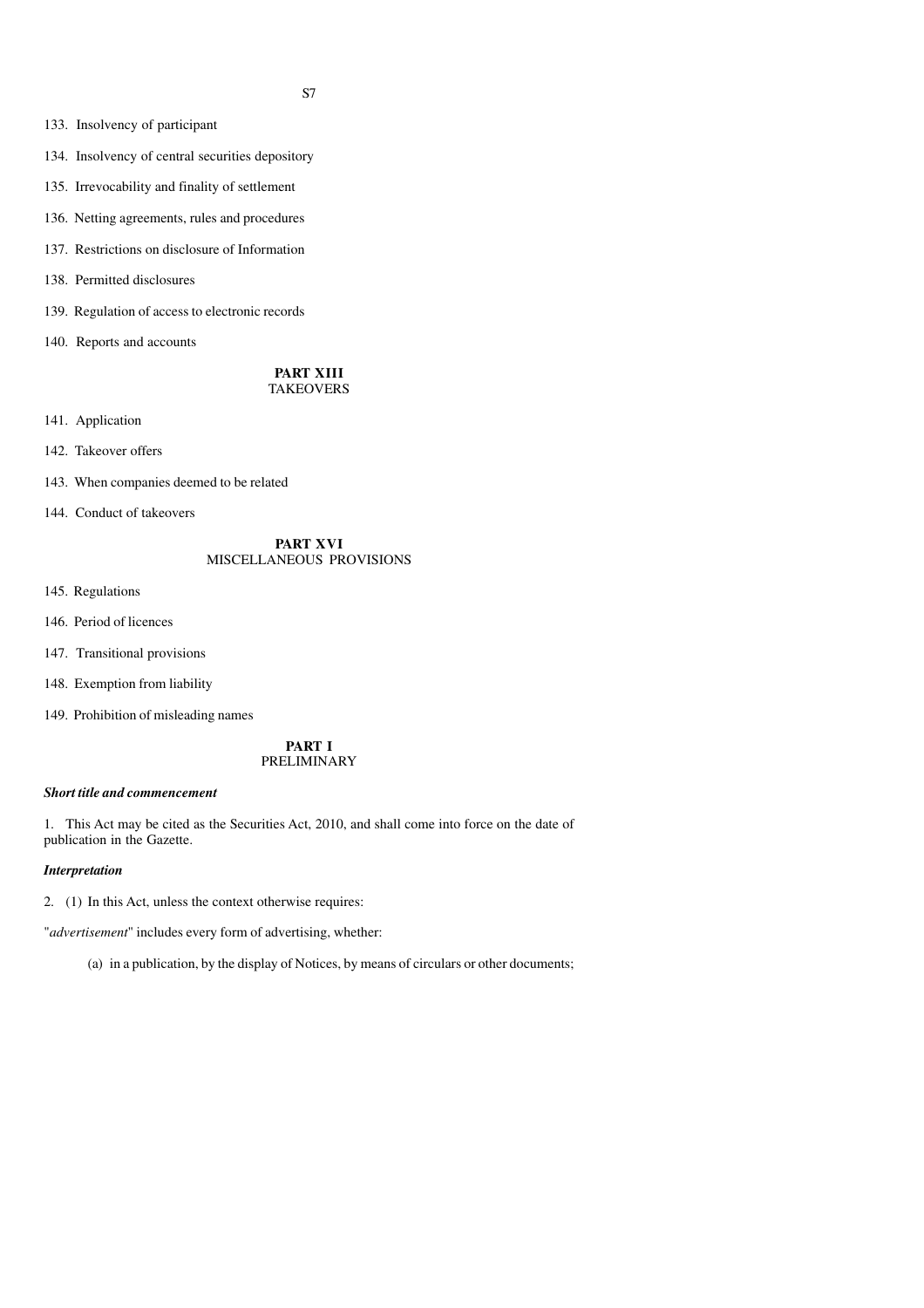133. Insolvency of participant

134. Insolvency of central securities depository

135. Irrevocability and finality of settlement

136. Netting agreements, rules and procedures

137. Restrictions on disclosure of Information

138. Permitted disclosures

139. Regulation of access to electronic records

140. Reports and accounts

**PART XIII**
TAKEOVERS

141. Application

142. Takeover offers

143. When companies deemed to be related

144. Conduct of takeovers

**PART XVI**
MISCELLANEOUS PROVISIONS

145. Regulations

146. Period of licences

147. Transitional provisions

148. Exemption from liability

149. Prohibition of misleading names

## PART I
## PRELIMINARY

***Short title and commencement***

1. This Act may be cited as the Securities Act, 2010, and shall come into force on the date of publication in the Gazette.

***Interpretation***

2. (1) In this Act, unless the context otherwise requires:

"*advertisement*" includes every form of advertising, whether:

(a) in a publication, by the display of Notices, by means of circulars or other documents;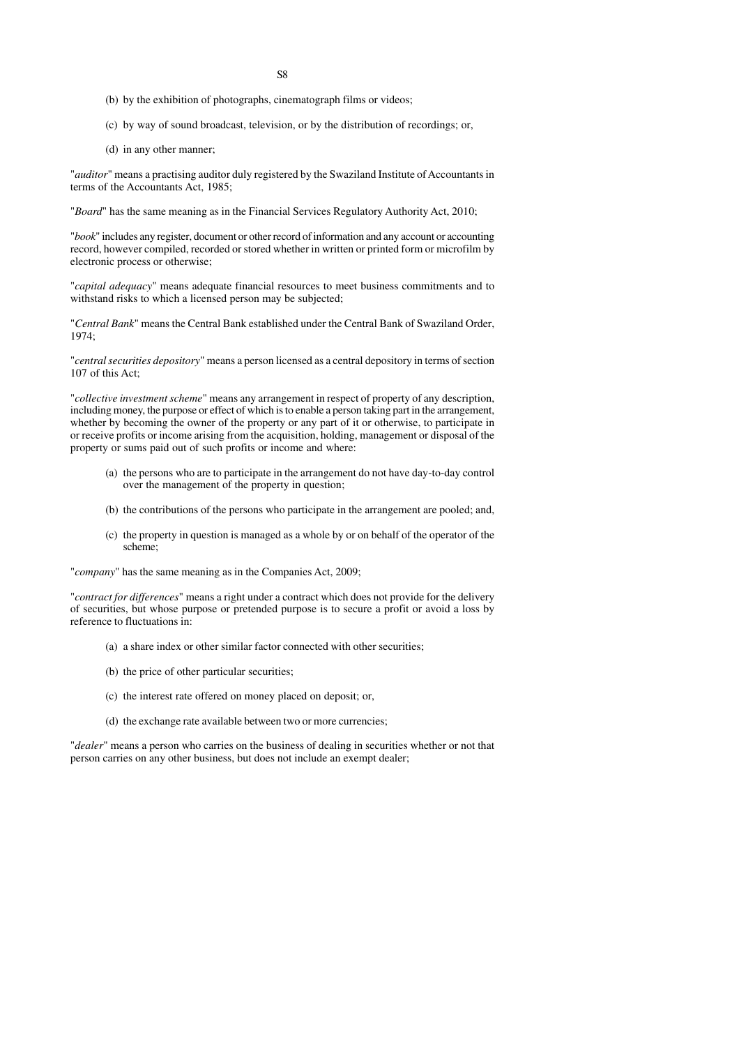(b) by the exhibition of photographs, cinematograph films or videos;

(c) by way of sound broadcast, television, or by the distribution of recordings; or,

(d) in any other manner;

"*auditor*" means a practising auditor duly registered by the Swaziland Institute of Accountants in terms of the Accountants Act, 1985;

"*Board*" has the same meaning as in the Financial Services Regulatory Authority Act, 2010;

"*book*" includes any register, document or other record of information and any account or accounting record, however compiled, recorded or stored whether in written or printed form or microfilm by electronic process or otherwise;

"*capital adequacy*" means adequate financial resources to meet business commitments and to withstand risks to which a licensed person may be subjected;

"*Central Bank*" means the Central Bank established under the Central Bank of Swaziland Order, 1974;

"*central securities depository*" means a person licensed as a central depository in terms of section 107 of this Act;

"*collective investment scheme*" means any arrangement in respect of property of any description, including money, the purpose or effect of which is to enable a person taking part in the arrangement, whether by becoming the owner of the property or any part of it or otherwise, to participate in or receive profits or income arising from the acquisition, holding, management or disposal of the property or sums paid out of such profits or income and where:

(a) the persons who are to participate in the arrangement do not have day-to-day control over the management of the property in question;

(b) the contributions of the persons who participate in the arrangement are pooled; and,

(c) the property in question is managed as a whole by or on behalf of the operator of the scheme;

"*company*" has the same meaning as in the Companies Act, 2009;

"*contract for differences*" means a right under a contract which does not provide for the delivery of securities, but whose purpose or pretended purpose is to secure a profit or avoid a loss by reference to fluctuations in:

(a) a share index or other similar factor connected with other securities;

(b) the price of other particular securities;

(c) the interest rate offered on money placed on deposit; or,

(d) the exchange rate available between two or more currencies;

"*dealer*" means a person who carries on the business of dealing in securities whether or not that person carries on any other business, but does not include an exempt dealer;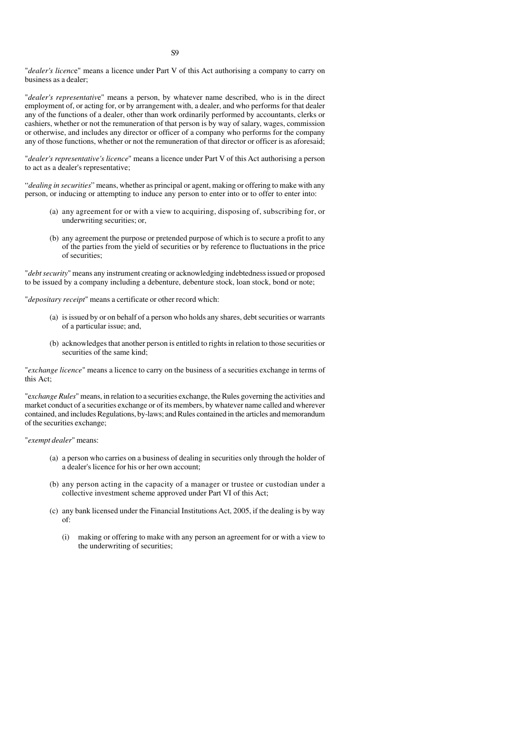"*dealer's licence*" means a licence under Part V of this Act authorising a company to carry on business as a dealer;

"*dealer's representative*" means a person, by whatever name described, who is in the direct employment of, or acting for, or by arrangement with, a dealer, and who performs for that dealer any of the functions of a dealer, other than work ordinarily performed by accountants, clerks or cashiers, whether or not the remuneration of that person is by way of salary, wages, commission or otherwise, and includes any director or officer of a company who performs for the company any of those functions, whether or not the remuneration of that director or officer is as aforesaid;

"*dealer's representative's licence*" means a licence under Part V of this Act authorising a person to act as a dealer's representative;

"*dealing in securities*" means, whether as principal or agent, making or offering to make with any person, or inducing or attempting to induce any person to enter into or to offer to enter into:

(a) any agreement for or with a view to acquiring, disposing of, subscribing for, or underwriting securities; or,

(b) any agreement the purpose or pretended purpose of which is to secure a profit to any of the parties from the yield of securities or by reference to fluctuations in the price of securities;

"*debt security*" means any instrument creating or acknowledging indebtedness issued or proposed to be issued by a company including a debenture, debenture stock, loan stock, bond or note;

"*depositary receipt*" means a certificate or other record which:

(a) is issued by or on behalf of a person who holds any shares, debt securities or warrants of a particular issue; and,

(b) acknowledges that another person is entitled to rights in relation to those securities or securities of the same kind;

"*exchange licence*" means a licence to carry on the business of a securities exchange in terms of this Act;

"*exchange Rules*" means, in relation to a securities exchange, the Rules governing the activities and market conduct of a securities exchange or of its members, by whatever name called and wherever contained, and includes Regulations, by-laws; and Rules contained in the articles and memorandum of the securities exchange;

"*exempt dealer*" means:

(a) a person who carries on a business of dealing in securities only through the holder of a dealer's licence for his or her own account;

(b) any person acting in the capacity of a manager or trustee or custodian under a collective investment scheme approved under Part VI of this Act;

(c) any bank licensed under the Financial Institutions Act, 2005, if the dealing is by way of:

   (i) making or offering to make with any person an agreement for or with a view to the underwriting of securities;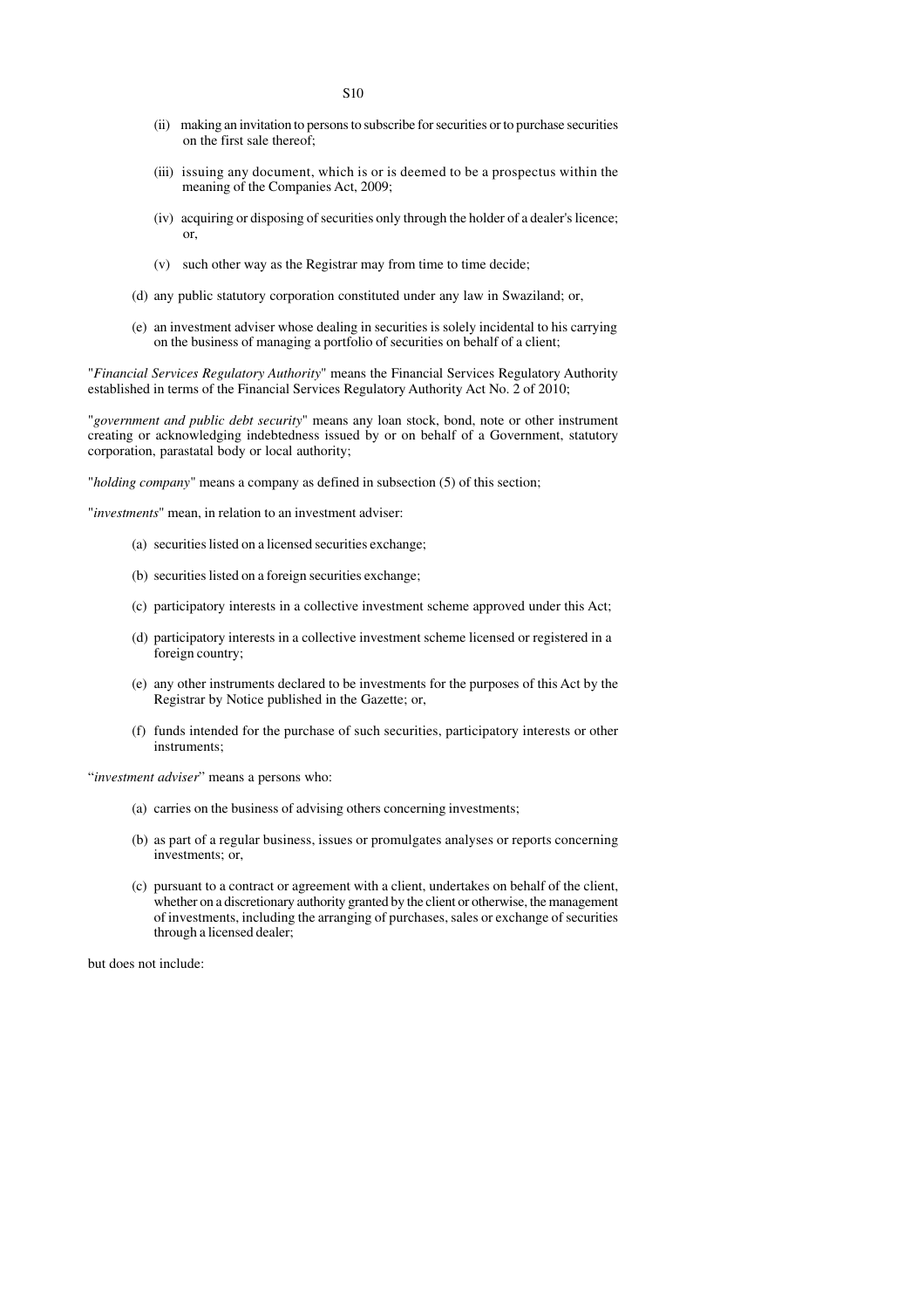(ii) making an invitation to persons to subscribe for securities or to purchase securities on the first sale thereof;

(iii) issuing any document, which is or is deemed to be a prospectus within the meaning of the Companies Act, 2009;

(iv) acquiring or disposing of securities only through the holder of a dealer's licence; or,

(v) such other way as the Registrar may from time to time decide;

(d) any public statutory corporation constituted under any law in Swaziland; or,

(e) an investment adviser whose dealing in securities is solely incidental to his carrying on the business of managing a portfolio of securities on behalf of a client;

"*Financial Services Regulatory Authority*" means the Financial Services Regulatory Authority established in terms of the Financial Services Regulatory Authority Act No. 2 of 2010;

"*government and public debt security*" means any loan stock, bond, note or other instrument creating or acknowledging indebtedness issued by or on behalf of a Government, statutory corporation, parastatal body or local authority;

"*holding company*" means a company as defined in subsection (5) of this section;

"*investments*" mean, in relation to an investment adviser:

(a) securities listed on a licensed securities exchange;

(b) securities listed on a foreign securities exchange;

(c) participatory interests in a collective investment scheme approved under this Act;

(d) participatory interests in a collective investment scheme licensed or registered in a foreign country;

(e) any other instruments declared to be investments for the purposes of this Act by the Registrar by Notice published in the Gazette; or,

(f) funds intended for the purchase of such securities, participatory interests or other instruments;

"*investment adviser*" means a persons who:

(a) carries on the business of advising others concerning investments;

(b) as part of a regular business, issues or promulgates analyses or reports concerning investments; or,

(c) pursuant to a contract or agreement with a client, undertakes on behalf of the client, whether on a discretionary authority granted by the client or otherwise, the management of investments, including the arranging of purchases, sales or exchange of securities through a licensed dealer;

but does not include: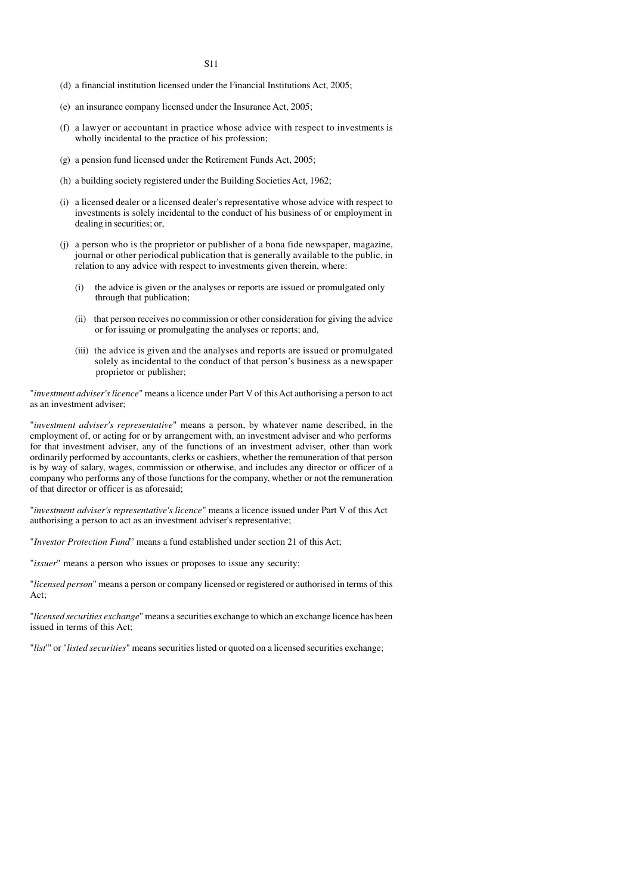(d) a financial institution licensed under the Financial Institutions Act, 2005;

(e) an insurance company licensed under the Insurance Act, 2005;

(f) a lawyer or accountant in practice whose advice with respect to investments is wholly incidental to the practice of his profession;

(g) a pension fund licensed under the Retirement Funds Act, 2005;

(h) a building society registered under the Building Societies Act, 1962;

(i) a licensed dealer or a licensed dealer's representative whose advice with respect to investments is solely incidental to the conduct of his business of or employment in dealing in securities; or,

(j) a person who is the proprietor or publisher of a bona fide newspaper, magazine, journal or other periodical publication that is generally available to the public, in relation to any advice with respect to investments given therein, where:

  (i) the advice is given or the analyses or reports are issued or promulgated only through that publication;

  (ii) that person receives no commission or other consideration for giving the advice or for issuing or promulgating the analyses or reports; and,

  (iii) the advice is given and the analyses and reports are issued or promulgated solely as incidental to the conduct of that person's business as a newspaper proprietor or publisher;

"*investment adviser's licence*" means a licence under Part V of this Act authorising a person to act as an investment adviser;

"*investment adviser's representative*" means a person, by whatever name described, in the employment of, or acting for or by arrangement with, an investment adviser and who performs for that investment adviser, any of the functions of an investment adviser, other than work ordinarily performed by accountants, clerks or cashiers, whether the remuneration of that person is by way of salary, wages, commission or otherwise, and includes any director or officer of a company who performs any of those functions for the company, whether or not the remuneration of that director or officer is as aforesaid;

"*investment adviser's representative's licence*" means a licence issued under Part V of this Act authorising a person to act as an investment adviser's representative;

"*Investor Protection Fund*" means a fund established under section 21 of this Act;

"*issuer*" means a person who issues or proposes to issue any security;

"*licensed person*" means a person or company licensed or registered or authorised in terms of this Act;

"*licensed securities exchange*" means a securities exchange to which an exchange licence has been issued in terms of this Act;

"*list*" or "*listed securities*" means securities listed or quoted on a licensed securities exchange;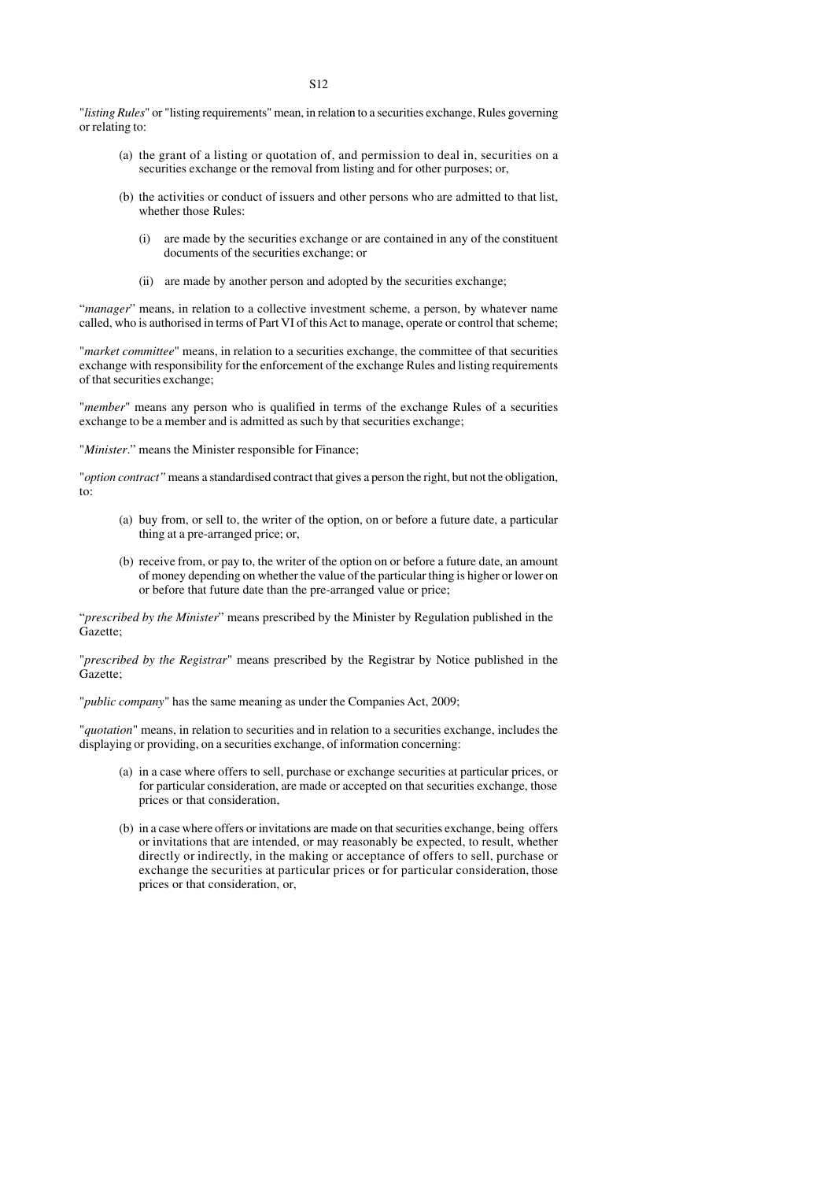"*listing Rules*" or "listing requirements" mean, in relation to a securities exchange, Rules governing or relating to:

(a) the grant of a listing or quotation of, and permission to deal in, securities on a securities exchange or the removal from listing and for other purposes; or,

(b) the activities or conduct of issuers and other persons who are admitted to that list, whether those Rules:

(i) are made by the securities exchange or are contained in any of the constituent documents of the securities exchange; or

(ii) are made by another person and adopted by the securities exchange;

"*manager*" means, in relation to a collective investment scheme, a person, by whatever name called, who is authorised in terms of Part VI of this Act to manage, operate or control that scheme;

"*market committee*" means, in relation to a securities exchange, the committee of that securities exchange with responsibility for the enforcement of the exchange Rules and listing requirements of that securities exchange;

"*member*" means any person who is qualified in terms of the exchange Rules of a securities exchange to be a member and is admitted as such by that securities exchange;

"*Minister*." means the Minister responsible for Finance;

"*option contract"* means a standardised contract that gives a person the right, but not the obligation, to:

(a) buy from, or sell to, the writer of the option, on or before a future date, a particular thing at a pre-arranged price; or,

(b) receive from, or pay to, the writer of the option on or before a future date, an amount of money depending on whether the value of the particular thing is higher or lower on or before that future date than the pre-arranged value or price;

"*prescribed by the Minister*" means prescribed by the Minister by Regulation published in the Gazette;

"*prescribed by the Registrar*" means prescribed by the Registrar by Notice published in the Gazette;

"*public company*" has the same meaning as under the Companies Act, 2009;

"*quotation*" means, in relation to securities and in relation to a securities exchange, includes the displaying or providing, on a securities exchange, of information concerning:

(a) in a case where offers to sell, purchase or exchange securities at particular prices, or for particular consideration, are made or accepted on that securities exchange, those prices or that consideration,

(b) in a case where offers or invitations are made on that securities exchange, being offers or invitations that are intended, or may reasonably be expected, to result, whether directly or indirectly, in the making or acceptance of offers to sell, purchase or exchange the securities at particular prices or for particular consideration, those prices or that consideration, or,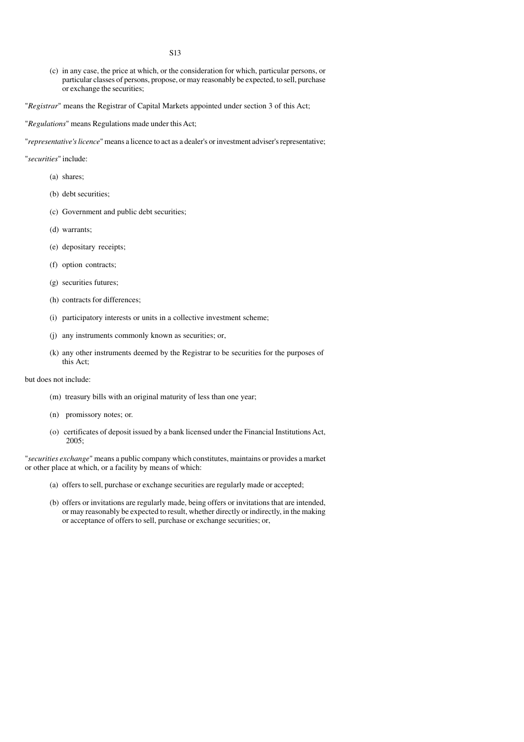(c) in any case, the price at which, or the consideration for which, particular persons, or particular classes of persons, propose, or may reasonably be expected, to sell, purchase or exchange the securities;

"*Registrar*" means the Registrar of Capital Markets appointed under section 3 of this Act;

"*Regulations*" means Regulations made under this Act;

"*representative's licence*" means a licence to act as a dealer's or investment adviser's representative;

"*securities*" include:

(a) shares;

(b) debt securities;

(c) Government and public debt securities;

(d) warrants;

(e) depositary receipts;

(f) option contracts;

(g) securities futures;

(h) contracts for differences;

(i) participatory interests or units in a collective investment scheme;

(j) any instruments commonly known as securities; or,

(k) any other instruments deemed by the Registrar to be securities for the purposes of this Act;

but does not include:

(m) treasury bills with an original maturity of less than one year;

(n) promissory notes; or.

(o) certificates of deposit issued by a bank licensed under the Financial Institutions Act, 2005;

"*securities exchange*" means a public company which constitutes, maintains or provides a market or other place at which, or a facility by means of which:

(a) offers to sell, purchase or exchange securities are regularly made or accepted;

(b) offers or invitations are regularly made, being offers or invitations that are intended, or may reasonably be expected to result, whether directly or indirectly, in the making or acceptance of offers to sell, purchase or exchange securities; or,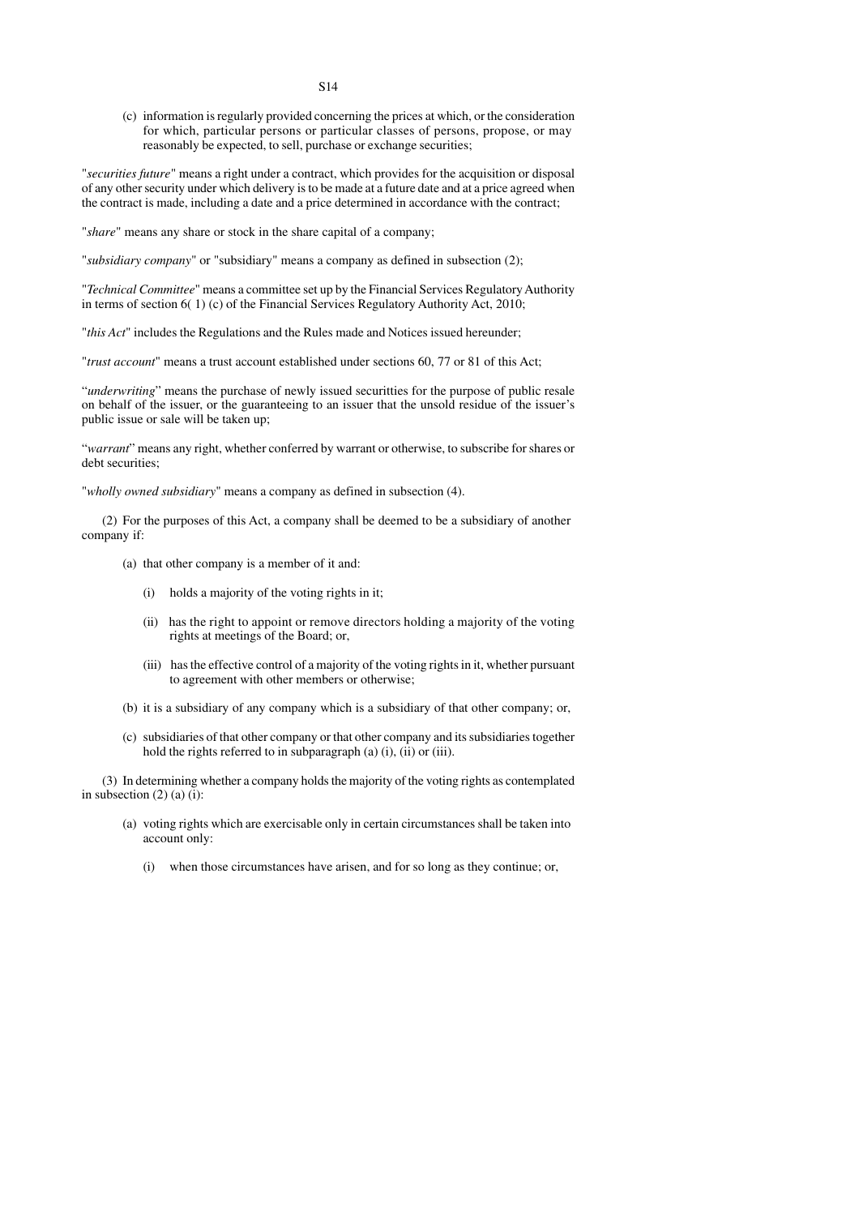(c) information is regularly provided concerning the prices at which, or the consideration for which, particular persons or particular classes of persons, propose, or may reasonably be expected, to sell, purchase or exchange securities;

"*securities future*" means a right under a contract, which provides for the acquisition or disposal of any other security under which delivery is to be made at a future date and at a price agreed when the contract is made, including a date and a price determined in accordance with the contract;

"*share*" means any share or stock in the share capital of a company;

"*subsidiary company*" or "subsidiary" means a company as defined in subsection (2);

"*Technical Committee*" means a committee set up by the Financial Services Regulatory Authority in terms of section 6( 1) (c) of the Financial Services Regulatory Authority Act, 2010;

"*this Act*" includes the Regulations and the Rules made and Notices issued hereunder;

"*trust account*" means a trust account established under sections 60, 77 or 81 of this Act;

"*underwriting*" means the purchase of newly issued securitties for the purpose of public resale on behalf of the issuer, or the guaranteeing to an issuer that the unsold residue of the issuer's public issue or sale will be taken up;

"*warrant*" means any right, whether conferred by warrant or otherwise, to subscribe for shares or debt securities;

"*wholly owned subsidiary*" means a company as defined in subsection (4).

(2) For the purposes of this Act, a company shall be deemed to be a subsidiary of another company if:

(a) that other company is a member of it and:

(i) holds a majority of the voting rights in it;

(ii) has the right to appoint or remove directors holding a majority of the voting rights at meetings of the Board; or,

(iii) has the effective control of a majority of the voting rights in it, whether pursuant to agreement with other members or otherwise;

(b) it is a subsidiary of any company which is a subsidiary of that other company; or,

(c) subsidiaries of that other company or that other company and its subsidiaries together hold the rights referred to in subparagraph (a) (i), (ii) or (iii).

(3) In determining whether a company holds the majority of the voting rights as contemplated in subsection (2) (a) (i):

(a) voting rights which are exercisable only in certain circumstances shall be taken into account only:

(i) when those circumstances have arisen, and for so long as they continue; or,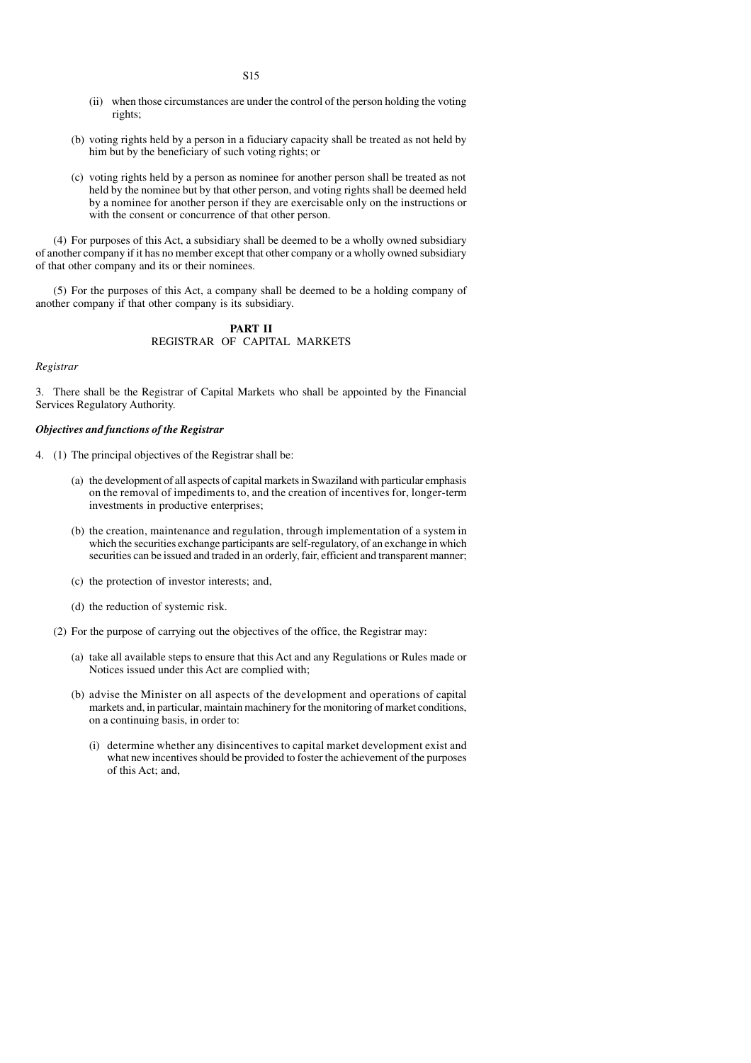(ii) when those circumstances are under the control of the person holding the voting rights;

(b) voting rights held by a person in a fiduciary capacity shall be treated as not held by him but by the beneficiary of such voting rights; or

(c) voting rights held by a person as nominee for another person shall be treated as not held by the nominee but by that other person, and voting rights shall be deemed held by a nominee for another person if they are exercisable only on the instructions or with the consent or concurrence of that other person.

(4) For purposes of this Act, a subsidiary shall be deemed to be a wholly owned subsidiary of another company if it has no member except that other company or a wholly owned subsidiary of that other company and its or their nominees.

(5) For the purposes of this Act, a company shall be deemed to be a holding company of another company if that other company is its subsidiary.

## PART II
## REGISTRAR OF CAPITAL MARKETS

*Registrar*

3. There shall be the Registrar of Capital Markets who shall be appointed by the Financial Services Regulatory Authority.

***Objectives and functions of the Registrar***

4. (1) The principal objectives of the Registrar shall be:

(a) the development of all aspects of capital markets in Swaziland with particular emphasis on the removal of impediments to, and the creation of incentives for, longer-term investments in productive enterprises;

(b) the creation, maintenance and regulation, through implementation of a system in which the securities exchange participants are self-regulatory, of an exchange in which securities can be issued and traded in an orderly, fair, efficient and transparent manner;

(c) the protection of investor interests; and,

(d) the reduction of systemic risk.

(2) For the purpose of carrying out the objectives of the office, the Registrar may:

(a) take all available steps to ensure that this Act and any Regulations or Rules made or Notices issued under this Act are complied with;

(b) advise the Minister on all aspects of the development and operations of capital markets and, in particular, maintain machinery for the monitoring of market conditions, on a continuing basis, in order to:

(i) determine whether any disincentives to capital market development exist and what new incentives should be provided to foster the achievement of the purposes of this Act; and,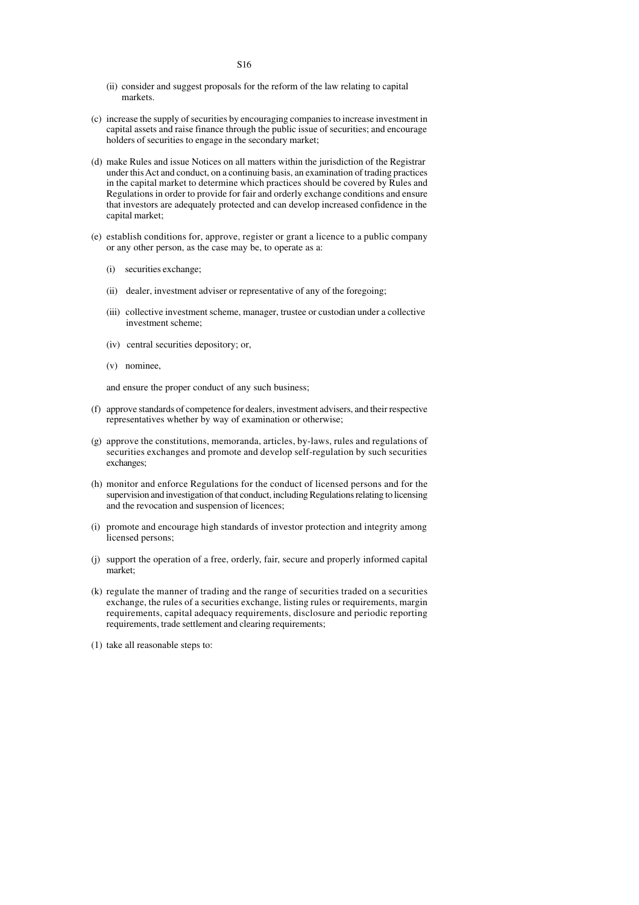(ii) consider and suggest proposals for the reform of the law relating to capital markets.

(c) increase the supply of securities by encouraging companies to increase investment in capital assets and raise finance through the public issue of securities; and encourage holders of securities to engage in the secondary market;

(d) make Rules and issue Notices on all matters within the jurisdiction of the Registrar under this Act and conduct, on a continuing basis, an examination of trading practices in the capital market to determine which practices should be covered by Rules and Regulations in order to provide for fair and orderly exchange conditions and ensure that investors are adequately protected and can develop increased confidence in the capital market;

(e) establish conditions for, approve, register or grant a licence to a public company or any other person, as the case may be, to operate as a:

(i) securities exchange;

(ii) dealer, investment adviser or representative of any of the foregoing;

(iii) collective investment scheme, manager, trustee or custodian under a collective investment scheme;

(iv) central securities depository; or,

(v) nominee,

and ensure the proper conduct of any such business;

(f) approve standards of competence for dealers, investment advisers, and their respective representatives whether by way of examination or otherwise;

(g) approve the constitutions, memoranda, articles, by-laws, rules and regulations of securities exchanges and promote and develop self-regulation by such securities exchanges;

(h) monitor and enforce Regulations for the conduct of licensed persons and for the supervision and investigation of that conduct, including Regulations relating to licensing and the revocation and suspension of licences;

(i) promote and encourage high standards of investor protection and integrity among licensed persons;

(j) support the operation of a free, orderly, fair, secure and properly informed capital market;

(k) regulate the manner of trading and the range of securities traded on a securities exchange, the rules of a securities exchange, listing rules or requirements, margin requirements, capital adequacy requirements, disclosure and periodic reporting requirements, trade settlement and clearing requirements;

(l) take all reasonable steps to: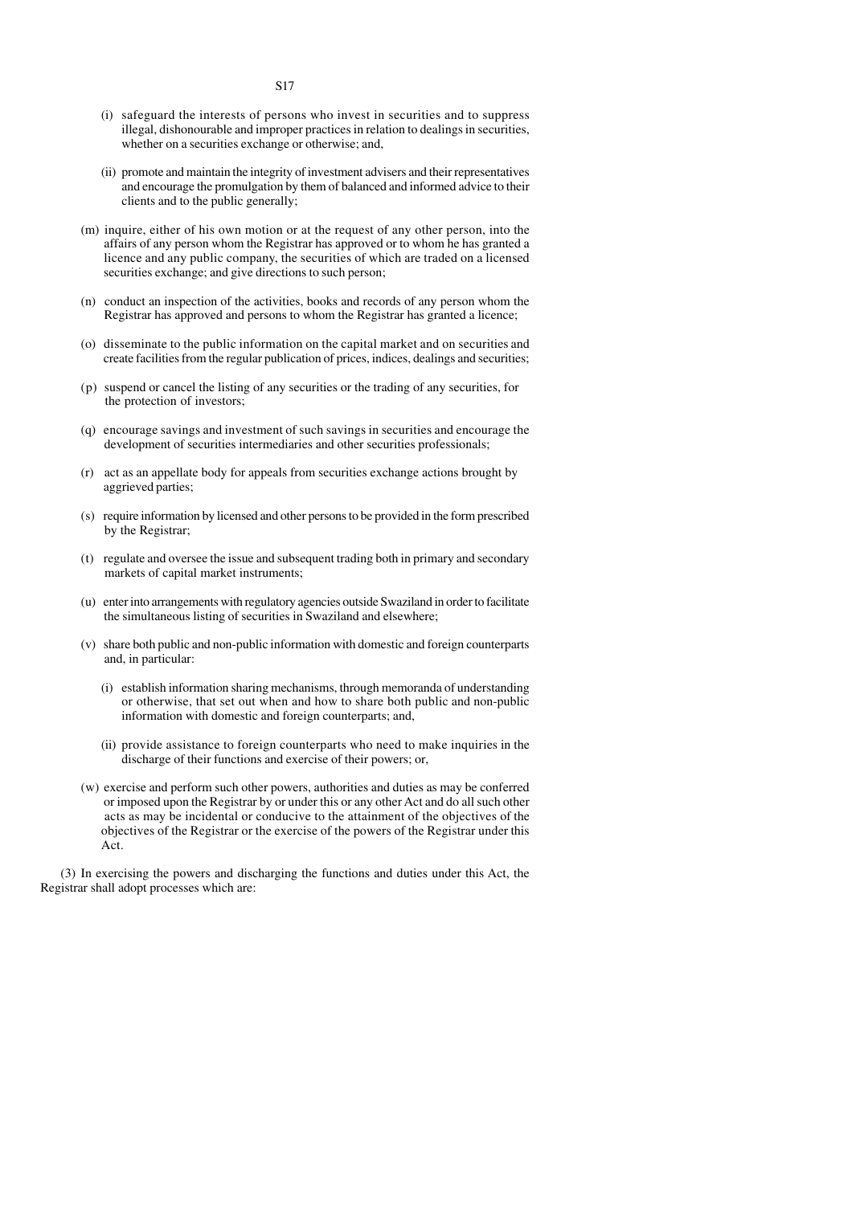- (i) safeguard the interests of persons who invest in securities and to suppress illegal, dishonourable and improper practices in relation to dealings in securities, whether on a securities exchange or otherwise; and,
- (ii) promote and maintain the integrity of investment advisers and their representatives and encourage the promulgation by them of balanced and informed advice to their clients and to the public generally;

(m) inquire, either of his own motion or at the request of any other person, into the affairs of any person whom the Registrar has approved or to whom he has granted a licence and any public company, the securities of which are traded on a licensed securities exchange; and give directions to such person;

(n) conduct an inspection of the activities, books and records of any person whom the Registrar has approved and persons to whom the Registrar has granted a licence;

(o) disseminate to the public information on the capital market and on securities and create facilities from the regular publication of prices, indices, dealings and securities;

(p) suspend or cancel the listing of any securities or the trading of any securities, for the protection of investors;

(q) encourage savings and investment of such savings in securities and encourage the development of securities intermediaries and other securities professionals;

(r) act as an appellate body for appeals from securities exchange actions brought by aggrieved parties;

(s) require information by licensed and other persons to be provided in the form prescribed by the Registrar;

(t) regulate and oversee the issue and subsequent trading both in primary and secondary markets of capital market instruments;

(u) enter into arrangements with regulatory agencies outside Swaziland in order to facilitate the simultaneous listing of securities in Swaziland and elsewhere;

(v) share both public and non-public information with domestic and foreign counterparts and, in particular:

- (i) establish information sharing mechanisms, through memoranda of understanding or otherwise, that set out when and how to share both public and non-public information with domestic and foreign counterparts; and,
- (ii) provide assistance to foreign counterparts who need to make inquiries in the discharge of their functions and exercise of their powers; or,

(w) exercise and perform such other powers, authorities and duties as may be conferred or imposed upon the Registrar by or under this or any other Act and do all such other acts as may be incidental or conducive to the attainment of the objectives of the objectives of the Registrar or the exercise of the powers of the Registrar under this Act.

(3) In exercising the powers and discharging the functions and duties under this Act, the Registrar shall adopt processes which are: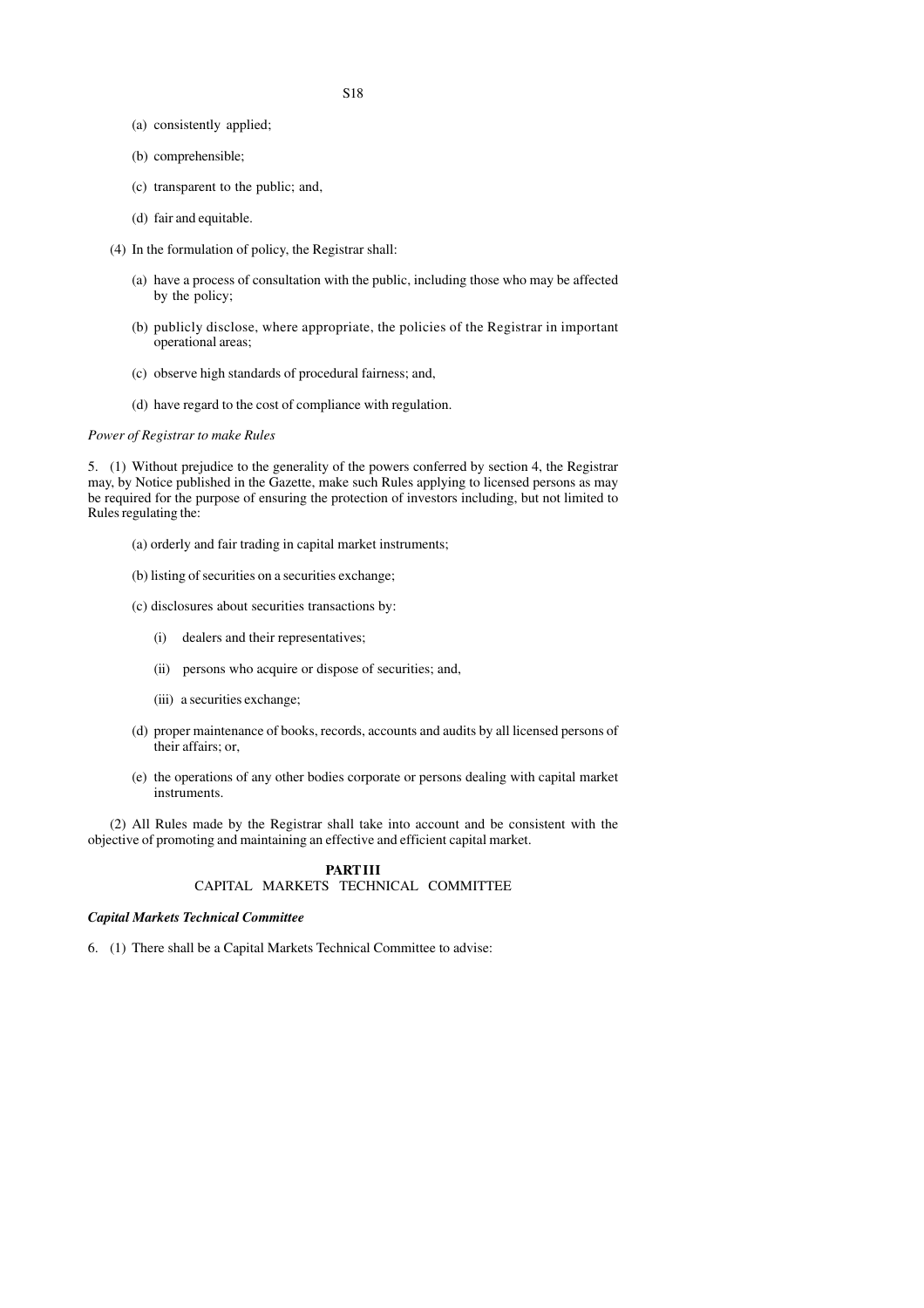(a) consistently applied;

(b) comprehensible;

(c) transparent to the public; and,

(d) fair and equitable.

(4) In the formulation of policy, the Registrar shall:

(a) have a process of consultation with the public, including those who may be affected by the policy;

(b) publicly disclose, where appropriate, the policies of the Registrar in important operational areas;

(c) observe high standards of procedural fairness; and,

(d) have regard to the cost of compliance with regulation.

*Power of Registrar to make Rules*

5. (1) Without prejudice to the generality of the powers conferred by section 4, the Registrar may, by Notice published in the Gazette, make such Rules applying to licensed persons as may be required for the purpose of ensuring the protection of investors including, but not limited to Rules regulating the:

(a) orderly and fair trading in capital market instruments;

(b) listing of securities on a securities exchange;

(c) disclosures about securities transactions by:

(i) dealers and their representatives;

(ii) persons who acquire or dispose of securities; and,

(iii) a securities exchange;

(d) proper maintenance of books, records, accounts and audits by all licensed persons of their affairs; or,

(e) the operations of any other bodies corporate or persons dealing with capital market instruments.

(2) All Rules made by the Registrar shall take into account and be consistent with the objective of promoting and maintaining an effective and efficient capital market.

## PART III
## CAPITAL MARKETS TECHNICAL COMMITTEE

***Capital Markets Technical Committee***

6. (1) There shall be a Capital Markets Technical Committee to advise: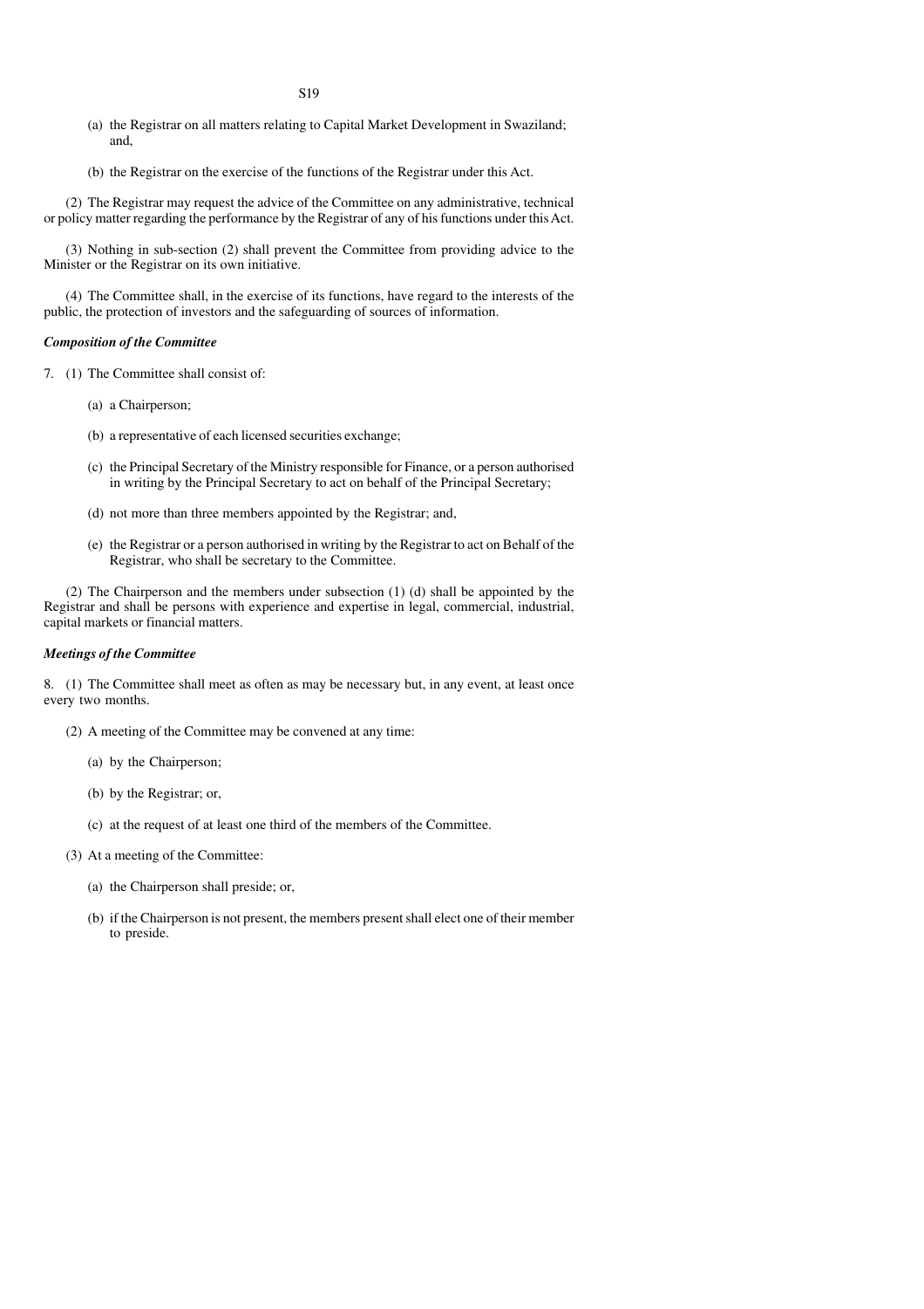(a) the Registrar on all matters relating to Capital Market Development in Swaziland; and,

(b) the Registrar on the exercise of the functions of the Registrar under this Act.

(2) The Registrar may request the advice of the Committee on any administrative, technical or policy matter regarding the performance by the Registrar of any of his functions under this Act.

(3) Nothing in sub-section (2) shall prevent the Committee from providing advice to the Minister or the Registrar on its own initiative.

(4) The Committee shall, in the exercise of its functions, have regard to the interests of the public, the protection of investors and the safeguarding of sources of information.

***Composition of the Committee***

7. (1) The Committee shall consist of:

(a) a Chairperson;

(b) a representative of each licensed securities exchange;

(c) the Principal Secretary of the Ministry responsible for Finance, or a person authorised in writing by the Principal Secretary to act on behalf of the Principal Secretary;

(d) not more than three members appointed by the Registrar; and,

(e) the Registrar or a person authorised in writing by the Registrar to act on Behalf of the Registrar, who shall be secretary to the Committee.

(2) The Chairperson and the members under subsection (1) (d) shall be appointed by the Registrar and shall be persons with experience and expertise in legal, commercial, industrial, capital markets or financial matters.

***Meetings of the Committee***

8. (1) The Committee shall meet as often as may be necessary but, in any event, at least once every two months.

(2) A meeting of the Committee may be convened at any time:

(a) by the Chairperson;

(b) by the Registrar; or,

(c) at the request of at least one third of the members of the Committee.

(3) At a meeting of the Committee:

(a) the Chairperson shall preside; or,

(b) if the Chairperson is not present, the members present shall elect one of their member to preside.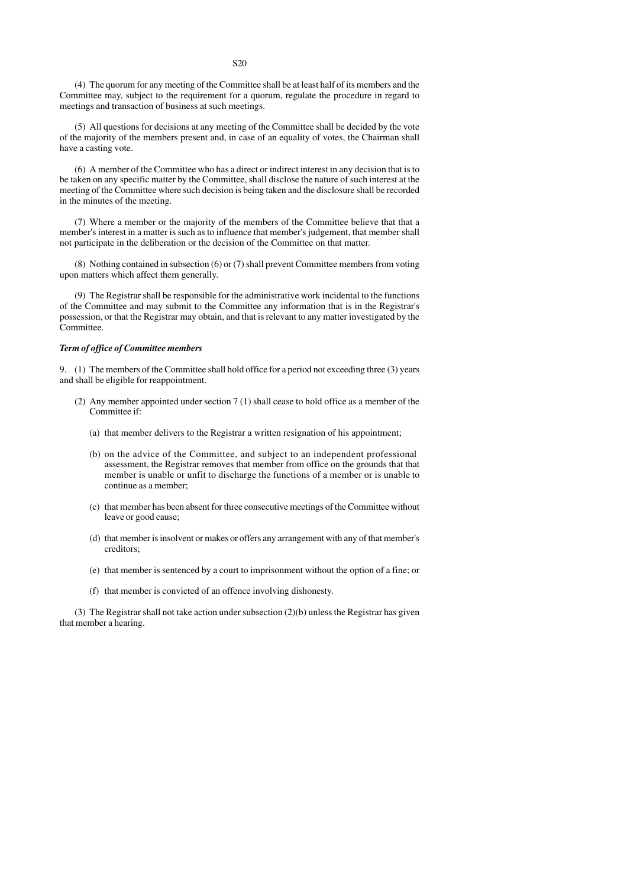(4) The quorum for any meeting of the Committee shall be at least half of its members and the Committee may, subject to the requirement for a quorum, regulate the procedure in regard to meetings and transaction of business at such meetings.

(5) All questions for decisions at any meeting of the Committee shall be decided by the vote of the majority of the members present and, in case of an equality of votes, the Chairman shall have a casting vote.

(6) A member of the Committee who has a direct or indirect interest in any decision that is to be taken on any specific matter by the Committee, shall disclose the nature of such interest at the meeting of the Committee where such decision is being taken and the disclosure shall be recorded in the minutes of the meeting.

(7) Where a member or the majority of the members of the Committee believe that that a member's interest in a matter is such as to influence that member's judgement, that member shall not participate in the deliberation or the decision of the Committee on that matter.

(8) Nothing contained in subsection (6) or (7) shall prevent Committee members from voting upon matters which affect them generally.

(9) The Registrar shall be responsible for the administrative work incidental to the functions of the Committee and may submit to the Committee any information that is in the Registrar's possession, or that the Registrar may obtain, and that is relevant to any matter investigated by the Committee.

***Term of office of Committee members***

9. (1) The members of the Committee shall hold office for a period not exceeding three (3) years and shall be eligible for reappointment.

(2) Any member appointed under section 7 (1) shall cease to hold office as a member of the Committee if:

(a) that member delivers to the Registrar a written resignation of his appointment;

(b) on the advice of the Committee, and subject to an independent professional assessment, the Registrar removes that member from office on the grounds that that member is unable or unfit to discharge the functions of a member or is unable to continue as a member;

(c) that member has been absent for three consecutive meetings of the Committee without leave or good cause;

(d) that member is insolvent or makes or offers any arrangement with any of that member's creditors;

(e) that member is sentenced by a court to imprisonment without the option of a fine; or

(f) that member is convicted of an offence involving dishonesty.

(3) The Registrar shall not take action under subsection (2)(b) unless the Registrar has given that member a hearing.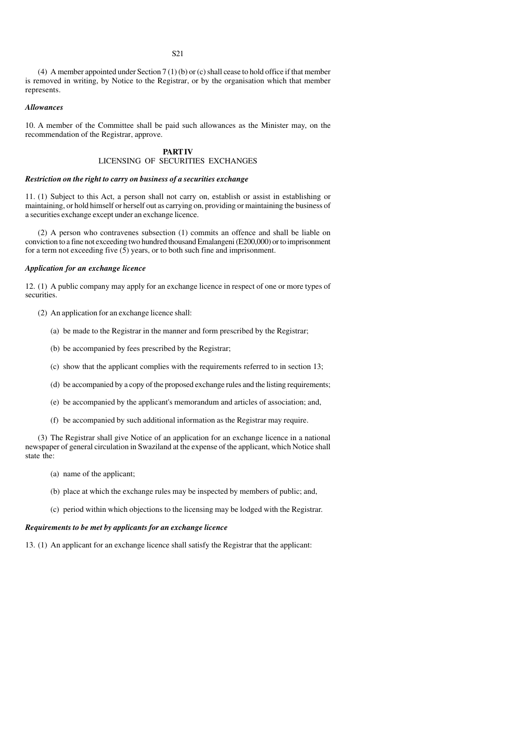(4) A member appointed under Section 7 (1) (b) or (c) shall cease to hold office if that member is removed in writing, by Notice to the Registrar, or by the organisation which that member represents.

***Allowances***

10. A member of the Committee shall be paid such allowances as the Minister may, on the recommendation of the Registrar, approve.

## PART IV
## LICENSING OF SECURITIES EXCHANGES

***Restriction on the right to carry on business of a securities exchange***

11. (1) Subject to this Act, a person shall not carry on, establish or assist in establishing or maintaining, or hold himself or herself out as carrying on, providing or maintaining the business of a securities exchange except under an exchange licence.

(2) A person who contravenes subsection (1) commits an offence and shall be liable on conviction to a fine not exceeding two hundred thousand Emalangeni (E200,000) or to imprisonment for a term not exceeding five (5) years, or to both such fine and imprisonment.

***Application for an exchange licence***

12. (1) A public company may apply for an exchange licence in respect of one or more types of securities.

(2) An application for an exchange licence shall:

(a) be made to the Registrar in the manner and form prescribed by the Registrar;

(b) be accompanied by fees prescribed by the Registrar;

(c) show that the applicant complies with the requirements referred to in section 13;

(d) be accompanied by a copy of the proposed exchange rules and the listing requirements;

(e) be accompanied by the applicant's memorandum and articles of association; and,

(f) be accompanied by such additional information as the Registrar may require.

(3) The Registrar shall give Notice of an application for an exchange licence in a national newspaper of general circulation in Swaziland at the expense of the applicant, which Notice shall state the:

(a) name of the applicant;

(b) place at which the exchange rules may be inspected by members of public; and,

(c) period within which objections to the licensing may be lodged with the Registrar.

***Requirements to be met by applicants for an exchange licence***

13. (1) An applicant for an exchange licence shall satisfy the Registrar that the applicant: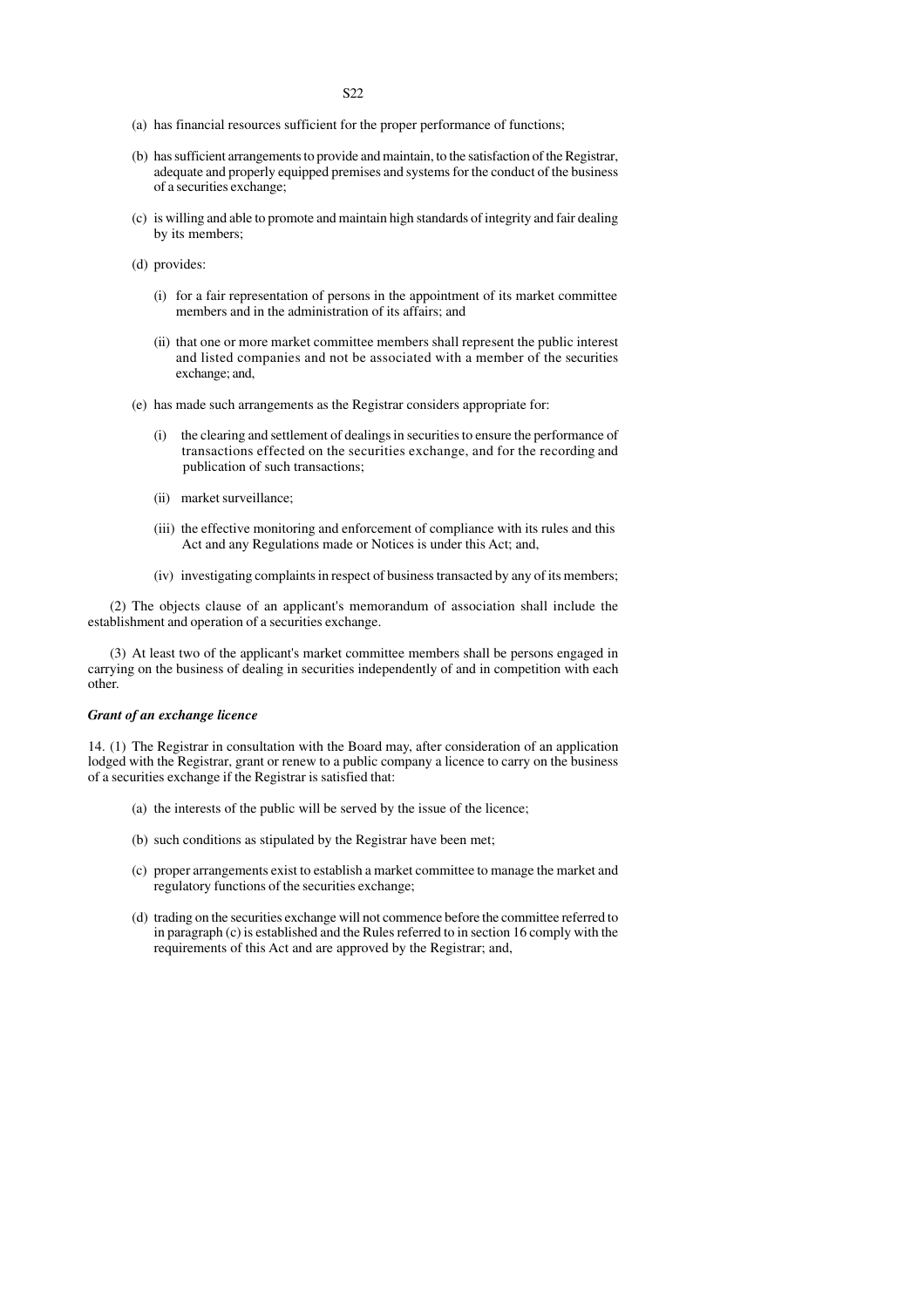(a) has financial resources sufficient for the proper performance of functions;

(b) has sufficient arrangements to provide and maintain, to the satisfaction of the Registrar, adequate and properly equipped premises and systems for the conduct of the business of a securities exchange;

(c) is willing and able to promote and maintain high standards of integrity and fair dealing by its members;

(d) provides:

(i) for a fair representation of persons in the appointment of its market committee members and in the administration of its affairs; and

(ii) that one or more market committee members shall represent the public interest and listed companies and not be associated with a member of the securities exchange; and,

(e) has made such arrangements as the Registrar considers appropriate for:

(i) the clearing and settlement of dealings in securities to ensure the performance of transactions effected on the securities exchange, and for the recording and publication of such transactions;

(ii) market surveillance;

(iii) the effective monitoring and enforcement of compliance with its rules and this Act and any Regulations made or Notices is under this Act; and,

(iv) investigating complaints in respect of business transacted by any of its members;

(2) The objects clause of an applicant's memorandum of association shall include the establishment and operation of a securities exchange.

(3) At least two of the applicant's market committee members shall be persons engaged in carrying on the business of dealing in securities independently of and in competition with each other.

***Grant of an exchange licence***

14. (1) The Registrar in consultation with the Board may, after consideration of an application lodged with the Registrar, grant or renew to a public company a licence to carry on the business of a securities exchange if the Registrar is satisfied that:

(a) the interests of the public will be served by the issue of the licence;

(b) such conditions as stipulated by the Registrar have been met;

(c) proper arrangements exist to establish a market committee to manage the market and regulatory functions of the securities exchange;

(d) trading on the securities exchange will not commence before the committee referred to in paragraph (c) is established and the Rules referred to in section 16 comply with the requirements of this Act and are approved by the Registrar; and,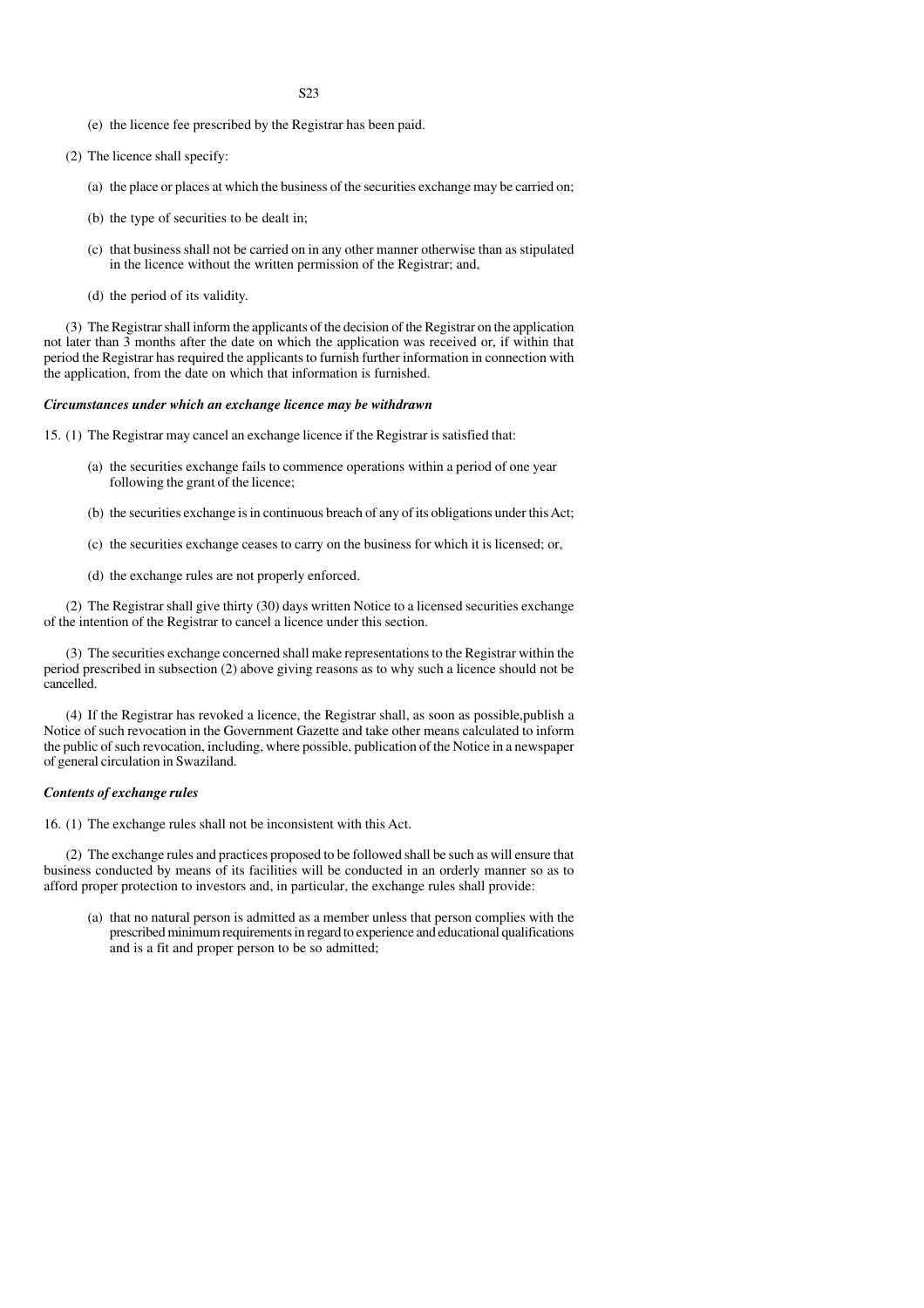(e) the licence fee prescribed by the Registrar has been paid.

(2) The licence shall specify:

(a) the place or places at which the business of the securities exchange may be carried on;

(b) the type of securities to be dealt in;

(c) that business shall not be carried on in any other manner otherwise than as stipulated in the licence without the written permission of the Registrar; and,

(d) the period of its validity.

(3) The Registrar shall inform the applicants of the decision of the Registrar on the application not later than 3 months after the date on which the application was received or, if within that period the Registrar has required the applicants to furnish further information in connection with the application, from the date on which that information is furnished.

***Circumstances under which an exchange licence may be withdrawn***

15. (1) The Registrar may cancel an exchange licence if the Registrar is satisfied that:

(a) the securities exchange fails to commence operations within a period of one year following the grant of the licence;

(b) the securities exchange is in continuous breach of any of its obligations under this Act;

(c) the securities exchange ceases to carry on the business for which it is licensed; or,

(d) the exchange rules are not properly enforced.

(2) The Registrar shall give thirty (30) days written Notice to a licensed securities exchange of the intention of the Registrar to cancel a licence under this section.

(3) The securities exchange concerned shall make representations to the Registrar within the period prescribed in subsection (2) above giving reasons as to why such a licence should not be cancelled.

(4) If the Registrar has revoked a licence, the Registrar shall, as soon as possible,publish a Notice of such revocation in the Government Gazette and take other means calculated to inform the public of such revocation, including, where possible, publication of the Notice in a newspaper of general circulation in Swaziland.

***Contents of exchange rules***

16. (1) The exchange rules shall not be inconsistent with this Act.

(2) The exchange rules and practices proposed to be followed shall be such as will ensure that business conducted by means of its facilities will be conducted in an orderly manner so as to afford proper protection to investors and, in particular, the exchange rules shall provide:

(a) that no natural person is admitted as a member unless that person complies with the prescribed minimum requirements in regard to experience and educational qualifications and is a fit and proper person to be so admitted;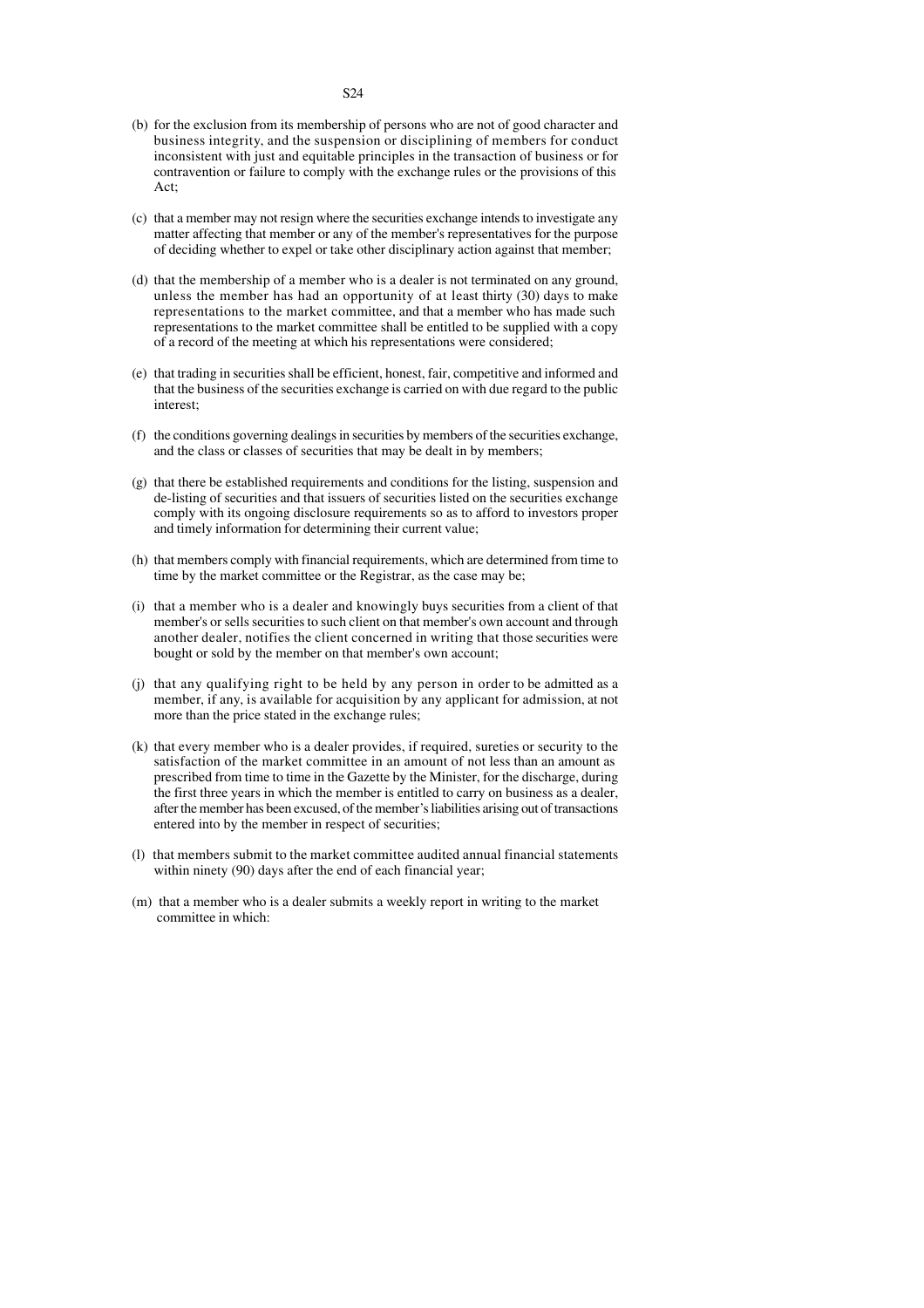(b) for the exclusion from its membership of persons who are not of good character and business integrity, and the suspension or disciplining of members for conduct inconsistent with just and equitable principles in the transaction of business or for contravention or failure to comply with the exchange rules or the provisions of this Act;

(c) that a member may not resign where the securities exchange intends to investigate any matter affecting that member or any of the member's representatives for the purpose of deciding whether to expel or take other disciplinary action against that member;

(d) that the membership of a member who is a dealer is not terminated on any ground, unless the member has had an opportunity of at least thirty (30) days to make representations to the market committee, and that a member who has made such representations to the market committee shall be entitled to be supplied with a copy of a record of the meeting at which his representations were considered;

(e) that trading in securities shall be efficient, honest, fair, competitive and informed and that the business of the securities exchange is carried on with due regard to the public interest;

(f) the conditions governing dealings in securities by members of the securities exchange, and the class or classes of securities that may be dealt in by members;

(g) that there be established requirements and conditions for the listing, suspension and de-listing of securities and that issuers of securities listed on the securities exchange comply with its ongoing disclosure requirements so as to afford to investors proper and timely information for determining their current value;

(h) that members comply with financial requirements, which are determined from time to time by the market committee or the Registrar, as the case may be;

(i) that a member who is a dealer and knowingly buys securities from a client of that member's or sells securities to such client on that member's own account and through another dealer, notifies the client concerned in writing that those securities were bought or sold by the member on that member's own account;

(j) that any qualifying right to be held by any person in order to be admitted as a member, if any, is available for acquisition by any applicant for admission, at not more than the price stated in the exchange rules;

(k) that every member who is a dealer provides, if required, sureties or security to the satisfaction of the market committee in an amount of not less than an amount as prescribed from time to time in the Gazette by the Minister, for the discharge, during the first three years in which the member is entitled to carry on business as a dealer, after the member has been excused, of the member's liabilities arising out of transactions entered into by the member in respect of securities;

(l) that members submit to the market committee audited annual financial statements within ninety (90) days after the end of each financial year;

(m) that a member who is a dealer submits a weekly report in writing to the market committee in which: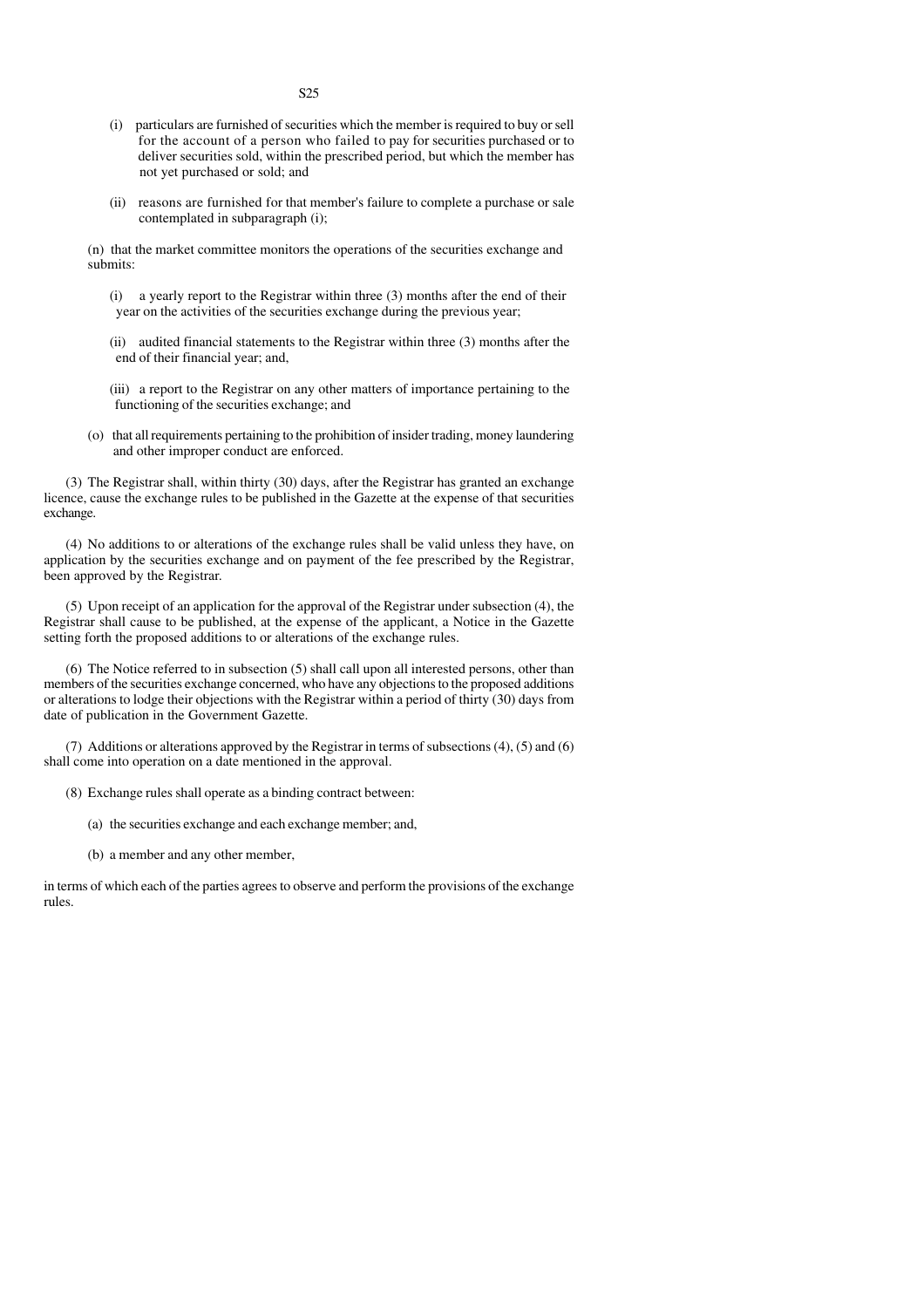(i) particulars are furnished of securities which the member is required to buy or sell for the account of a person who failed to pay for securities purchased or to deliver securities sold, within the prescribed period, but which the member has not yet purchased or sold; and

(ii) reasons are furnished for that member's failure to complete a purchase or sale contemplated in subparagraph (i);

(n) that the market committee monitors the operations of the securities exchange and submits:

(i) a yearly report to the Registrar within three (3) months after the end of their year on the activities of the securities exchange during the previous year;

(ii) audited financial statements to the Registrar within three (3) months after the end of their financial year; and,

(iii) a report to the Registrar on any other matters of importance pertaining to the functioning of the securities exchange; and

(o) that all requirements pertaining to the prohibition of insider trading, money laundering and other improper conduct are enforced.

(3) The Registrar shall, within thirty (30) days, after the Registrar has granted an exchange licence, cause the exchange rules to be published in the Gazette at the expense of that securities exchange.

(4) No additions to or alterations of the exchange rules shall be valid unless they have, on application by the securities exchange and on payment of the fee prescribed by the Registrar, been approved by the Registrar.

(5) Upon receipt of an application for the approval of the Registrar under subsection (4), the Registrar shall cause to be published, at the expense of the applicant, a Notice in the Gazette setting forth the proposed additions to or alterations of the exchange rules.

(6) The Notice referred to in subsection (5) shall call upon all interested persons, other than members of the securities exchange concerned, who have any objections to the proposed additions or alterations to lodge their objections with the Registrar within a period of thirty (30) days from date of publication in the Government Gazette.

(7) Additions or alterations approved by the Registrar in terms of subsections (4), (5) and (6) shall come into operation on a date mentioned in the approval.

(8) Exchange rules shall operate as a binding contract between:

(a) the securities exchange and each exchange member; and,

(b) a member and any other member,

in terms of which each of the parties agrees to observe and perform the provisions of the exchange rules.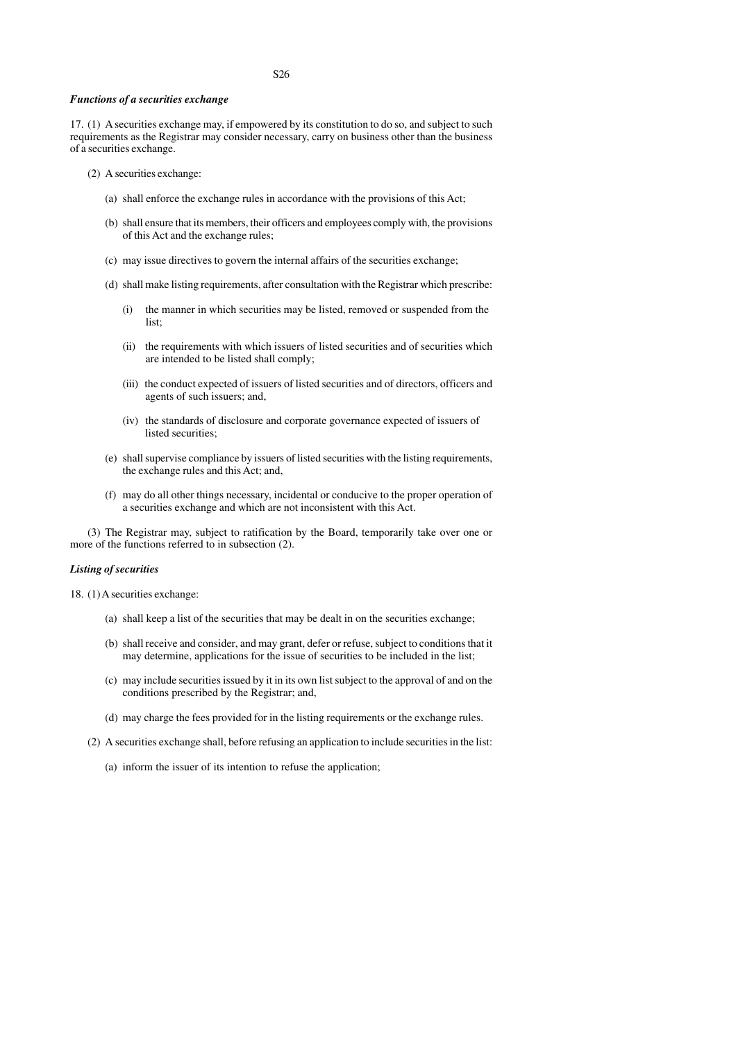***Functions of a securities exchange***

17. (1) A securities exchange may, if empowered by its constitution to do so, and subject to such requirements as the Registrar may consider necessary, carry on business other than the business of a securities exchange.

(2) A securities exchange:

(a) shall enforce the exchange rules in accordance with the provisions of this Act;

(b) shall ensure that its members, their officers and employees comply with, the provisions of this Act and the exchange rules;

(c) may issue directives to govern the internal affairs of the securities exchange;

(d) shall make listing requirements, after consultation with the Registrar which prescribe:

(i) the manner in which securities may be listed, removed or suspended from the list;

(ii) the requirements with which issuers of listed securities and of securities which are intended to be listed shall comply;

(iii) the conduct expected of issuers of listed securities and of directors, officers and agents of such issuers; and,

(iv) the standards of disclosure and corporate governance expected of issuers of listed securities;

(e) shall supervise compliance by issuers of listed securities with the listing requirements, the exchange rules and this Act; and,

(f) may do all other things necessary, incidental or conducive to the proper operation of a securities exchange and which are not inconsistent with this Act.

(3) The Registrar may, subject to ratification by the Board, temporarily take over one or more of the functions referred to in subsection (2).

***Listing of securities***

18. (1) A securities exchange:

(a) shall keep a list of the securities that may be dealt in on the securities exchange;

(b) shall receive and consider, and may grant, defer or refuse, subject to conditions that it may determine, applications for the issue of securities to be included in the list;

(c) may include securities issued by it in its own list subject to the approval of and on the conditions prescribed by the Registrar; and,

(d) may charge the fees provided for in the listing requirements or the exchange rules.

(2) A securities exchange shall, before refusing an application to include securities in the list:

(a) inform the issuer of its intention to refuse the application;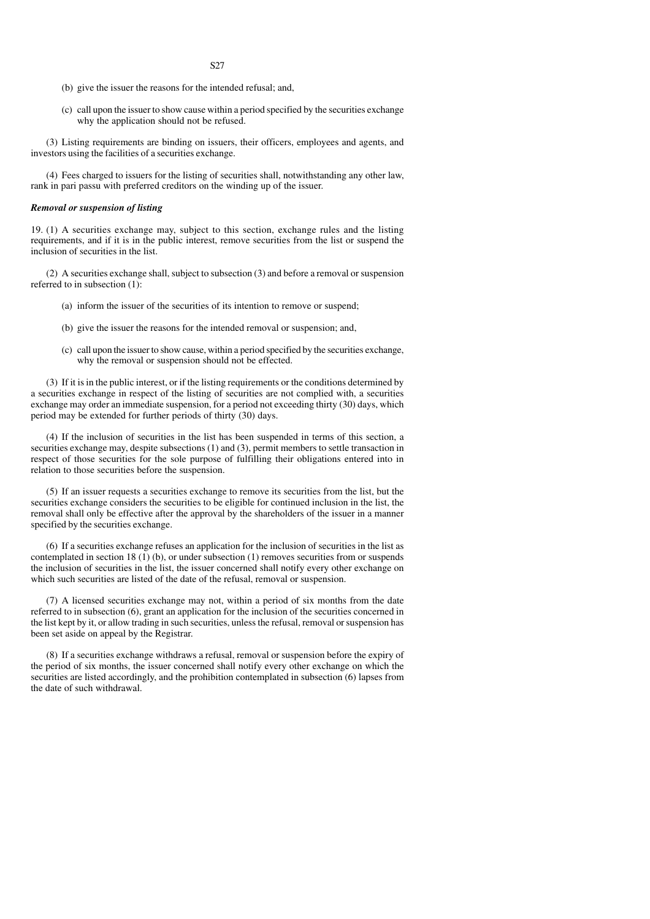(b) give the issuer the reasons for the intended refusal; and,

(c) call upon the issuer to show cause within a period specified by the securities exchange why the application should not be refused.

(3) Listing requirements are binding on issuers, their officers, employees and agents, and investors using the facilities of a securities exchange.

(4) Fees charged to issuers for the listing of securities shall, notwithstanding any other law, rank in pari passu with preferred creditors on the winding up of the issuer.

***Removal or suspension of listing***

19. (1) A securities exchange may, subject to this section, exchange rules and the listing requirements, and if it is in the public interest, remove securities from the list or suspend the inclusion of securities in the list.

(2) A securities exchange shall, subject to subsection (3) and before a removal or suspension referred to in subsection (1):

(a) inform the issuer of the securities of its intention to remove or suspend;

(b) give the issuer the reasons for the intended removal or suspension; and,

(c) call upon the issuer to show cause, within a period specified by the securities exchange, why the removal or suspension should not be effected.

(3) If it is in the public interest, or if the listing requirements or the conditions determined by a securities exchange in respect of the listing of securities are not complied with, a securities exchange may order an immediate suspension, for a period not exceeding thirty (30) days, which period may be extended for further periods of thirty (30) days.

(4) If the inclusion of securities in the list has been suspended in terms of this section, a securities exchange may, despite subsections (1) and (3), permit members to settle transaction in respect of those securities for the sole purpose of fulfilling their obligations entered into in relation to those securities before the suspension.

(5) If an issuer requests a securities exchange to remove its securities from the list, but the securities exchange considers the securities to be eligible for continued inclusion in the list, the removal shall only be effective after the approval by the shareholders of the issuer in a manner specified by the securities exchange.

(6) If a securities exchange refuses an application for the inclusion of securities in the list as contemplated in section 18 (1) (b), or under subsection (1) removes securities from or suspends the inclusion of securities in the list, the issuer concerned shall notify every other exchange on which such securities are listed of the date of the refusal, removal or suspension.

(7) A licensed securities exchange may not, within a period of six months from the date referred to in subsection (6), grant an application for the inclusion of the securities concerned in the list kept by it, or allow trading in such securities, unless the refusal, removal or suspension has been set aside on appeal by the Registrar.

(8) If a securities exchange withdraws a refusal, removal or suspension before the expiry of the period of six months, the issuer concerned shall notify every other exchange on which the securities are listed accordingly, and the prohibition contemplated in subsection (6) lapses from the date of such withdrawal.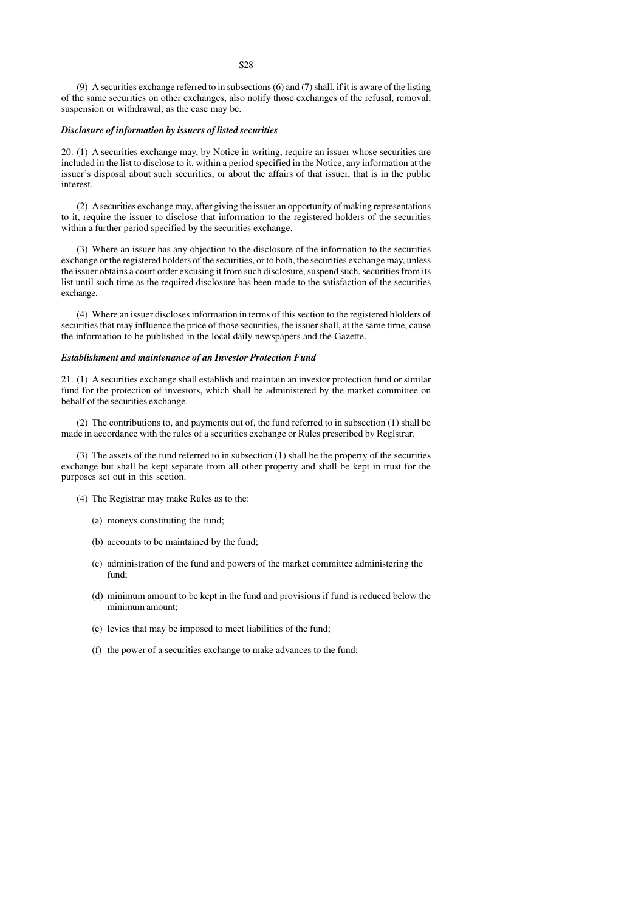(9) A securities exchange referred to in subsections (6) and (7) shall, if it is aware of the listing of the same securities on other exchanges, also notify those exchanges of the refusal, removal, suspension or withdrawal, as the case may be.

***Disclosure of information by issuers of listed securities***

20. (1) A securities exchange may, by Notice in writing, require an issuer whose securities are included in the list to disclose to it, within a period specified in the Notice, any information at the issuer's disposal about such securities, or about the affairs of that issuer, that is in the public interest.

(2) A securities exchange may, after giving the issuer an opportunity of making representations to it, require the issuer to disclose that information to the registered holders of the securities within a further period specified by the securities exchange.

(3) Where an issuer has any objection to the disclosure of the information to the securities exchange or the registered holders of the securities, or to both, the securities exchange may, unless the issuer obtains a court order excusing it from such disclosure, suspend such, securities from its list until such time as the required disclosure has been made to the satisfaction of the securities exchange.

(4) Where an issuer discloses information in terms of this section to the registered hlolders of securities that may influence the price of those securities, the issuer shall, at the same tirne, cause the information to be published in the local daily newspapers and the Gazette.

***Establishment and maintenance of an Investor Protection Fund***

21. (1) A securities exchange shall establish and maintain an investor protection fund or similar fund for the protection of investors, which shall be administered by the market committee on behalf of the securities exchange.

(2) The contributions to, and payments out of, the fund referred to in subsection (1) shall be made in accordance with the rules of a securities exchange or Rules prescribed by Reglstrar.

(3) The assets of the fund referred to in subsection (1) shall be the property of the securities exchange but shall be kept separate from all other property and shall be kept in trust for the purposes set out in this section.

(4) The Registrar may make Rules as to the:

(a) moneys constituting the fund;

(b) accounts to be maintained by the fund;

(c) administration of the fund and powers of the market committee administering the fund;

(d) minimum amount to be kept in the fund and provisions if fund is reduced below the minimum amount;

(e) levies that may be imposed to meet liabilities of the fund;

(f) the power of a securities exchange to make advances to the fund;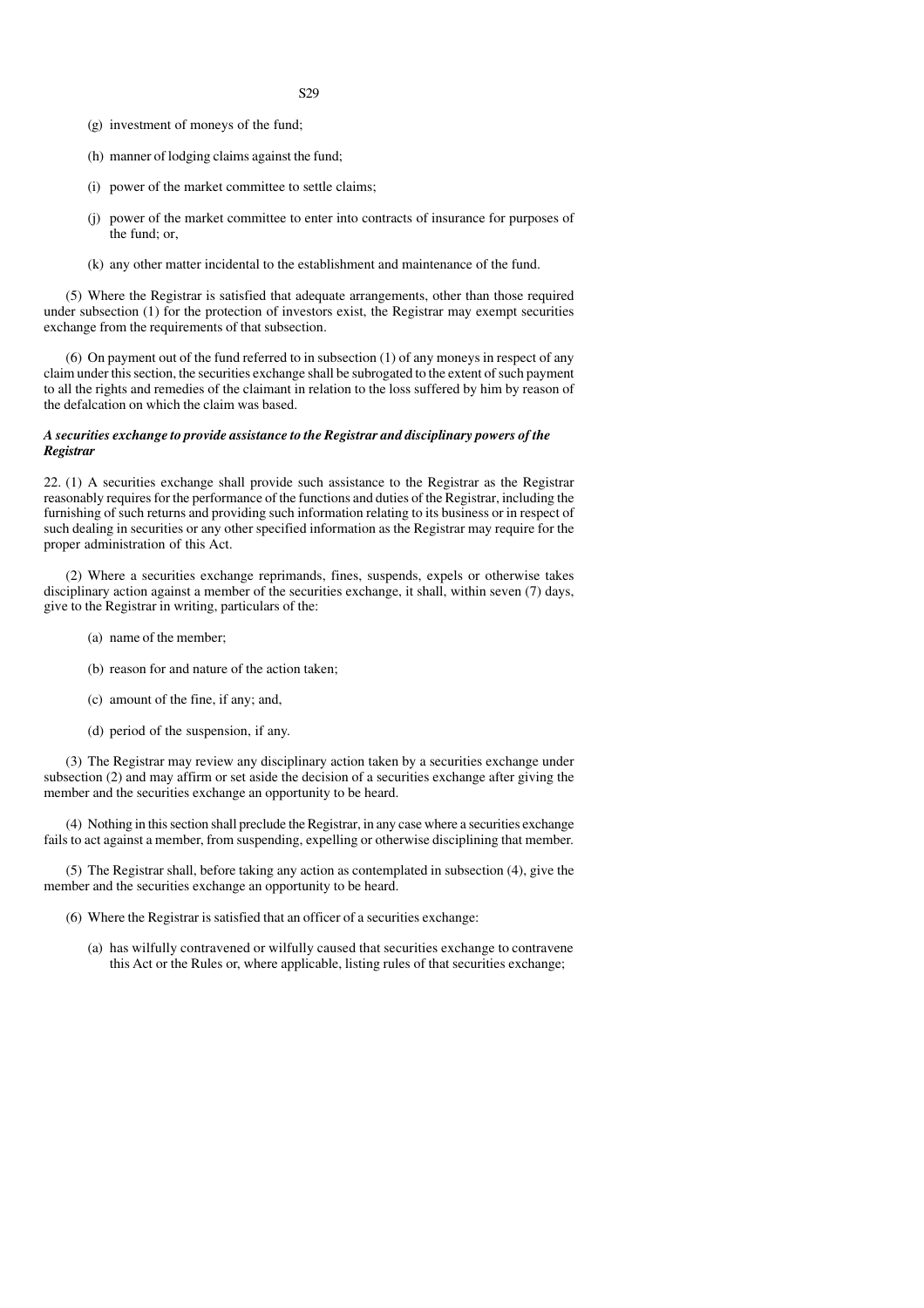(g) investment of moneys of the fund;

(h) manner of lodging claims against the fund;

(i) power of the market committee to settle claims;

(j) power of the market committee to enter into contracts of insurance for purposes of the fund; or,

(k) any other matter incidental to the establishment and maintenance of the fund.

(5) Where the Registrar is satisfied that adequate arrangements, other than those required under subsection (1) for the protection of investors exist, the Registrar may exempt securities exchange from the requirements of that subsection.

(6) On payment out of the fund referred to in subsection (1) of any moneys in respect of any claim under this section, the securities exchange shall be subrogated to the extent of such payment to all the rights and remedies of the claimant in relation to the loss suffered by him by reason of the defalcation on which the claim was based.

***A securities exchange to provide assistance to the Registrar and disciplinary powers of the Registrar***

22. (1) A securities exchange shall provide such assistance to the Registrar as the Registrar reasonably requires for the performance of the functions and duties of the Registrar, including the furnishing of such returns and providing such information relating to its business or in respect of such dealing in securities or any other specified information as the Registrar may require for the proper administration of this Act.

(2) Where a securities exchange reprimands, fines, suspends, expels or otherwise takes disciplinary action against a member of the securities exchange, it shall, within seven (7) days, give to the Registrar in writing, particulars of the:

(a) name of the member;

(b) reason for and nature of the action taken;

(c) amount of the fine, if any; and,

(d) period of the suspension, if any.

(3) The Registrar may review any disciplinary action taken by a securities exchange under subsection (2) and may affirm or set aside the decision of a securities exchange after giving the member and the securities exchange an opportunity to be heard.

(4) Nothing in this section shall preclude the Registrar, in any case where a securities exchange fails to act against a member, from suspending, expelling or otherwise disciplining that member.

(5) The Registrar shall, before taking any action as contemplated in subsection (4), give the member and the securities exchange an opportunity to be heard.

(6) Where the Registrar is satisfied that an officer of a securities exchange:

(a) has wilfully contravened or wilfully caused that securities exchange to contravene this Act or the Rules or, where applicable, listing rules of that securities exchange;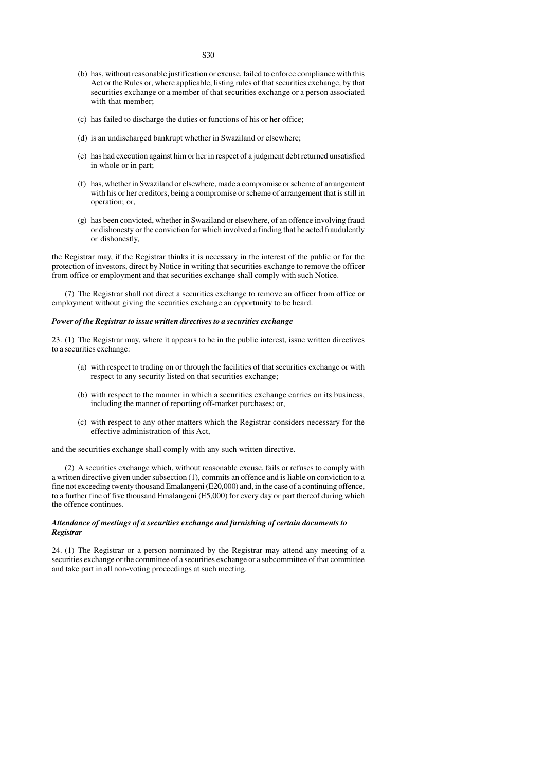(b) has, without reasonable justification or excuse, failed to enforce compliance with this Act or the Rules or, where applicable, listing rules of that securities exchange, by that securities exchange or a member of that securities exchange or a person associated with that member;

(c) has failed to discharge the duties or functions of his or her office;

(d) is an undischarged bankrupt whether in Swaziland or elsewhere;

(e) has had execution against him or her in respect of a judgment debt returned unsatisfied in whole or in part;

(f) has, whether in Swaziland or elsewhere, made a compromise or scheme of arrangement with his or her creditors, being a compromise or scheme of arrangement that is still in operation; or,

(g) has been convicted, whether in Swaziland or elsewhere, of an offence involving fraud or dishonesty or the conviction for which involved a finding that he acted fraudulently or dishonestly,

the Registrar may, if the Registrar thinks it is necessary in the interest of the public or for the protection of investors, direct by Notice in writing that securities exchange to remove the officer from office or employment and that securities exchange shall comply with such Notice.

(7) The Registrar shall not direct a securities exchange to remove an officer from office or employment without giving the securities exchange an opportunity to be heard.

***Power of the Registrar to issue written directives to a securities exchange***

23. (1) The Registrar may, where it appears to be in the public interest, issue written directives to a securities exchange:

(a) with respect to trading on or through the facilities of that securities exchange or with respect to any security listed on that securities exchange;

(b) with respect to the manner in which a securities exchange carries on its business, including the manner of reporting off-market purchases; or,

(c) with respect to any other matters which the Registrar considers necessary for the effective administration of this Act,

and the securities exchange shall comply with any such written directive.

(2) A securities exchange which, without reasonable excuse, fails or refuses to comply with a written directive given under subsection (1), commits an offence and is liable on conviction to a fine not exceeding twenty thousand Emalangeni (E20,000) and, in the case of a continuing offence, to a further fine of five thousand Emalangeni (E5,000) for every day or part thereof during which the offence continues.

***Attendance of meetings of a securities exchange and furnishing of certain documents to Registrar***

24. (1) The Registrar or a person nominated by the Registrar may attend any meeting of a securities exchange or the committee of a securities exchange or a subcommittee of that committee and take part in all non-voting proceedings at such meeting.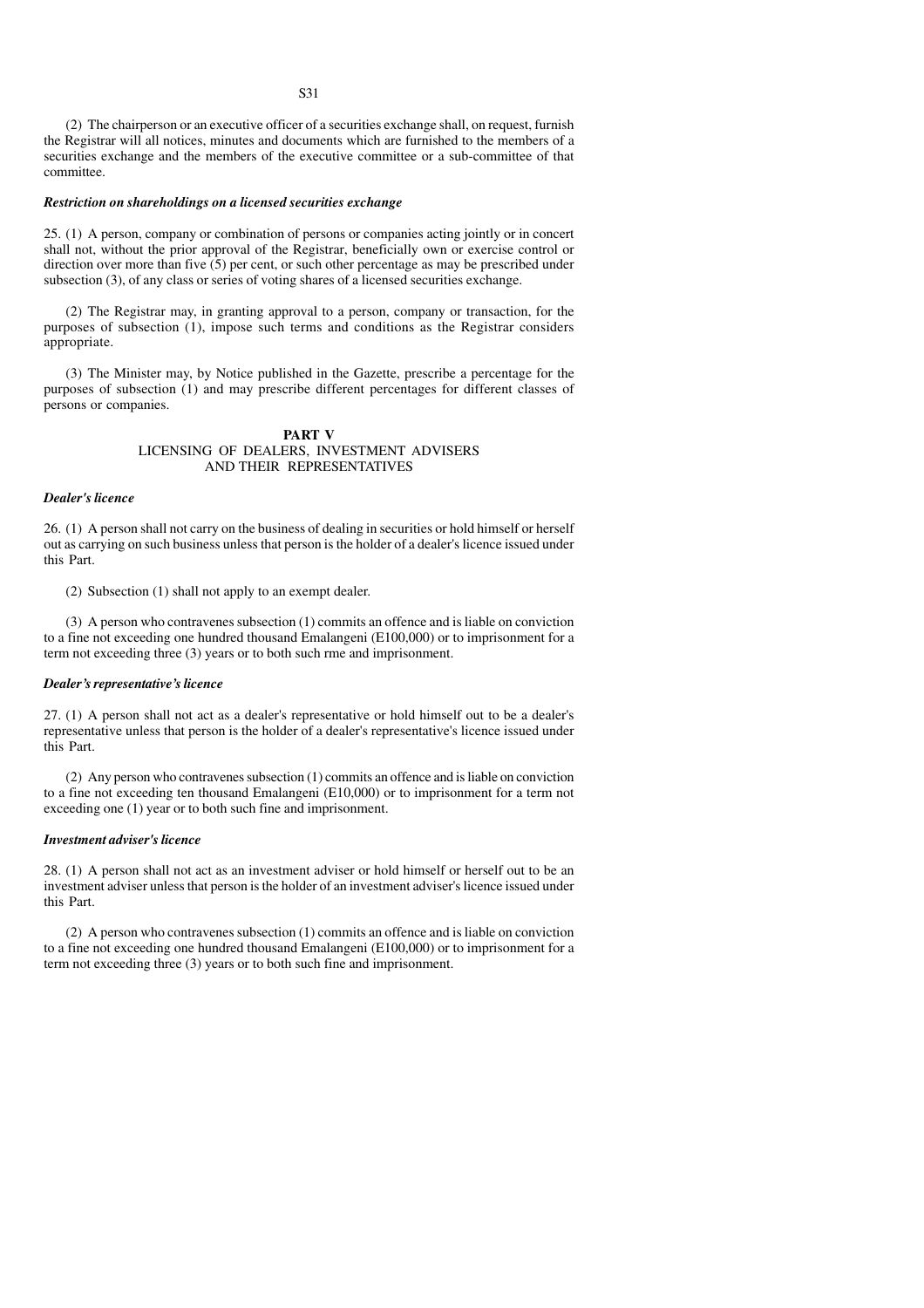(2) The chairperson or an executive officer of a securities exchange shall, on request, furnish the Registrar will all notices, minutes and documents which are furnished to the members of a securities exchange and the members of the executive committee or a sub-committee of that committee.

***Restriction on shareholdings on a licensed securities exchange***

25. (1) A person, company or combination of persons or companies acting jointly or in concert shall not, without the prior approval of the Registrar, beneficially own or exercise control or direction over more than five (5) per cent, or such other percentage as may be prescribed under subsection (3), of any class or series of voting shares of a licensed securities exchange.

(2) The Registrar may, in granting approval to a person, company or transaction, for the purposes of subsection (1), impose such terms and conditions as the Registrar considers appropriate.

(3) The Minister may, by Notice published in the Gazette, prescribe a percentage for the purposes of subsection (1) and may prescribe different percentages for different classes of persons or companies.

## PART V
## LICENSING OF DEALERS, INVESTMENT ADVISERS AND THEIR REPRESENTATIVES

***Dealer's licence***

26. (1) A person shall not carry on the business of dealing in securities or hold himself or herself out as carrying on such business unless that person is the holder of a dealer's licence issued under this Part.

(2) Subsection (1) shall not apply to an exempt dealer.

(3) A person who contravenes subsection (1) commits an offence and is liable on conviction to a fine not exceeding one hundred thousand Emalangeni (E100,000) or to imprisonment for a term not exceeding three (3) years or to both such rme and imprisonment.

***Dealer's representative's licence***

27. (1) A person shall not act as a dealer's representative or hold himself out to be a dealer's representative unless that person is the holder of a dealer's representative's licence issued under this Part.

(2) Any person who contravenes subsection (1) commits an offence and is liable on conviction to a fine not exceeding ten thousand Emalangeni (E10,000) or to imprisonment for a term not exceeding one (1) year or to both such fine and imprisonment.

***Investment adviser's licence***

28. (1) A person shall not act as an investment adviser or hold himself or herself out to be an investment adviser unless that person is the holder of an investment adviser's licence issued under this Part.

(2) A person who contravenes subsection (1) commits an offence and is liable on conviction to a fine not exceeding one hundred thousand Emalangeni (E100,000) or to imprisonment for a term not exceeding three (3) years or to both such fine and imprisonment.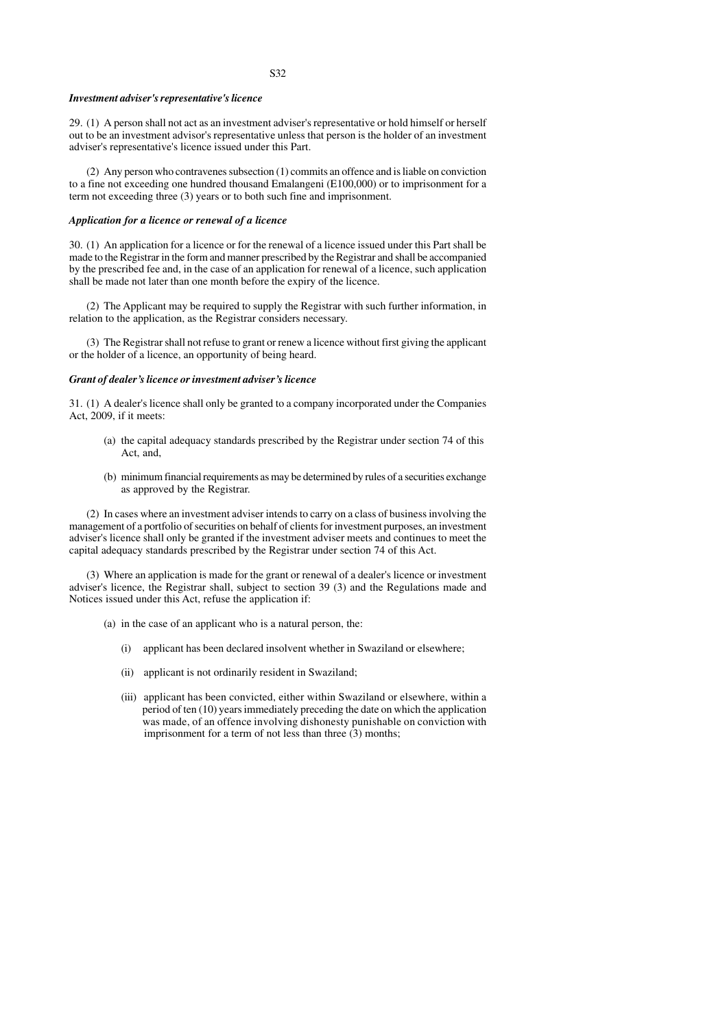***Investment adviser's representative's licence***

29. (1) A person shall not act as an investment adviser's representative or hold himself or herself out to be an investment advisor's representative unless that person is the holder of an investment adviser's representative's licence issued under this Part.

(2) Any person who contravenes subsection (1) commits an offence and is liable on conviction to a fine not exceeding one hundred thousand Emalangeni (E100,000) or to imprisonment for a term not exceeding three (3) years or to both such fine and imprisonment.

***Application for a licence or renewal of a licence***

30. (1) An application for a licence or for the renewal of a licence issued under this Part shall be made to the Registrar in the form and manner prescribed by the Registrar and shall be accompanied by the prescribed fee and, in the case of an application for renewal of a licence, such application shall be made not later than one month before the expiry of the licence.

(2) The Applicant may be required to supply the Registrar with such further information, in relation to the application, as the Registrar considers necessary.

(3) The Registrar shall not refuse to grant or renew a licence without first giving the applicant or the holder of a licence, an opportunity of being heard.

***Grant of dealer's licence or investment adviser's licence***

31. (1) A dealer's licence shall only be granted to a company incorporated under the Companies Act, 2009, if it meets:

(a) the capital adequacy standards prescribed by the Registrar under section 74 of this Act, and,

(b) minimum financial requirements as may be determined by rules of a securities exchange as approved by the Registrar.

(2) In cases where an investment adviser intends to carry on a class of business involving the management of a portfolio of securities on behalf of clients for investment purposes, an investment adviser's licence shall only be granted if the investment adviser meets and continues to meet the capital adequacy standards prescribed by the Registrar under section 74 of this Act.

(3) Where an application is made for the grant or renewal of a dealer's licence or investment adviser's licence, the Registrar shall, subject to section 39 (3) and the Regulations made and Notices issued under this Act, refuse the application if:

(a) in the case of an applicant who is a natural person, the:

(i) applicant has been declared insolvent whether in Swaziland or elsewhere;

(ii) applicant is not ordinarily resident in Swaziland;

(iii) applicant has been convicted, either within Swaziland or elsewhere, within a period of ten (10) years immediately preceding the date on which the application was made, of an offence involving dishonesty punishable on conviction with imprisonment for a term of not less than three (3) months;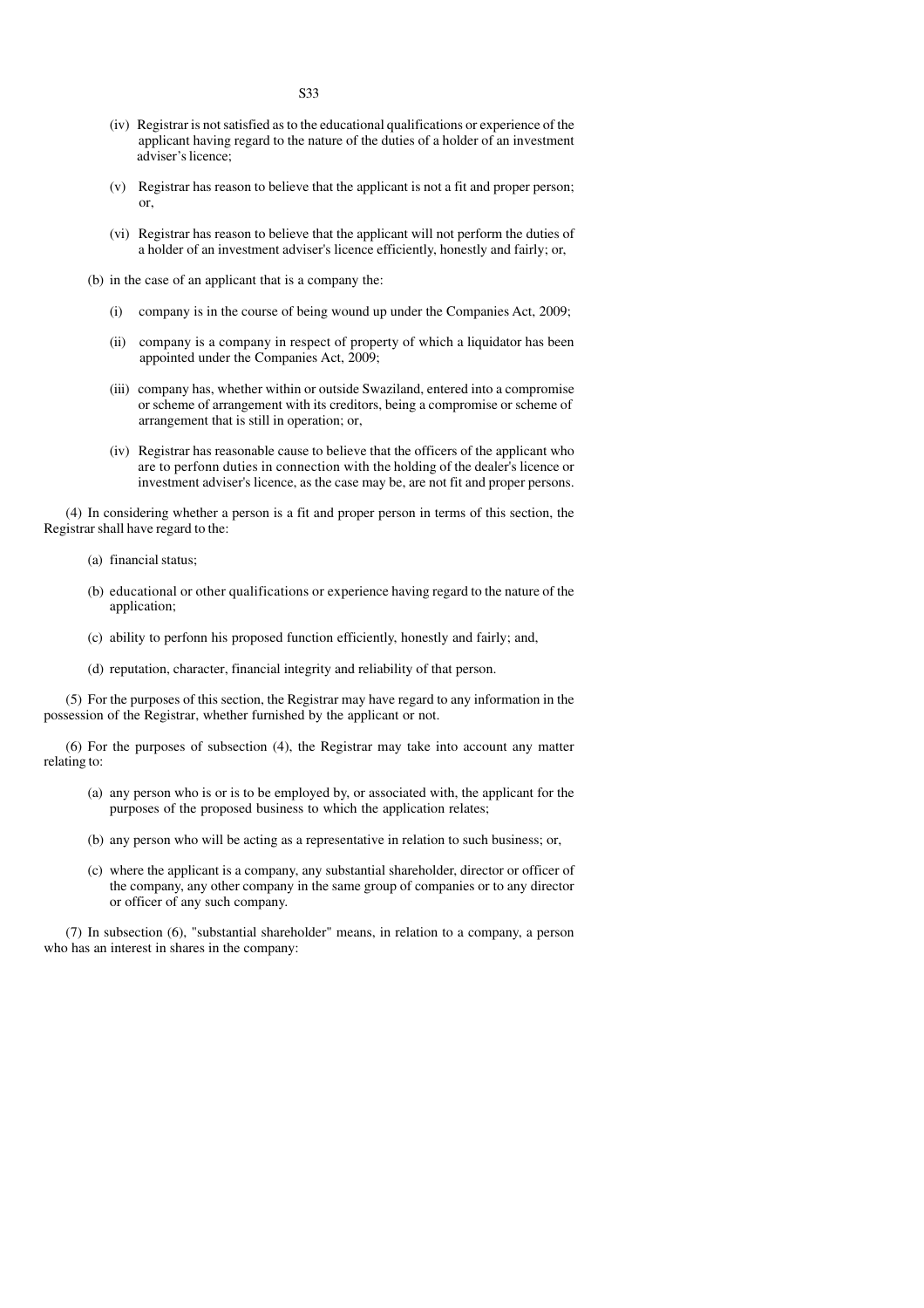(iv) Registrar is not satisfied as to the educational qualifications or experience of the applicant having regard to the nature of the duties of a holder of an investment adviser's licence;

(v) Registrar has reason to believe that the applicant is not a fit and proper person; or,

(vi) Registrar has reason to believe that the applicant will not perform the duties of a holder of an investment adviser's licence efficiently, honestly and fairly; or,

(b) in the case of an applicant that is a company the:

(i) company is in the course of being wound up under the Companies Act, 2009;

(ii) company is a company in respect of property of which a liquidator has been appointed under the Companies Act, 2009;

(iii) company has, whether within or outside Swaziland, entered into a compromise or scheme of arrangement with its creditors, being a compromise or scheme of arrangement that is still in operation; or,

(iv) Registrar has reasonable cause to believe that the officers of the applicant who are to perfonn duties in connection with the holding of the dealer's licence or investment adviser's licence, as the case may be, are not fit and proper persons.

(4) In considering whether a person is a fit and proper person in terms of this section, the Registrar shall have regard to the:

(a) financial status;

(b) educational or other qualifications or experience having regard to the nature of the application;

(c) ability to perfonn his proposed function efficiently, honestly and fairly; and,

(d) reputation, character, financial integrity and reliability of that person.

(5) For the purposes of this section, the Registrar may have regard to any information in the possession of the Registrar, whether furnished by the applicant or not.

(6) For the purposes of subsection (4), the Registrar may take into account any matter relating to:

(a) any person who is or is to be employed by, or associated with, the applicant for the purposes of the proposed business to which the application relates;

(b) any person who will be acting as a representative in relation to such business; or,

(c) where the applicant is a company, any substantial shareholder, director or officer of the company, any other company in the same group of companies or to any director or officer of any such company.

(7) In subsection (6), "substantial shareholder" means, in relation to a company, a person who has an interest in shares in the company: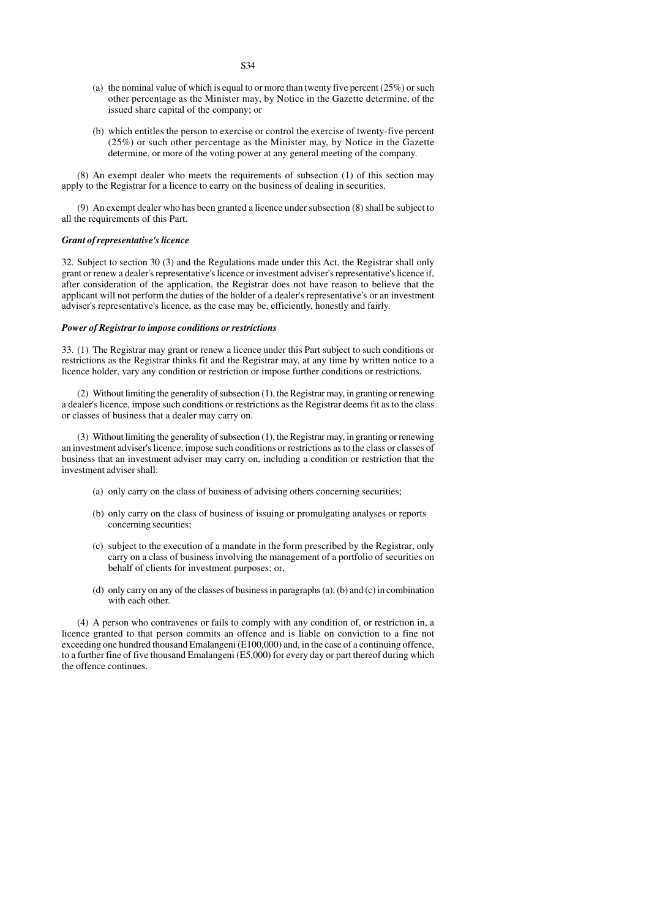(a) the nominal value of which is equal to or more than twenty five percent (25%) or such other percentage as the Minister may, by Notice in the Gazette determine, of the issued share capital of the company; or

(b) which entitles the person to exercise or control the exercise of twenty-five percent (25%) or such other percentage as the Minister may, by Notice in the Gazette determine, or more of the voting power at any general meeting of the company.

(8) An exempt dealer who meets the requirements of subsection (1) of this section may apply to the Registrar for a licence to carry on the business of dealing in securities.

(9) An exempt dealer who has been granted a licence under subsection (8) shall be subject to all the requirements of this Part.

***Grant of representative's licence***

32. Subject to section 30 (3) and the Regulations made under this Act, the Registrar shall only grant or renew a dealer's representative's licence or investment adviser's representative's licence if, after consideration of the application, the Registrar does not have reason to believe that the applicant will not perform the duties of the holder of a dealer's representative's or an investment adviser's representative's licence, as the case may be, efficiently, honestly and fairly.

***Power of Registrar to impose conditions or restrictions***

33. (1) The Registrar may grant or renew a licence under this Part subject to such conditions or restrictions as the Registrar thinks fit and the Registrar may, at any time by written notice to a licence holder, vary any condition or restriction or impose further conditions or restrictions.

(2) Without limiting the generality of subsection (1), the Registrar may, in granting or renewing a dealer's licence, impose such conditions or restrictions as the Registrar deems fit as to the class or classes of business that a dealer may carry on.

(3) Without limiting the generality of subsection (1), the Registrar may, in granting or renewing an investment adviser's licence, impose such conditions or restrictions as to the class or classes of business that an investment adviser may carry on, including a condition or restriction that the investment adviser shall:

(a) only carry on the class of business of advising others concerning securities;

(b) only carry on the class of business of issuing or promulgating analyses or reports concerning securities;

(c) subject to the execution of a mandate in the form prescribed by the Registrar, only carry on a class of business involving the management of a portfolio of securities on behalf of clients for investment purposes; or,

(d) only carry on any of the classes of business in paragraphs (a), (b) and (c) in combination with each other.

(4) A person who contravenes or fails to comply with any condition of, or restriction in, a licence granted to that person commits an offence and is liable on conviction to a fine not exceeding one hundred thousand Emalangeni (E100,000) and, in the case of a continuing offence, to a further fine of five thousand Emalangeni (E5,000) for every day or part thereof during which the offence continues.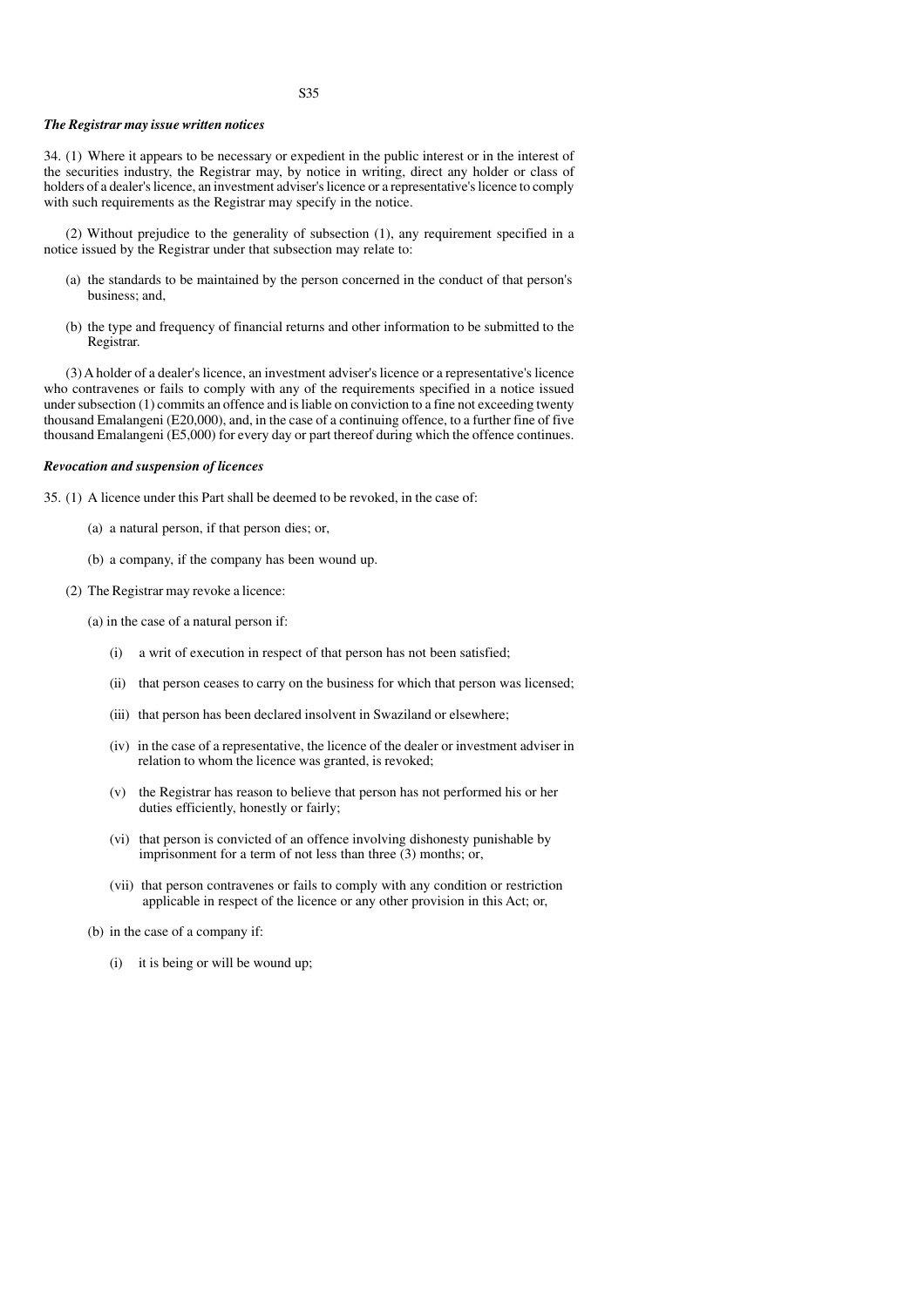### *The Registrar may issue written notices*

34. (1) Where it appears to be necessary or expedient in the public interest or in the interest of the securities industry, the Registrar may, by notice in writing, direct any holder or class of holders of a dealer's licence, an investment adviser's licence or a representative's licence to comply with such requirements as the Registrar may specify in the notice.

(2) Without prejudice to the generality of subsection (1), any requirement specified in a notice issued by the Registrar under that subsection may relate to:

(a) the standards to be maintained by the person concerned in the conduct of that person's business; and,

(b) the type and frequency of financial returns and other information to be submitted to the Registrar.

(3) A holder of a dealer's licence, an investment adviser's licence or a representative's licence who contravenes or fails to comply with any of the requirements specified in a notice issued under subsection (1) commits an offence and is liable on conviction to a fine not exceeding twenty thousand Emalangeni (E20,000), and, in the case of a continuing offence, to a further fine of five thousand Emalangeni (E5,000) for every day or part thereof during which the offence continues.

### *Revocation and suspension of licences*

35. (1) A licence under this Part shall be deemed to be revoked, in the case of:

(a) a natural person, if that person dies; or,

(b) a company, if the company has been wound up.

(2) The Registrar may revoke a licence:

(a) in the case of a natural person if:

(i) a writ of execution in respect of that person has not been satisfied;

(ii) that person ceases to carry on the business for which that person was licensed;

(iii) that person has been declared insolvent in Swaziland or elsewhere;

(iv) in the case of a representative, the licence of the dealer or investment adviser in relation to whom the licence was granted, is revoked;

(v) the Registrar has reason to believe that person has not performed his or her duties efficiently, honestly or fairly;

(vi) that person is convicted of an offence involving dishonesty punishable by imprisonment for a term of not less than three (3) months; or,

(vii) that person contravenes or fails to comply with any condition or restriction applicable in respect of the licence or any other provision in this Act; or,

(b) in the case of a company if:

(i) it is being or will be wound up;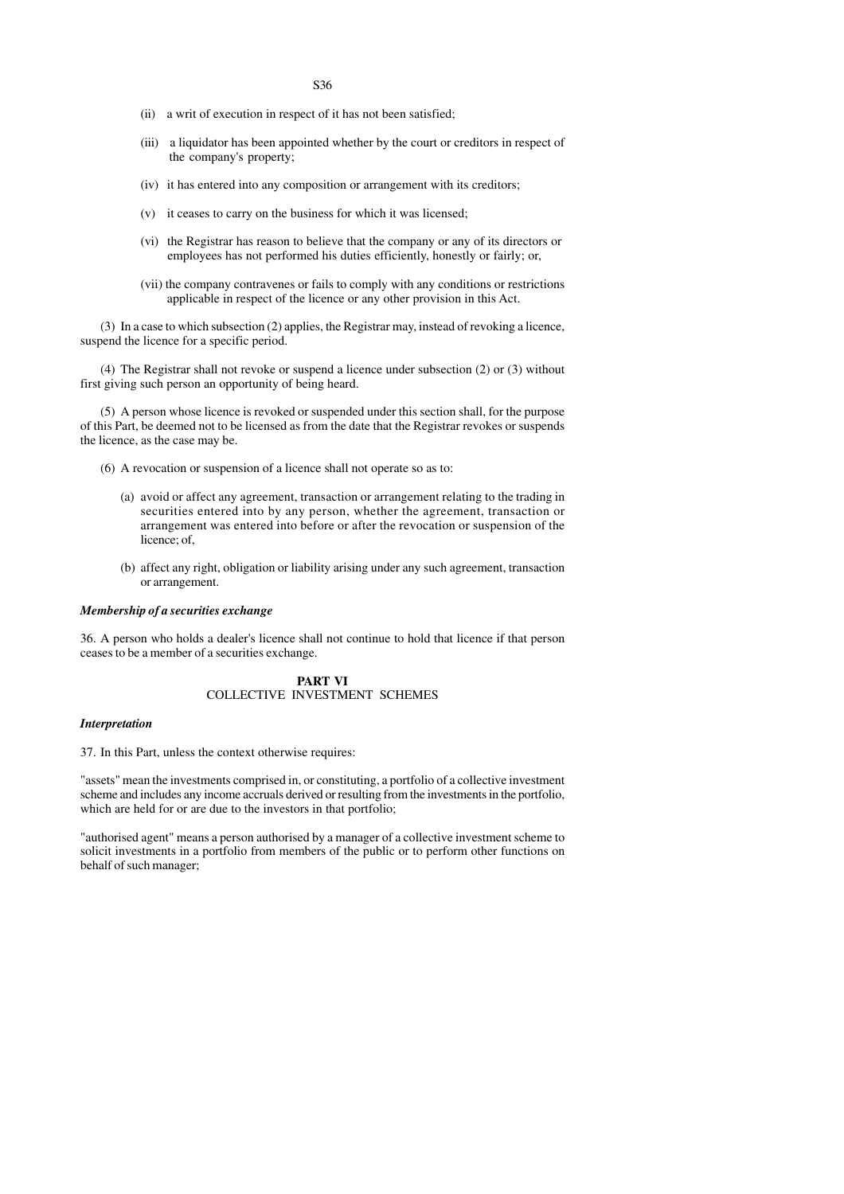(ii) a writ of execution in respect of it has not been satisfied;

(iii) a liquidator has been appointed whether by the court or creditors in respect of the company's property;

(iv) it has entered into any composition or arrangement with its creditors;

(v) it ceases to carry on the business for which it was licensed;

(vi) the Registrar has reason to believe that the company or any of its directors or employees has not performed his duties efficiently, honestly or fairly; or,

(vii) the company contravenes or fails to comply with any conditions or restrictions applicable in respect of the licence or any other provision in this Act.

(3) In a case to which subsection (2) applies, the Registrar may, instead of revoking a licence, suspend the licence for a specific period.

(4) The Registrar shall not revoke or suspend a licence under subsection (2) or (3) without first giving such person an opportunity of being heard.

(5) A person whose licence is revoked or suspended under this section shall, for the purpose of this Part, be deemed not to be licensed as from the date that the Registrar revokes or suspends the licence, as the case may be.

(6) A revocation or suspension of a licence shall not operate so as to:

(a) avoid or affect any agreement, transaction or arrangement relating to the trading in securities entered into by any person, whether the agreement, transaction or arrangement was entered into before or after the revocation or suspension of the licence; of,

(b) affect any right, obligation or liability arising under any such agreement, transaction or arrangement.

***Membership of a securities exchange***

36. A person who holds a dealer's licence shall not continue to hold that licence if that person ceases to be a member of a securities exchange.

## PART VI
## COLLECTIVE INVESTMENT SCHEMES

***Interpretation***

37. In this Part, unless the context otherwise requires:

"assets" mean the investments comprised in, or constituting, a portfolio of a collective investment scheme and includes any income accruals derived or resulting from the investments in the portfolio, which are held for or are due to the investors in that portfolio;

"authorised agent" means a person authorised by a manager of a collective investment scheme to solicit investments in a portfolio from members of the public or to perform other functions on behalf of such manager;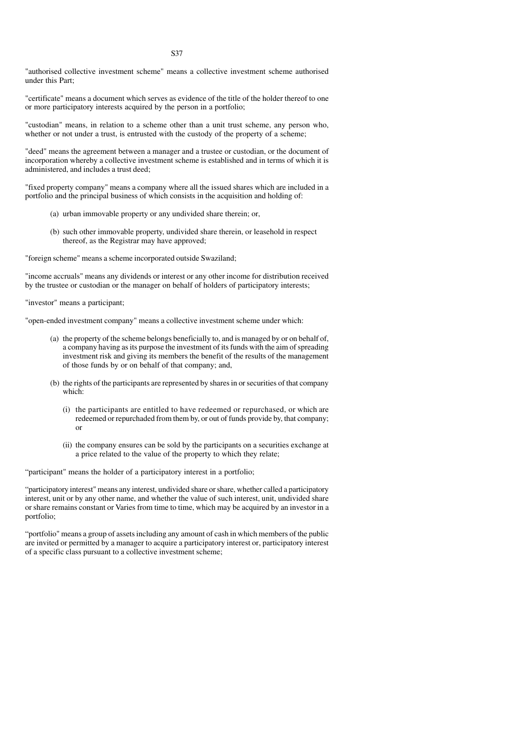"authorised collective investment scheme" means a collective investment scheme authorised under this Part;

"certificate" means a document which serves as evidence of the title of the holder thereof to one or more participatory interests acquired by the person in a portfolio;

"custodian" means, in relation to a scheme other than a unit trust scheme, any person who, whether or not under a trust, is entrusted with the custody of the property of a scheme;

"deed" means the agreement between a manager and a trustee or custodian, or the document of incorporation whereby a collective investment scheme is established and in terms of which it is administered, and includes a trust deed;

"fixed property company" means a company where all the issued shares which are included in a portfolio and the principal business of which consists in the acquisition and holding of:

(a) urban immovable property or any undivided share therein; or,

(b) such other immovable property, undivided share therein, or leasehold in respect thereof, as the Registrar may have approved;

"foreign scheme" means a scheme incorporated outside Swaziland;

"income accruals" means any dividends or interest or any other income for distribution received by the trustee or custodian or the manager on behalf of holders of participatory interests;

"investor" means a participant;

"open-ended investment company" means a collective investment scheme under which:

(a) the property of the scheme belongs beneficially to, and is managed by or on behalf of, a company having as its purpose the investment of its funds with the aim of spreading investment risk and giving its members the benefit of the results of the management of those funds by or on behalf of that company; and,

(b) the rights of the participants are represented by shares in or securities of that company which:

(i) the participants are entitled to have redeemed or repurchased, or which are redeemed or repurchaded from them by, or out of funds provide by, that company; or

(ii) the company ensures can be sold by the participants on a securities exchange at a price related to the value of the property to which they relate;

"participant" means the holder of a participatory interest in a portfolio;

"participatory interest" means any interest, undivided share or share, whether called a participatory interest, unit or by any other name, and whether the value of such interest, unit, undivided share or share remains constant or Varies from time to time, which may be acquired by an investor in a portfolio;

"portfolio" means a group of assets including any amount of cash in which members of the public are invited or permitted by a manager to acquire a participatory interest or, participatory interest of a specific class pursuant to a collective investment scheme;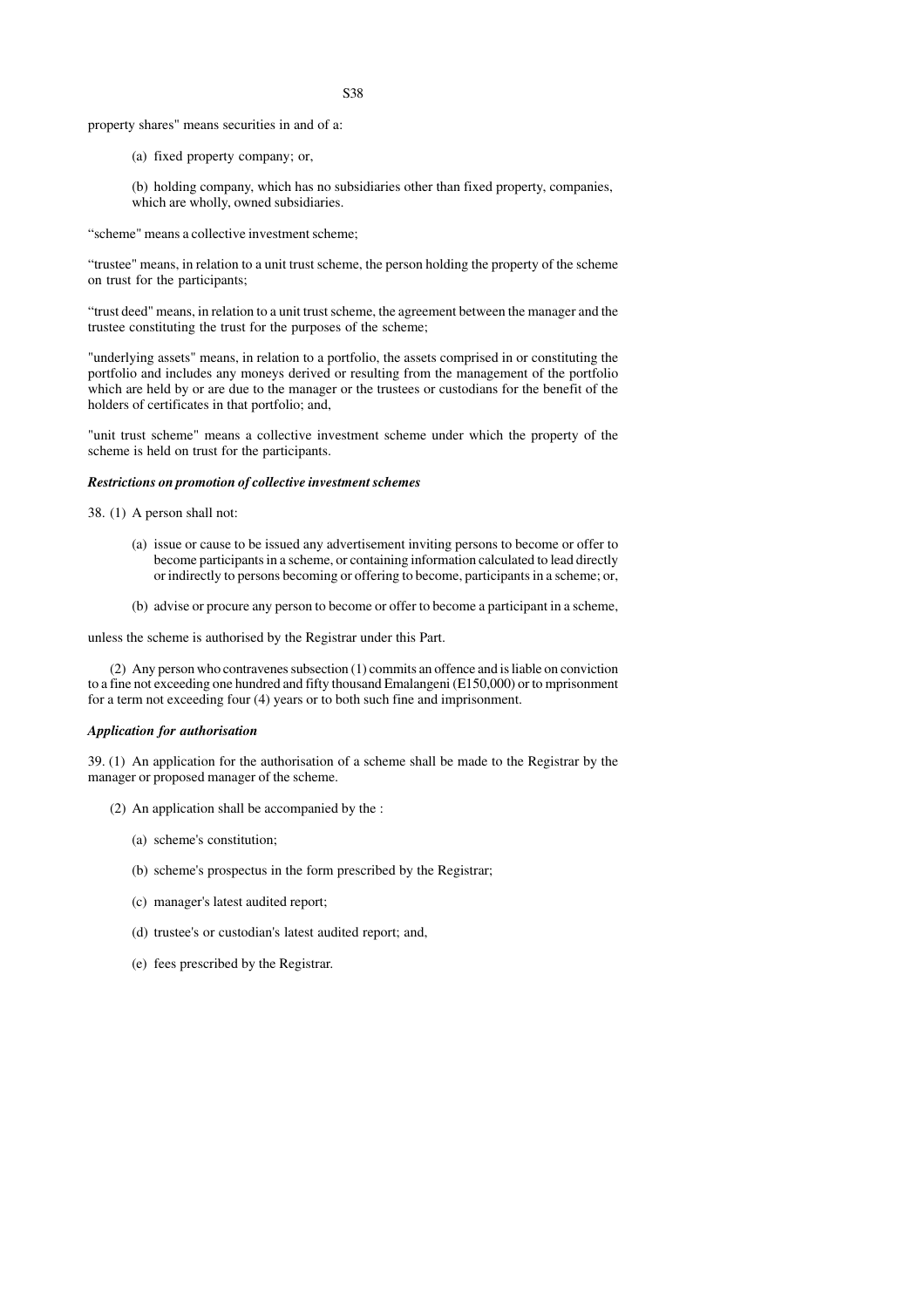property shares" means securities in and of a:

(a) fixed property company; or,

(b) holding company, which has no subsidiaries other than fixed property, companies, which are wholly, owned subsidiaries.

“scheme" means a collective investment scheme;

“trustee" means, in relation to a unit trust scheme, the person holding the property of the scheme on trust for the participants;

“trust deed" means, in relation to a unit trust scheme, the agreement between the manager and the trustee constituting the trust for the purposes of the scheme;

"underlying assets" means, in relation to a portfolio, the assets comprised in or constituting the portfolio and includes any moneys derived or resulting from the management of the portfolio which are held by or are due to the manager or the trustees or custodians for the benefit of the holders of certificates in that portfolio; and,

"unit trust scheme" means a collective investment scheme under which the property of the scheme is held on trust for the participants.

***Restrictions on promotion of collective investment schemes***

38. (1) A person shall not:

(a) issue or cause to be issued any advertisement inviting persons to become or offer to become participants in a scheme, or containing information calculated to lead directly or indirectly to persons becoming or offering to become, participants in a scheme; or,

(b) advise or procure any person to become or offer to become a participant in a scheme,

unless the scheme is authorised by the Registrar under this Part.

(2) Any person who contravenes subsection (1) commits an offence and is liable on conviction to a fine not exceeding one hundred and fifty thousand Emalangeni (E150,000) or to mprisonment for a term not exceeding four (4) years or to both such fine and imprisonment.

***Application for authorisation***

39. (1) An application for the authorisation of a scheme shall be made to the Registrar by the manager or proposed manager of the scheme.

(2) An application shall be accompanied by the :

(a) scheme's constitution;

(b) scheme's prospectus in the form prescribed by the Registrar;

(c) manager's latest audited report;

(d) trustee's or custodian's latest audited report; and,

(e) fees prescribed by the Registrar.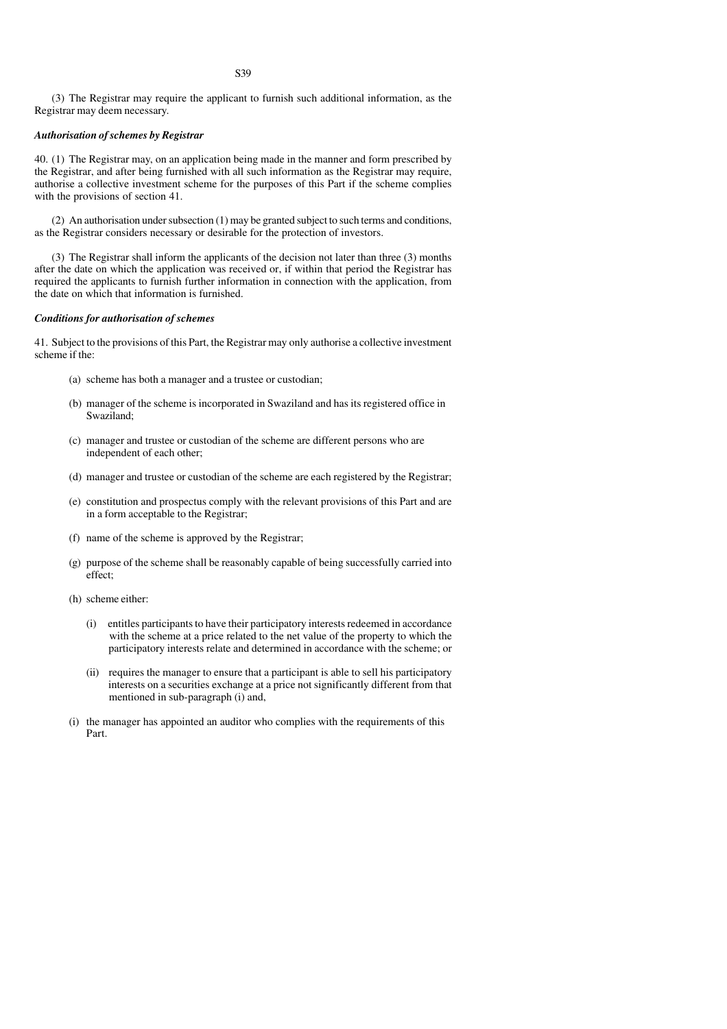(3) The Registrar may require the applicant to furnish such additional information, as the Registrar may deem necessary.

***Authorisation of schemes by Registrar***

40. (1) The Registrar may, on an application being made in the manner and form prescribed by the Registrar, and after being furnished with all such information as the Registrar may require, authorise a collective investment scheme for the purposes of this Part if the scheme complies with the provisions of section 41.

(2) An authorisation under subsection (1) may be granted subject to such terms and conditions, as the Registrar considers necessary or desirable for the protection of investors.

(3) The Registrar shall inform the applicants of the decision not later than three (3) months after the date on which the application was received or, if within that period the Registrar has required the applicants to furnish further information in connection with the application, from the date on which that information is furnished.

***Conditions for authorisation of schemes***

41. Subject to the provisions of this Part, the Registrar may only authorise a collective investment scheme if the:

(a) scheme has both a manager and a trustee or custodian;

(b) manager of the scheme is incorporated in Swaziland and has its registered office in Swaziland;

(c) manager and trustee or custodian of the scheme are different persons who are independent of each other;

(d) manager and trustee or custodian of the scheme are each registered by the Registrar;

(e) constitution and prospectus comply with the relevant provisions of this Part and are in a form acceptable to the Registrar;

(f) name of the scheme is approved by the Registrar;

(g) purpose of the scheme shall be reasonably capable of being successfully carried into effect;

(h) scheme either:

(i) entitles participants to have their participatory interests redeemed in accordance with the scheme at a price related to the net value of the property to which the participatory interests relate and determined in accordance with the scheme; or

(ii) requires the manager to ensure that a participant is able to sell his participatory interests on a securities exchange at a price not significantly different from that mentioned in sub-paragraph (i) and,

(i) the manager has appointed an auditor who complies with the requirements of this Part.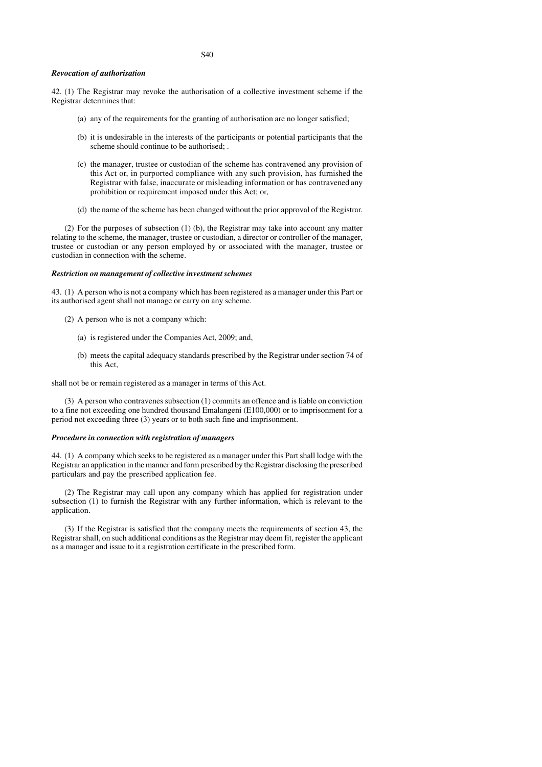***Revocation of authorisation***

42. (1) The Registrar may revoke the authorisation of a collective investment scheme if the Registrar determines that:

(a) any of the requirements for the granting of authorisation are no longer satisfied;

(b) it is undesirable in the interests of the participants or potential participants that the scheme should continue to be authorised; .

(c) the manager, trustee or custodian of the scheme has contravened any provision of this Act or, in purported compliance with any such provision, has furnished the Registrar with false, inaccurate or misleading information or has contravened any prohibition or requirement imposed under this Act; or,

(d) the name of the scheme has been changed without the prior approval of the Registrar.

(2) For the purposes of subsection (1) (b), the Registrar may take into account any matter relating to the scheme, the manager, trustee or custodian, a director or controller of the manager, trustee or custodian or any person employed by or associated with the manager, trustee or custodian in connection with the scheme.

***Restriction on management of collective investment schemes***

43. (1) A person who is not a company which has been registered as a manager under this Part or its authorised agent shall not manage or carry on any scheme.

(2) A person who is not a company which:

(a) is registered under the Companies Act, 2009; and,

(b) meets the capital adequacy standards prescribed by the Registrar under section 74 of this Act,

shall not be or remain registered as a manager in terms of this Act.

(3) A person who contravenes subsection (1) commits an offence and is liable on conviction to a fine not exceeding one hundred thousand Emalangeni (E100,000) or to imprisonment for a period not exceeding three (3) years or to both such fine and imprisonment.

***Procedure in connection with registration of managers***

44. (1) A company which seeks to be registered as a manager under this Part shall lodge with the Registrar an application in the manner and form prescribed by the Registrar disclosing the prescribed particulars and pay the prescribed application fee.

(2) The Registrar may call upon any company which has applied for registration under subsection (1) to furnish the Registrar with any further information, which is relevant to the application.

(3) If the Registrar is satisfied that the company meets the requirements of section 43, the Registrar shall, on such additional conditions as the Registrar may deem fit, register the applicant as a manager and issue to it a registration certificate in the prescribed form.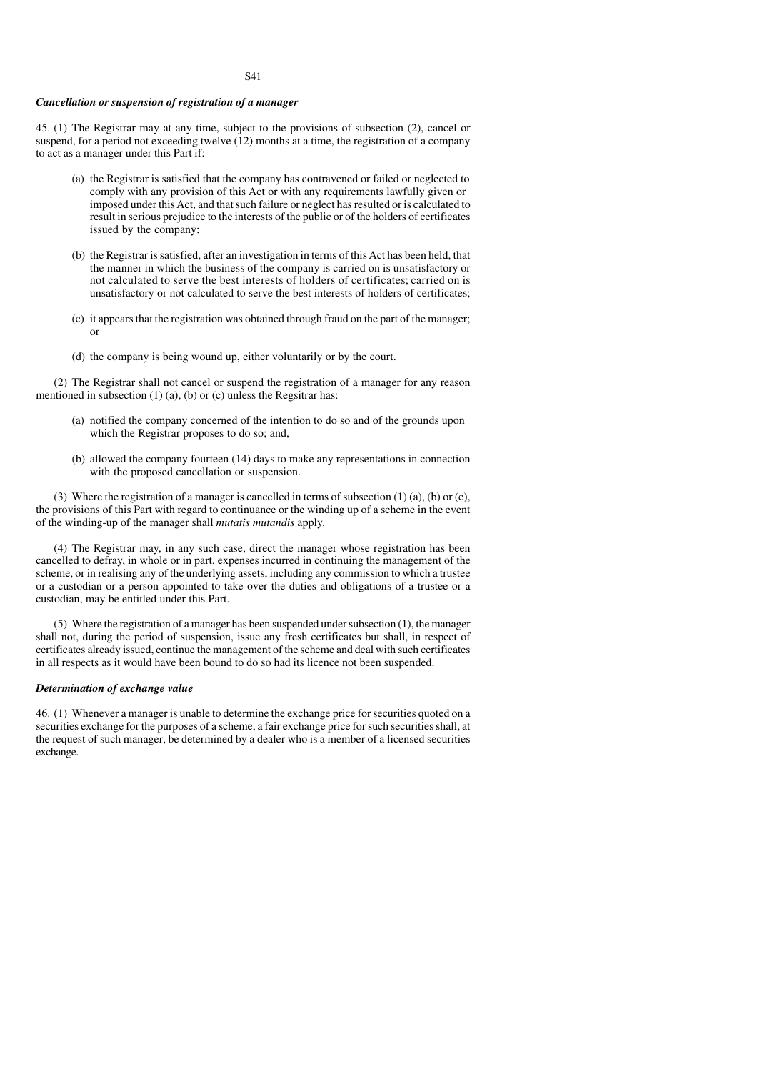***Cancellation or suspension of registration of a manager***

45. (1) The Registrar may at any time, subject to the provisions of subsection (2), cancel or suspend, for a period not exceeding twelve (12) months at a time, the registration of a company to act as a manager under this Part if:

(a) the Registrar is satisfied that the company has contravened or failed or neglected to comply with any provision of this Act or with any requirements lawfully given or imposed under this Act, and that such failure or neglect has resulted or is calculated to result in serious prejudice to the interests of the public or of the holders of certificates issued by the company;

(b) the Registrar is satisfied, after an investigation in terms of this Act has been held, that the manner in which the business of the company is carried on is unsatisfactory or not calculated to serve the best interests of holders of certificates; carried on is unsatisfactory or not calculated to serve the best interests of holders of certificates;

(c) it appears that the registration was obtained through fraud on the part of the manager; or

(d) the company is being wound up, either voluntarily or by the court.

(2) The Registrar shall not cancel or suspend the registration of a manager for any reason mentioned in subsection (1) (a), (b) or (c) unless the Regsitrar has:

(a) notified the company concerned of the intention to do so and of the grounds upon which the Registrar proposes to do so; and,

(b) allowed the company fourteen (14) days to make any representations in connection with the proposed cancellation or suspension.

(3) Where the registration of a manager is cancelled in terms of subsection (1) (a), (b) or (c), the provisions of this Part with regard to continuance or the winding up of a scheme in the event of the winding-up of the manager shall *mutatis mutandis* apply.

(4) The Registrar may, in any such case, direct the manager whose registration has been cancelled to defray, in whole or in part, expenses incurred in continuing the management of the scheme, or in realising any of the underlying assets, including any commission to which a trustee or a custodian or a person appointed to take over the duties and obligations of a trustee or a custodian, may be entitled under this Part.

(5) Where the registration of a manager has been suspended under subsection (1), the manager shall not, during the period of suspension, issue any fresh certificates but shall, in respect of certificates already issued, continue the management of the scheme and deal with such certificates in all respects as it would have been bound to do so had its licence not been suspended.

***Determination of exchange value***

46. (1) Whenever a manager is unable to determine the exchange price for securities quoted on a securities exchange for the purposes of a scheme, a fair exchange price for such securities shall, at the request of such manager, be determined by a dealer who is a member of a licensed securities exchange.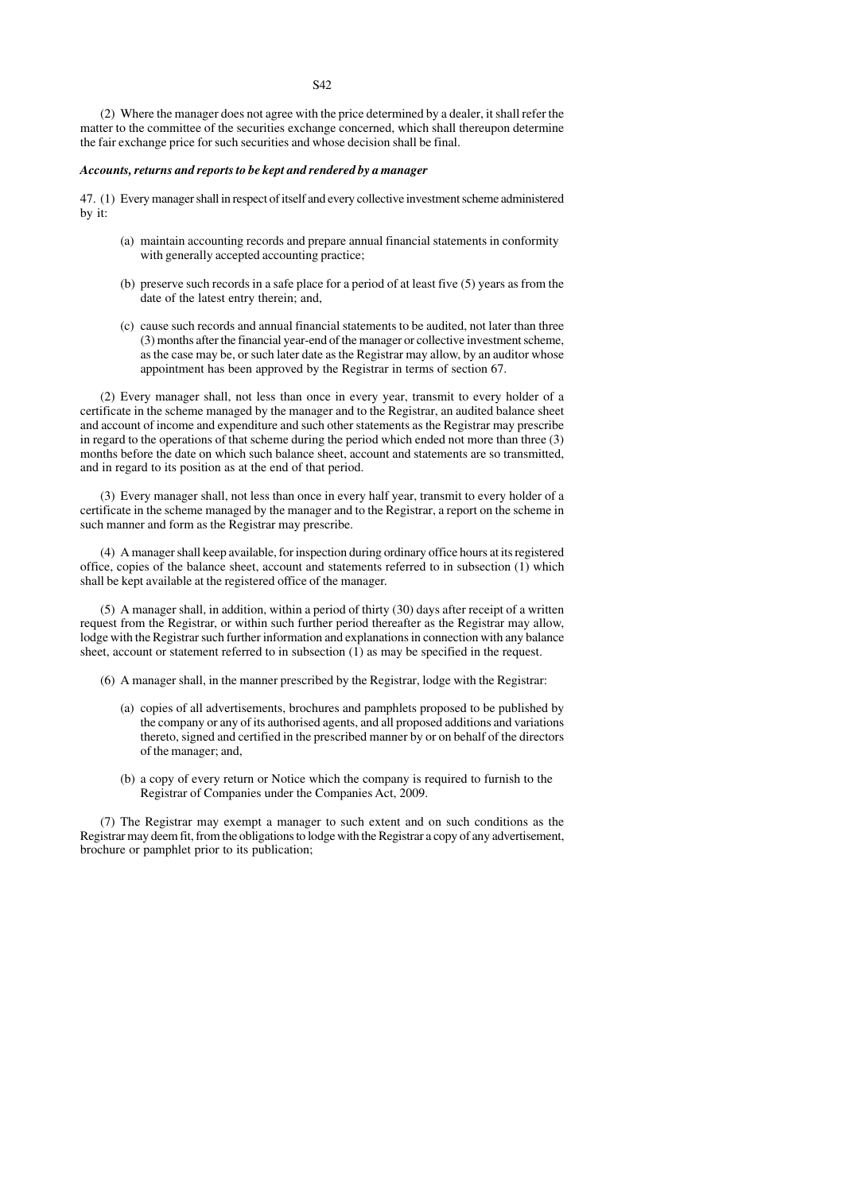(2) Where the manager does not agree with the price determined by a dealer, it shall refer the matter to the committee of the securities exchange concerned, which shall thereupon determine the fair exchange price for such securities and whose decision shall be final.

***Accounts, returns and reports to be kept and rendered by a manager***

47. (1) Every manager shall in respect of itself and every collective investment scheme administered by it:

- (a) maintain accounting records and prepare annual financial statements in conformity with generally accepted accounting practice;
- (b) preserve such records in a safe place for a period of at least five (5) years as from the date of the latest entry therein; and,
- (c) cause such records and annual financial statements to be audited, not later than three (3) months after the financial year-end of the manager or collective investment scheme, as the case may be, or such later date as the Registrar may allow, by an auditor whose appointment has been approved by the Registrar in terms of section 67.

(2) Every manager shall, not less than once in every year, transmit to every holder of a certificate in the scheme managed by the manager and to the Registrar, an audited balance sheet and account of income and expenditure and such other statements as the Registrar may prescribe in regard to the operations of that scheme during the period which ended not more than three (3) months before the date on which such balance sheet, account and statements are so transmitted, and in regard to its position as at the end of that period.

(3) Every manager shall, not less than once in every half year, transmit to every holder of a certificate in the scheme managed by the manager and to the Registrar, a report on the scheme in such manner and form as the Registrar may prescribe.

(4) A manager shall keep available, for inspection during ordinary office hours at its registered office, copies of the balance sheet, account and statements referred to in subsection (1) which shall be kept available at the registered office of the manager.

(5) A manager shall, in addition, within a period of thirty (30) days after receipt of a written request from the Registrar, or within such further period thereafter as the Registrar may allow, lodge with the Registrar such further information and explanations in connection with any balance sheet, account or statement referred to in subsection (1) as may be specified in the request.

(6) A manager shall, in the manner prescribed by the Registrar, lodge with the Registrar:

- (a) copies of all advertisements, brochures and pamphlets proposed to be published by the company or any of its authorised agents, and all proposed additions and variations thereto, signed and certified in the prescribed manner by or on behalf of the directors of the manager; and,
- (b) a copy of every return or Notice which the company is required to furnish to the Registrar of Companies under the Companies Act, 2009.

(7) The Registrar may exempt a manager to such extent and on such conditions as the Registrar may deem fit, from the obligations to lodge with the Registrar a copy of any advertisement, brochure or pamphlet prior to its publication;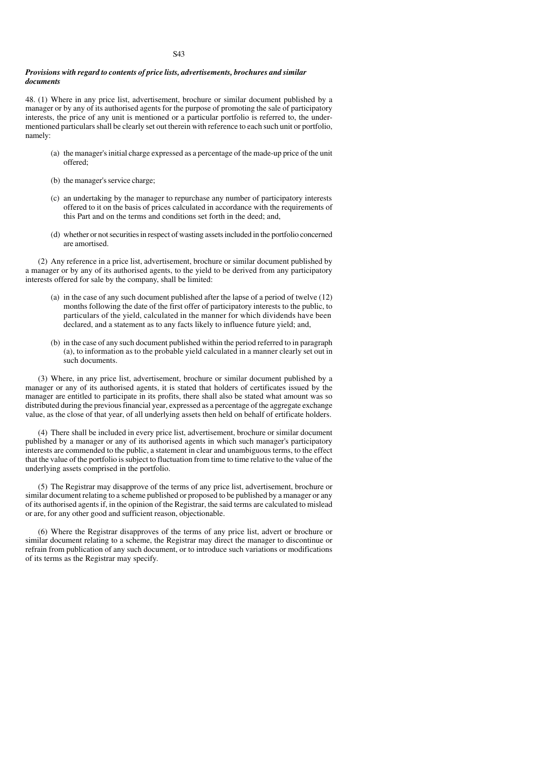***Provisions with regard to contents of price lists, advertisements, brochures and similar documents***

48. (1) Where in any price list, advertisement, brochure or similar document published by a manager or by any of its authorised agents for the purpose of promoting the sale of participatory interests, the price of any unit is mentioned or a particular portfolio is referred to, the under-mentioned particulars shall be clearly set out therein with reference to each such unit or portfolio, namely:

(a) the manager's initial charge expressed as a percentage of the made-up price of the unit offered;

(b) the manager's service charge;

(c) an undertaking by the manager to repurchase any number of participatory interests offered to it on the basis of prices calculated in accordance with the requirements of this Part and on the terms and conditions set forth in the deed; and,

(d) whether or not securities in respect of wasting assets included in the portfolio concerned are amortised.

(2) Any reference in a price list, advertisement, brochure or similar document published by a manager or by any of its authorised agents, to the yield to be derived from any participatory interests offered for sale by the company, shall be limited:

(a) in the case of any such document published after the lapse of a period of twelve (12) months following the date of the first offer of participatory interests to the public, to particulars of the yield, calculated in the manner for which dividends have been declared, and a statement as to any facts likely to influence future yield; and,

(b) in the case of any such document published within the period referred to in paragraph (a), to information as to the probable yield calculated in a manner clearly set out in such documents.

(3) Where, in any price list, advertisement, brochure or similar document published by a manager or any of its authorised agents, it is stated that holders of certificates issued by the manager are entitled to participate in its profits, there shall also be stated what amount was so distributed during the previous financial year, expressed as a percentage of the aggregate exchange value, as the close of that year, of all underlying assets then held on behalf of ertificate holders.

(4) There shall be included in every price list, advertisement, brochure or similar document published by a manager or any of its authorised agents in which such manager's participatory interests are commended to the public, a statement in clear and unambiguous terms, to the effect that the value of the portfolio is subject to fluctuation from time to time relative to the value of the underlying assets comprised in the portfolio.

(5) The Registrar may disapprove of the terms of any price list, advertisement, brochure or similar document relating to a scheme published or proposed to be published by a manager or any of its authorised agents if, in the opinion of the Registrar, the said terms are calculated to mislead or are, for any other good and sufficient reason, objectionable.

(6) Where the Registrar disapproves of the terms of any price list, advert or brochure or similar document relating to a scheme, the Registrar may direct the manager to discontinue or refrain from publication of any such document, or to introduce such variations or modifications of its terms as the Registrar may specify.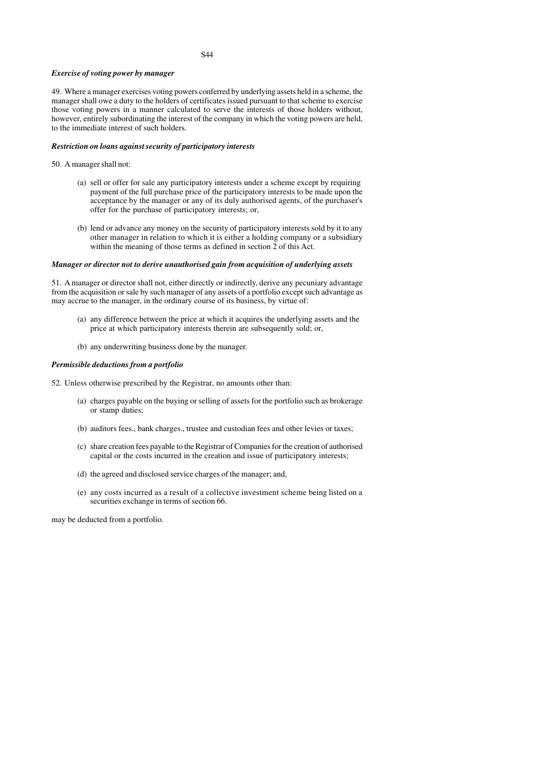***Exercise of voting power by manager***

49. Where a manager exercises voting powers conferred by underlying assets held in a scheme, the manager shall owe a duty to the holders of certificates issued pursuant to that scheme to exercise those voting powers in a manner calculated to serve the interests of those holders without, however, entirely subordinating the interest of the company in which the voting powers are held, to the immediate interest of such holders.

***Restriction on loans against security of participatory interests***

50. A manager shall not:

- (a) sell or offer for sale any participatory interests under a scheme except by requiring payment of the full purchase price of the participatory interests to be made upon the acceptance by the manager or any of its duly authorised agents, of the purchaser's offer for the purchase of participatory interests; or,

- (b) lend or advance any money on the security of participatory interests sold by it to any other manager in relation to which it is either a holding company or a subsidiary within the meaning of those terms as defined in section 2 of this Act.

***Manager or director not to derive unauthorised gain from acquisition of underlying assets***

51. A manager or director shall not, either directly or indirectly, derive any pecuniary advantage from the acquisition or sale by such manager of any assets of a portfolio except such advantage as may accrue to the manager, in the ordinary course of its business, by virtue of:

- (a) any difference between the price at which it acquires the underlying assets and the price at which participatory interests therein are subsequently sold; or,

- (b) any underwriting business done by the manager.

***Permissible deductions from a portfolio***

52. Unless otherwise prescribed by the Registrar, no amounts other than:

- (a) charges payable on the buying or selling of assets for the portfolio such as brokerage or stamp duties;

- (b) auditors fees., bank charges., trustee and custodian fees and other levies or taxes;

- (c) share creation fees payable to the Registrar of Companies for the creation of authorised capital or the costs incurred in the creation and issue of participatory interests;

- (d) the agreed and disclosed service charges of the manager; and,

- (e) any costs incurred as a result of a collective investment scheme being listed on a securities exchange in terms of section 66.

may be deducted from a portfolio.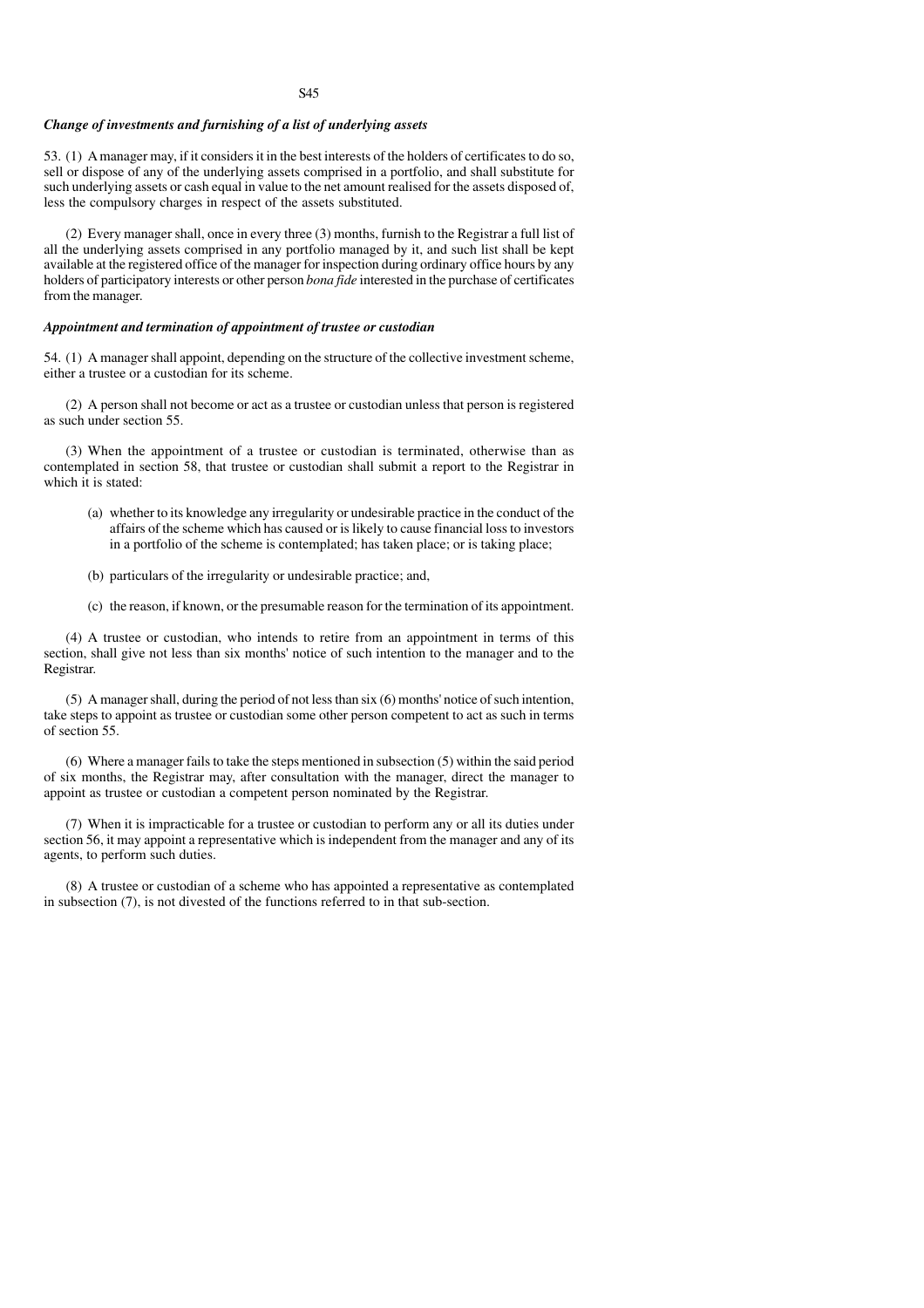### *Change of investments and furnishing of a list of underlying assets*

53. (1) A manager may, if it considers it in the best interests of the holders of certificates to do so, sell or dispose of any of the underlying assets comprised in a portfolio, and shall substitute for such underlying assets or cash equal in value to the net amount realised for the assets disposed of, less the compulsory charges in respect of the assets substituted.

(2) Every manager shall, once in every three (3) months, furnish to the Registrar a full list of all the underlying assets comprised in any portfolio managed by it, and such list shall be kept available at the registered office of the manager for inspection during ordinary office hours by any holders of participatory interests or other person *bona fide* interested in the purchase of certificates from the manager.

### *Appointment and termination of appointment of trustee or custodian*

54. (1) A manager shall appoint, depending on the structure of the collective investment scheme, either a trustee or a custodian for its scheme.

(2) A person shall not become or act as a trustee or custodian unless that person is registered as such under section 55.

(3) When the appointment of a trustee or custodian is terminated, otherwise than as contemplated in section 58, that trustee or custodian shall submit a report to the Registrar in which it is stated:

- (a) whether to its knowledge any irregularity or undesirable practice in the conduct of the affairs of the scheme which has caused or is likely to cause financial loss to investors in a portfolio of the scheme is contemplated; has taken place; or is taking place;
- (b) particulars of the irregularity or undesirable practice; and,
- (c) the reason, if known, or the presumable reason for the termination of its appointment.

(4) A trustee or custodian, who intends to retire from an appointment in terms of this section, shall give not less than six months' notice of such intention to the manager and to the Registrar.

(5) A manager shall, during the period of not less than six (6) months' notice of such intention, take steps to appoint as trustee or custodian some other person competent to act as such in terms of section 55.

(6) Where a manager fails to take the steps mentioned in subsection (5) within the said period of six months, the Registrar may, after consultation with the manager, direct the manager to appoint as trustee or custodian a competent person nominated by the Registrar.

(7) When it is impracticable for a trustee or custodian to perform any or all its duties under section 56, it may appoint a representative which is independent from the manager and any of its agents, to perform such duties.

(8) A trustee or custodian of a scheme who has appointed a representative as contemplated in subsection (7), is not divested of the functions referred to in that sub-section.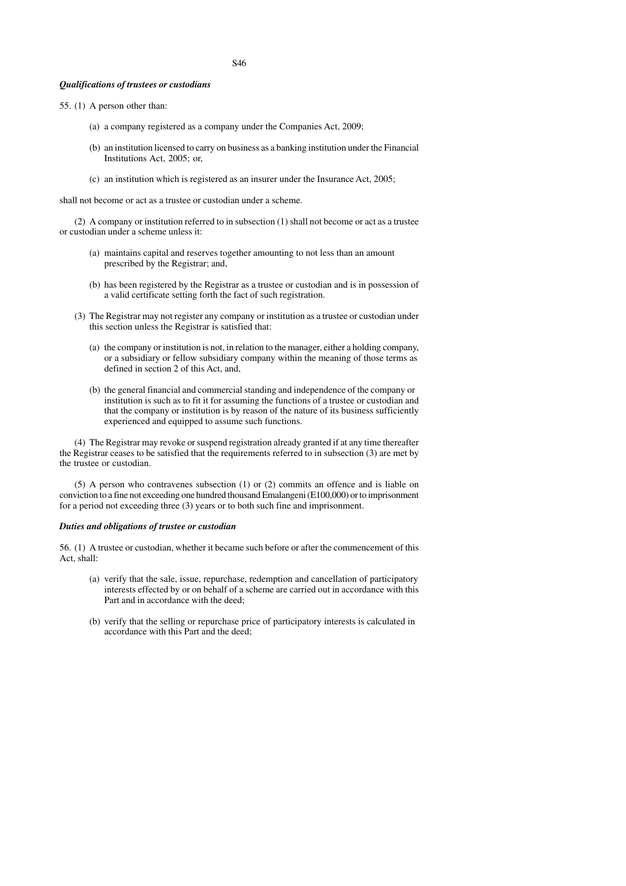***Qualifications of trustees or custodians***

55. (1) A person other than:

(a) a company registered as a company under the Companies Act, 2009;

(b) an institution licensed to carry on business as a banking institution under the Financial Institutions Act, 2005; or,

(c) an institution which is registered as an insurer under the Insurance Act, 2005;

shall not become or act as a trustee or custodian under a scheme.

(2) A company or institution referred to in subsection (1) shall not become or act as a trustee or custodian under a scheme unless it:

(a) maintains capital and reserves together amounting to not less than an amount prescribed by the Registrar; and,

(b) has been registered by the Registrar as a trustee or custodian and is in possession of a valid certificate setting forth the fact of such registration.

(3) The Registrar may not register any company or institution as a trustee or custodian under this section unless the Registrar is satisfied that:

(a) the company or institution is not, in relation to the manager, either a holding company, or a subsidiary or fellow subsidiary company within the meaning of those terms as defined in section 2 of this Act, and,

(b) the general financial and commercial standing and independence of the company or institution is such as to fit it for assuming the functions of a trustee or custodian and that the company or institution is by reason of the nature of its business sufficiently experienced and equipped to assume such functions.

(4) The Registrar may revoke or suspend registration already granted if at any time thereafter the Registrar ceases to be satisfied that the requirements referred to in subsection (3) are met by the trustee or custodian.

(5) A person who contravenes subsection (1) or (2) commits an offence and is liable on conviction to a fine not exceeding one hundred thousand Emalangeni (E100,000) or to imprisonment for a period not exceeding three (3) years or to both such fine and imprisonment.

***Duties and obligations of trustee or custodian***

56. (1) A trustee or custodian, whether it became such before or after the commencement of this Act, shall:

(a) verify that the sale, issue, repurchase, redemption and cancellation of participatory interests effected by or on behalf of a scheme are carried out in accordance with this Part and in accordance with the deed;

(b) verify that the selling or repurchase price of participatory interests is calculated in accordance with this Part and the deed;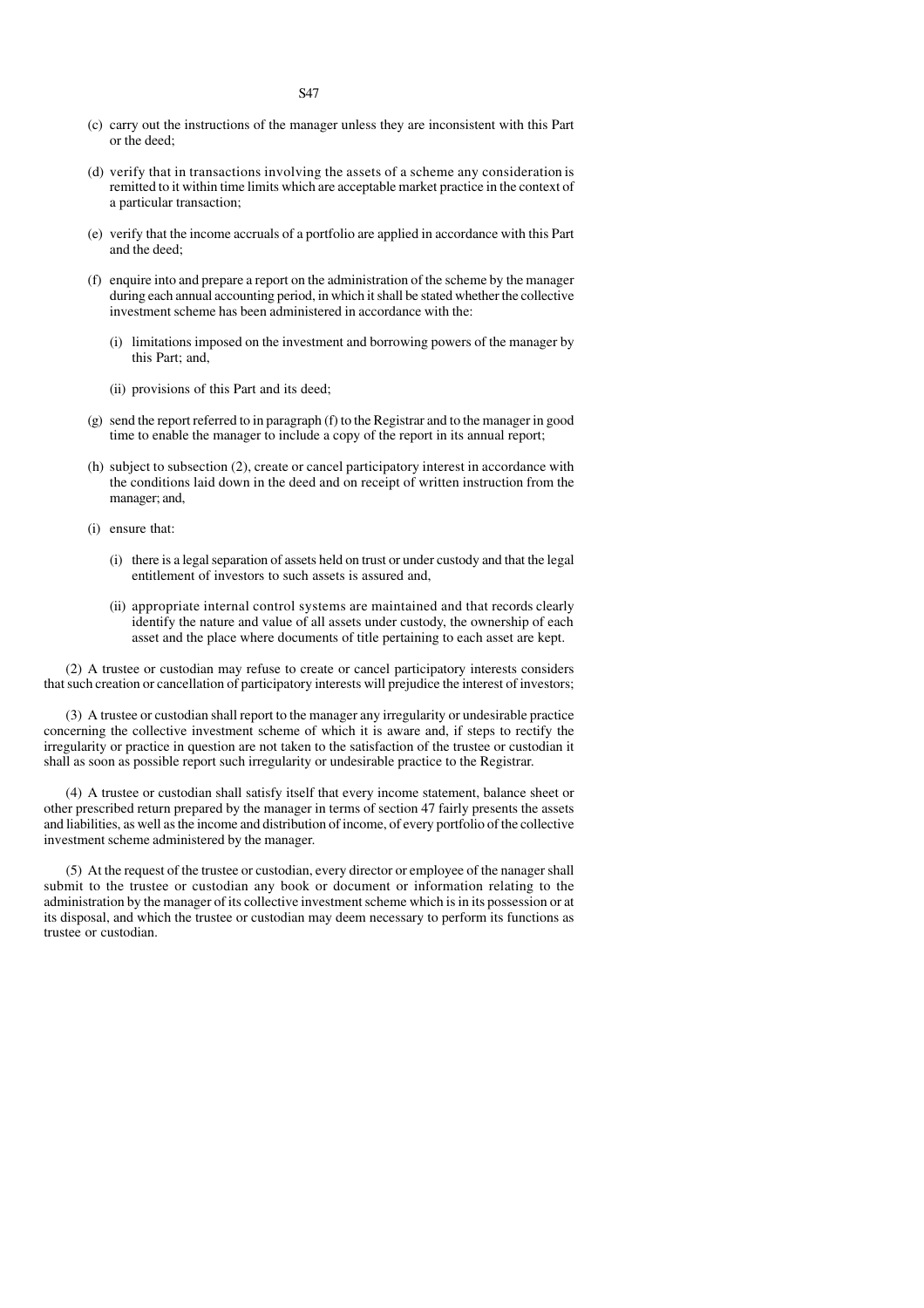(c) carry out the instructions of the manager unless they are inconsistent with this Part or the deed;

(d) verify that in transactions involving the assets of a scheme any consideration is remitted to it within time limits which are acceptable market practice in the context of a particular transaction;

(e) verify that the income accruals of a portfolio are applied in accordance with this Part and the deed;

(f) enquire into and prepare a report on the administration of the scheme by the manager during each annual accounting period, in which it shall be stated whether the collective investment scheme has been administered in accordance with the:

(i) limitations imposed on the investment and borrowing powers of the manager by this Part; and,

(ii) provisions of this Part and its deed;

(g) send the report referred to in paragraph (f) to the Registrar and to the manager in good time to enable the manager to include a copy of the report in its annual report;

(h) subject to subsection (2), create or cancel participatory interest in accordance with the conditions laid down in the deed and on receipt of written instruction from the manager; and,

(i) ensure that:

(i) there is a legal separation of assets held on trust or under custody and that the legal entitlement of investors to such assets is assured and,

(ii) appropriate internal control systems are maintained and that records clearly identify the nature and value of all assets under custody, the ownership of each asset and the place where documents of title pertaining to each asset are kept.

(2) A trustee or custodian may refuse to create or cancel participatory interests considers that such creation or cancellation of participatory interests will prejudice the interest of investors;

(3) A trustee or custodian shall report to the manager any irregularity or undesirable practice concerning the collective investment scheme of which it is aware and, if steps to rectify the irregularity or practice in question are not taken to the satisfaction of the trustee or custodian it shall as soon as possible report such irregularity or undesirable practice to the Registrar.

(4) A trustee or custodian shall satisfy itself that every income statement, balance sheet or other prescribed return prepared by the manager in terms of section 47 fairly presents the assets and liabilities, as well as the income and distribution of income, of every portfolio of the collective investment scheme administered by the manager.

(5) At the request of the trustee or custodian, every director or employee of the nanager shall submit to the trustee or custodian any book or document or information relating to the administration by the manager of its collective investment scheme which is in its possession or at its disposal, and which the trustee or custodian may deem necessary to perform its functions as trustee or custodian.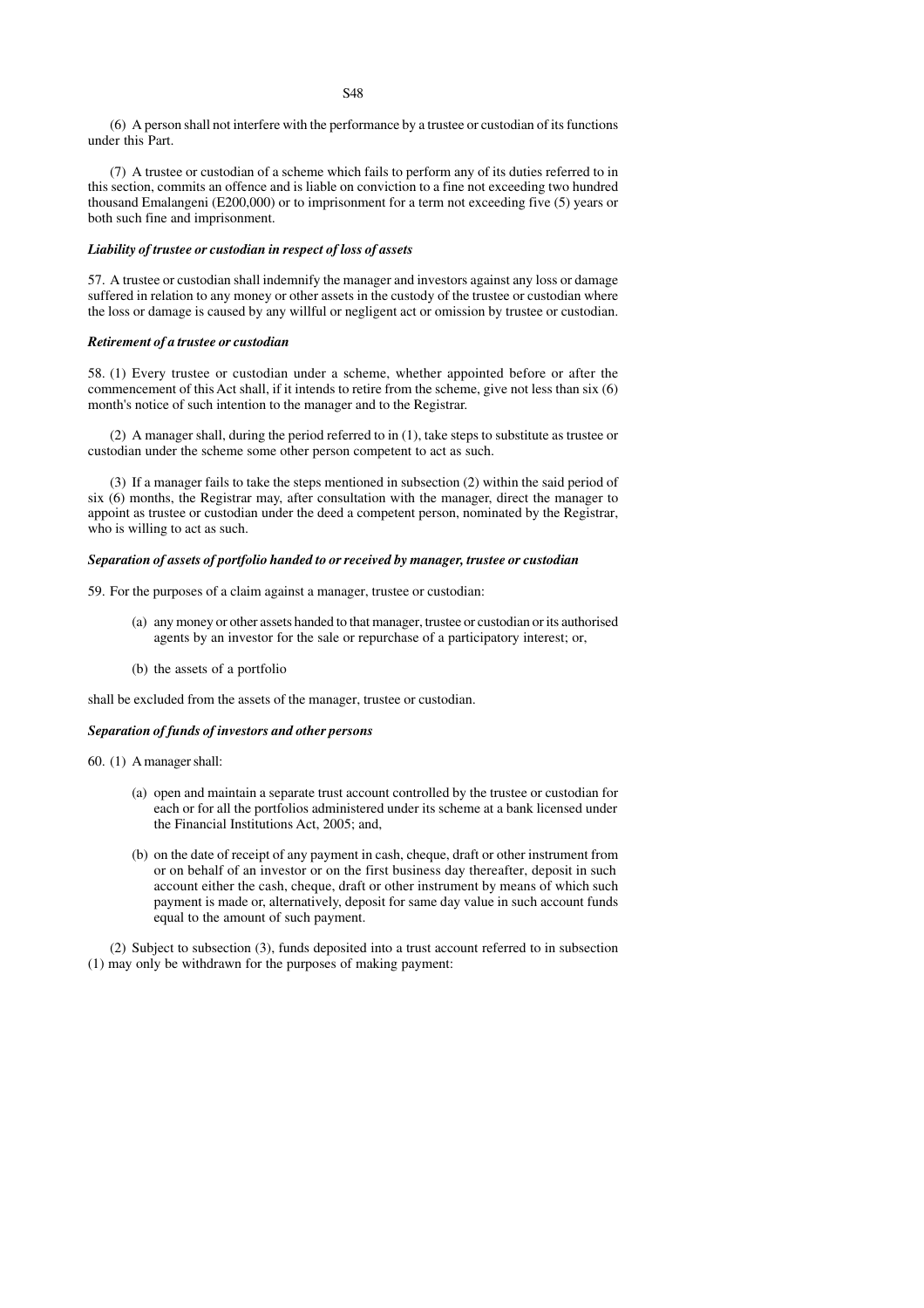(6) A person shall not interfere with the performance by a trustee or custodian of its functions under this Part.

(7) A trustee or custodian of a scheme which fails to perform any of its duties referred to in this section, commits an offence and is liable on conviction to a fine not exceeding two hundred thousand Emalangeni (E200,000) or to imprisonment for a term not exceeding five (5) years or both such fine and imprisonment.

***Liability of trustee or custodian in respect of loss of assets***

57. A trustee or custodian shall indemnify the manager and investors against any loss or damage suffered in relation to any money or other assets in the custody of the trustee or custodian where the loss or damage is caused by any willful or negligent act or omission by trustee or custodian.

***Retirement of a trustee or custodian***

58. (1) Every trustee or custodian under a scheme, whether appointed before or after the commencement of this Act shall, if it intends to retire from the scheme, give not less than six (6) month's notice of such intention to the manager and to the Registrar.

(2) A manager shall, during the period referred to in (1), take steps to substitute as trustee or custodian under the scheme some other person competent to act as such.

(3) If a manager fails to take the steps mentioned in subsection (2) within the said period of six (6) months, the Registrar may, after consultation with the manager, direct the manager to appoint as trustee or custodian under the deed a competent person, nominated by the Registrar, who is willing to act as such.

***Separation of assets of portfolio handed to or received by manager, trustee or custodian***

59. For the purposes of a claim against a manager, trustee or custodian:

(a) any money or other assets handed to that manager, trustee or custodian or its authorised agents by an investor for the sale or repurchase of a participatory interest; or,

(b) the assets of a portfolio

shall be excluded from the assets of the manager, trustee or custodian.

***Separation of funds of investors and other persons***

60. (1) A manager shall:

(a) open and maintain a separate trust account controlled by the trustee or custodian for each or for all the portfolios administered under its scheme at a bank licensed under the Financial Institutions Act, 2005; and,

(b) on the date of receipt of any payment in cash, cheque, draft or other instrument from or on behalf of an investor or on the first business day thereafter, deposit in such account either the cash, cheque, draft or other instrument by means of which such payment is made or, alternatively, deposit for same day value in such account funds equal to the amount of such payment.

(2) Subject to subsection (3), funds deposited into a trust account referred to in subsection (1) may only be withdrawn for the purposes of making payment: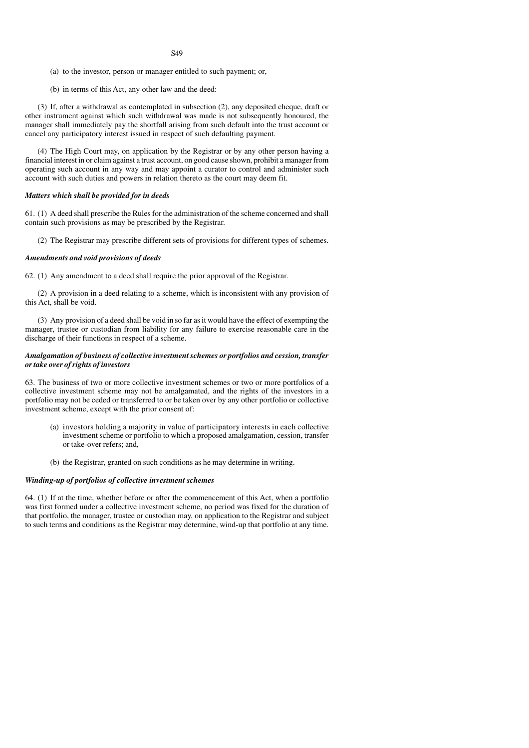(a) to the investor, person or manager entitled to such payment; or,

(b) in terms of this Act, any other law and the deed:

(3) If, after a withdrawal as contemplated in subsection (2), any deposited cheque, draft or other instrument against which such withdrawal was made is not subsequently honoured, the manager shall immediately pay the shortfall arising from such default into the trust account or cancel any participatory interest issued in respect of such defaulting payment.

(4) The High Court may, on application by the Registrar or by any other person having a financial interest in or claim against a trust account, on good cause shown, prohibit a manager from operating such account in any way and may appoint a curator to control and administer such account with such duties and powers in relation thereto as the court may deem fit.

***Matters which shall be provided for in deeds***

61. (1) A deed shall prescribe the Rules for the administration of the scheme concerned and shall contain such provisions as may be prescribed by the Registrar.

(2) The Registrar may prescribe different sets of provisions for different types of schemes.

***Amendments and void provisions of deeds***

62. (1) Any amendment to a deed shall require the prior approval of the Registrar.

(2) A provision in a deed relating to a scheme, which is inconsistent with any provision of this Act, shall be void.

(3) Any provision of a deed shall be void in so far as it would have the effect of exempting the manager, trustee or custodian from liability for any failure to exercise reasonable care in the discharge of their functions in respect of a scheme.

***Amalgamation of business of collective investment schemes or portfolios and cession, transfer or take over of rights of investors***

63. The business of two or more collective investment schemes or two or more portfolios of a collective investment scheme may not be amalgamated, and the rights of the investors in a portfolio may not be ceded or transferred to or be taken over by any other portfolio or collective investment scheme, except with the prior consent of:

(a) investors holding a majority in value of participatory interests in each collective investment scheme or portfolio to which a proposed amalgamation, cession, transfer or take-over refers; and,

(b) the Registrar, granted on such conditions as he may determine in writing.

***Winding-up of portfolios of collective investment schemes***

64. (1) If at the time, whether before or after the commencement of this Act, when a portfolio was first formed under a collective investment scheme, no period was fixed for the duration of that portfolio, the manager, trustee or custodian may, on application to the Registrar and subject to such terms and conditions as the Registrar may determine, wind-up that portfolio at any time.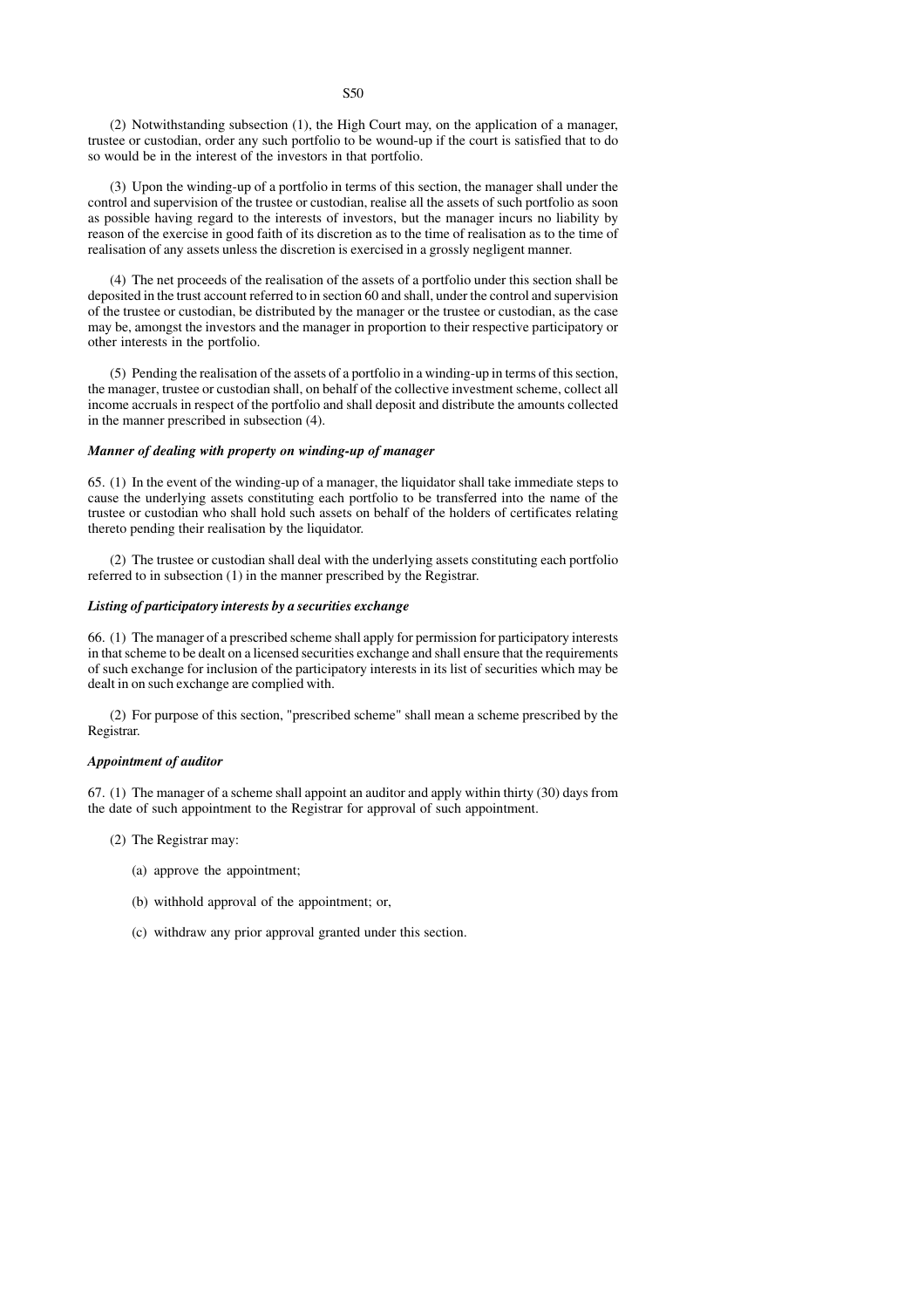(2) Notwithstanding subsection (1), the High Court may, on the application of a manager, trustee or custodian, order any such portfolio to be wound-up if the court is satisfied that to do so would be in the interest of the investors in that portfolio.

(3) Upon the winding-up of a portfolio in terms of this section, the manager shall under the control and supervision of the trustee or custodian, realise all the assets of such portfolio as soon as possible having regard to the interests of investors, but the manager incurs no liability by reason of the exercise in good faith of its discretion as to the time of realisation as to the time of realisation of any assets unless the discretion is exercised in a grossly negligent manner.

(4) The net proceeds of the realisation of the assets of a portfolio under this section shall be deposited in the trust account referred to in section 60 and shall, under the control and supervision of the trustee or custodian, be distributed by the manager or the trustee or custodian, as the case may be, amongst the investors and the manager in proportion to their respective participatory or other interests in the portfolio.

(5) Pending the realisation of the assets of a portfolio in a winding-up in terms of this section, the manager, trustee or custodian shall, on behalf of the collective investment scheme, collect all income accruals in respect of the portfolio and shall deposit and distribute the amounts collected in the manner prescribed in subsection (4).

***Manner of dealing with property on winding-up of manager***

65. (1) In the event of the winding-up of a manager, the liquidator shall take immediate steps to cause the underlying assets constituting each portfolio to be transferred into the name of the trustee or custodian who shall hold such assets on behalf of the holders of certificates relating thereto pending their realisation by the liquidator.

(2) The trustee or custodian shall deal with the underlying assets constituting each portfolio referred to in subsection (1) in the manner prescribed by the Registrar.

***Listing of participatory interests by a securities exchange***

66. (1) The manager of a prescribed scheme shall apply for permission for participatory interests in that scheme to be dealt on a licensed securities exchange and shall ensure that the requirements of such exchange for inclusion of the participatory interests in its list of securities which may be dealt in on such exchange are complied with.

(2) For purpose of this section, "prescribed scheme" shall mean a scheme prescribed by the Registrar.

***Appointment of auditor***

67. (1) The manager of a scheme shall appoint an auditor and apply within thirty (30) days from the date of such appointment to the Registrar for approval of such appointment.

(2) The Registrar may:

(a) approve the appointment;

(b) withhold approval of the appointment; or,

(c) withdraw any prior approval granted under this section.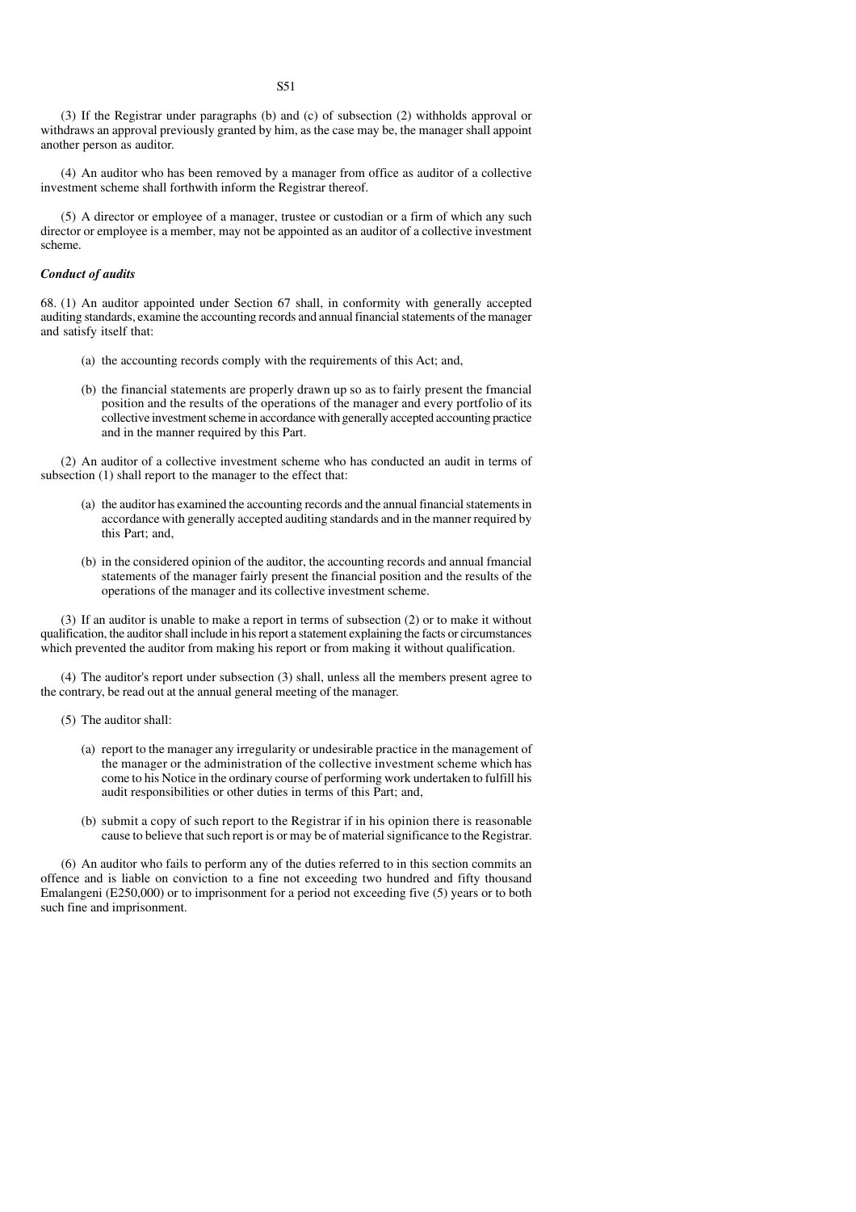(3) If the Registrar under paragraphs (b) and (c) of subsection (2) withholds approval or withdraws an approval previously granted by him, as the case may be, the manager shall appoint another person as auditor.

(4) An auditor who has been removed by a manager from office as auditor of a collective investment scheme shall forthwith inform the Registrar thereof.

(5) A director or employee of a manager, trustee or custodian or a firm of which any such director or employee is a member, may not be appointed as an auditor of a collective investment scheme.

***Conduct of audits***

68. (1) An auditor appointed under Section 67 shall, in conformity with generally accepted auditing standards, examine the accounting records and annual financial statements of the manager and satisfy itself that:

(a) the accounting records comply with the requirements of this Act; and,

(b) the financial statements are properly drawn up so as to fairly present the fmancial position and the results of the operations of the manager and every portfolio of its collective investment scheme in accordance with generally accepted accounting practice and in the manner required by this Part.

(2) An auditor of a collective investment scheme who has conducted an audit in terms of subsection (1) shall report to the manager to the effect that:

(a) the auditor has examined the accounting records and the annual financial statements in accordance with generally accepted auditing standards and in the manner required by this Part; and,

(b) in the considered opinion of the auditor, the accounting records and annual fmancial statements of the manager fairly present the financial position and the results of the operations of the manager and its collective investment scheme.

(3) If an auditor is unable to make a report in terms of subsection (2) or to make it without qualification, the auditor shall include in his report a statement explaining the facts or circumstances which prevented the auditor from making his report or from making it without qualification.

(4) The auditor's report under subsection (3) shall, unless all the members present agree to the contrary, be read out at the annual general meeting of the manager.

(5) The auditor shall:

(a) report to the manager any irregularity or undesirable practice in the management of the manager or the administration of the collective investment scheme which has come to his Notice in the ordinary course of performing work undertaken to fulfill his audit responsibilities or other duties in terms of this Part; and,

(b) submit a copy of such report to the Registrar if in his opinion there is reasonable cause to believe that such report is or may be of material significance to the Registrar.

(6) An auditor who fails to perform any of the duties referred to in this section commits an offence and is liable on conviction to a fine not exceeding two hundred and fifty thousand Emalangeni (E250,000) or to imprisonment for a period not exceeding five (5) years or to both such fine and imprisonment.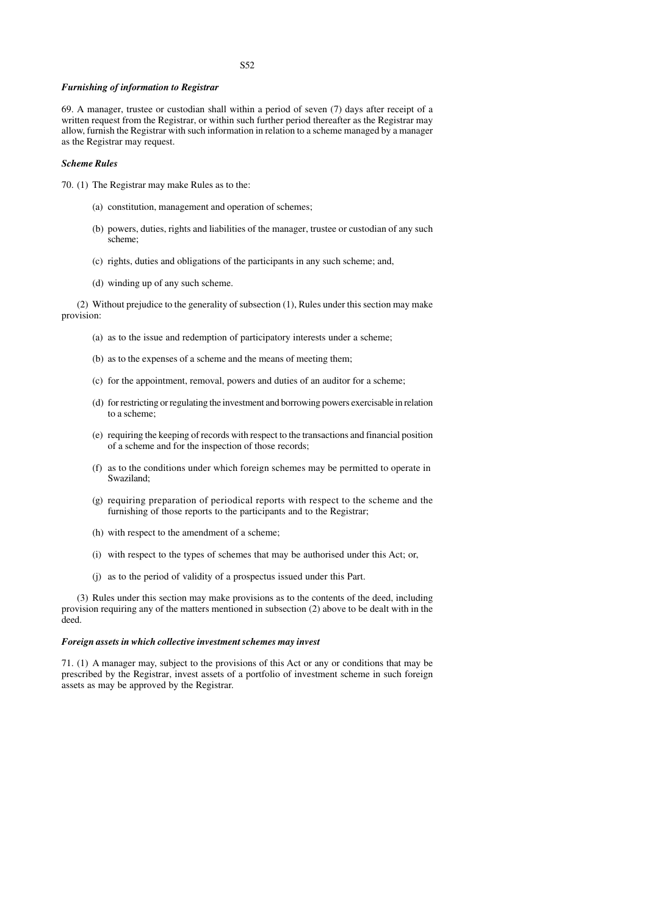***Furnishing of information to Registrar***

69. A manager, trustee or custodian shall within a period of seven (7) days after receipt of a written request from the Registrar, or within such further period thereafter as the Registrar may allow, furnish the Registrar with such information in relation to a scheme managed by a manager as the Registrar may request.

***Scheme Rules***

70. (1) The Registrar may make Rules as to the:

(a) constitution, management and operation of schemes;

(b) powers, duties, rights and liabilities of the manager, trustee or custodian of any such scheme;

(c) rights, duties and obligations of the participants in any such scheme; and,

(d) winding up of any such scheme.

(2) Without prejudice to the generality of subsection (1), Rules under this section may make provision:

(a) as to the issue and redemption of participatory interests under a scheme;

(b) as to the expenses of a scheme and the means of meeting them;

(c) for the appointment, removal, powers and duties of an auditor for a scheme;

(d) for restricting or regulating the investment and borrowing powers exercisable in relation to a scheme;

(e) requiring the keeping of records with respect to the transactions and financial position of a scheme and for the inspection of those records;

(f) as to the conditions under which foreign schemes may be permitted to operate in Swaziland;

(g) requiring preparation of periodical reports with respect to the scheme and the furnishing of those reports to the participants and to the Registrar;

(h) with respect to the amendment of a scheme;

(i) with respect to the types of schemes that may be authorised under this Act; or,

(j) as to the period of validity of a prospectus issued under this Part.

(3) Rules under this section may make provisions as to the contents of the deed, including provision requiring any of the matters mentioned in subsection (2) above to be dealt with in the deed.

***Foreign assets in which collective investment schemes may invest***

71. (1) A manager may, subject to the provisions of this Act or any or conditions that may be prescribed by the Registrar, invest assets of a portfolio of investment scheme in such foreign assets as may be approved by the Registrar.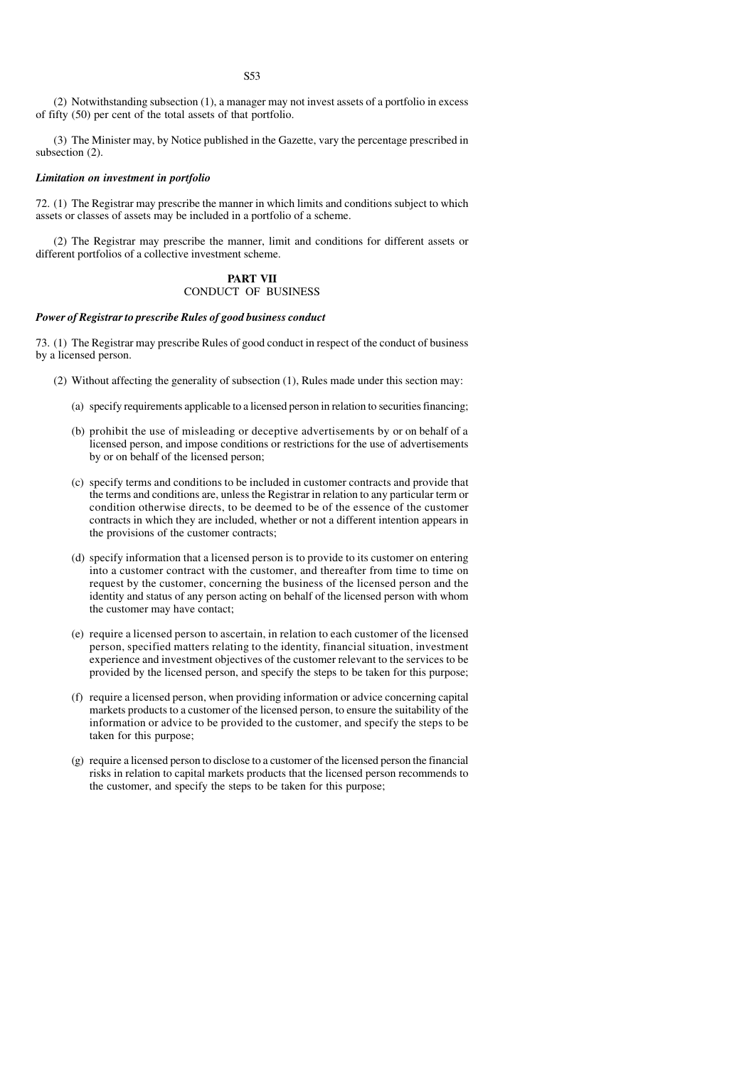(2) Notwithstanding subsection (1), a manager may not invest assets of a portfolio in excess of fifty (50) per cent of the total assets of that portfolio.

(3) The Minister may, by Notice published in the Gazette, vary the percentage prescribed in subsection (2).

***Limitation on investment in portfolio***

72. (1) The Registrar may prescribe the manner in which limits and conditions subject to which assets or classes of assets may be included in a portfolio of a scheme.

(2) The Registrar may prescribe the manner, limit and conditions for different assets or different portfolios of a collective investment scheme.

## PART VII
## CONDUCT OF BUSINESS

***Power of Registrar to prescribe Rules of good business conduct***

73. (1) The Registrar may prescribe Rules of good conduct in respect of the conduct of business by a licensed person.

(2) Without affecting the generality of subsection (1), Rules made under this section may:

(a) specify requirements applicable to a licensed person in relation to securities financing;

(b) prohibit the use of misleading or deceptive advertisements by or on behalf of a licensed person, and impose conditions or restrictions for the use of advertisements by or on behalf of the licensed person;

(c) specify terms and conditions to be included in customer contracts and provide that the terms and conditions are, unless the Registrar in relation to any particular term or condition otherwise directs, to be deemed to be of the essence of the customer contracts in which they are included, whether or not a different intention appears in the provisions of the customer contracts;

(d) specify information that a licensed person is to provide to its customer on entering into a customer contract with the customer, and thereafter from time to time on request by the customer, concerning the business of the licensed person and the identity and status of any person acting on behalf of the licensed person with whom the customer may have contact;

(e) require a licensed person to ascertain, in relation to each customer of the licensed person, specified matters relating to the identity, financial situation, investment experience and investment objectives of the customer relevant to the services to be provided by the licensed person, and specify the steps to be taken for this purpose;

(f) require a licensed person, when providing information or advice concerning capital markets products to a customer of the licensed person, to ensure the suitability of the information or advice to be provided to the customer, and specify the steps to be taken for this purpose;

(g) require a licensed person to disclose to a customer of the licensed person the financial risks in relation to capital markets products that the licensed person recommends to the customer, and specify the steps to be taken for this purpose;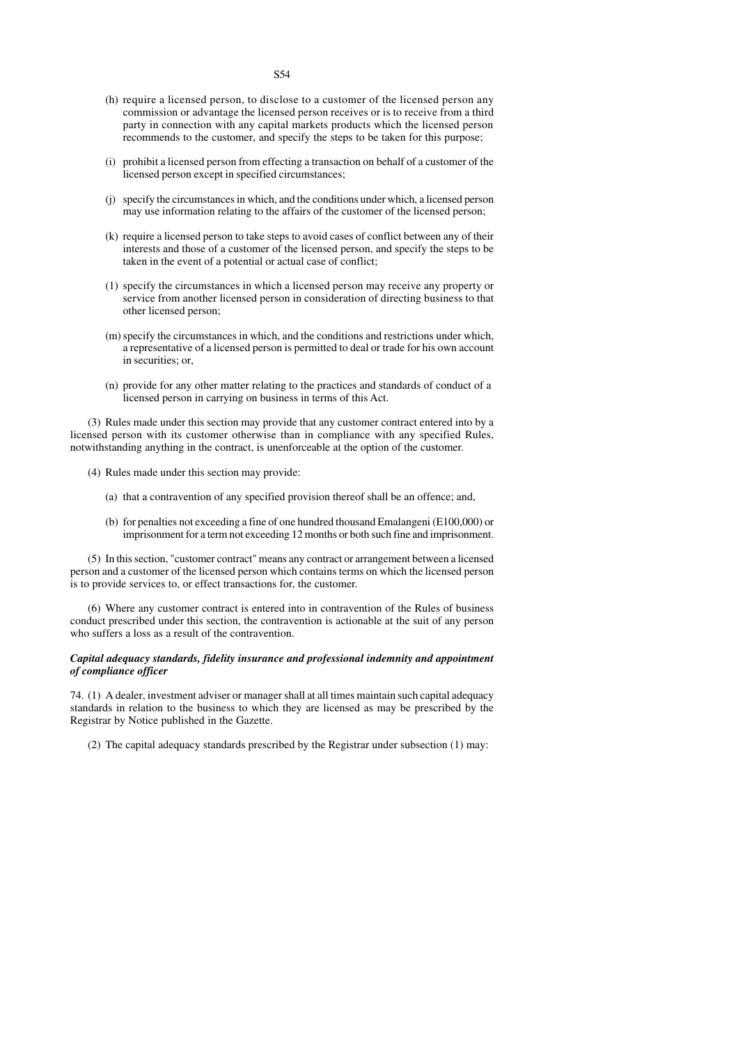(h) require a licensed person, to disclose to a customer of the licensed person any commission or advantage the licensed person receives or is to receive from a third party in connection with any capital markets products which the licensed person recommends to the customer, and specify the steps to be taken for this purpose;

(i) prohibit a licensed person from effecting a transaction on behalf of a customer of the licensed person except in specified circumstances;

(j) specify the circumstances in which, and the conditions under which, a licensed person may use information relating to the affairs of the customer of the licensed person;

(k) require a licensed person to take steps to avoid cases of conflict between any of their interests and those of a customer of the licensed person, and specify the steps to be taken in the event of a potential or actual case of conflict;

(l) specify the circumstances in which a licensed person may receive any property or service from another licensed person in consideration of directing business to that other licensed person;

(m) specify the circumstances in which, and the conditions and restrictions under which, a representative of a licensed person is permitted to deal or trade for his own account in securities; or,

(n) provide for any other matter relating to the practices and standards of conduct of a licensed person in carrying on business in terms of this Act.

(3) Rules made under this section may provide that any customer contract entered into by a licensed person with its customer otherwise than in compliance with any specified Rules, notwithstanding anything in the contract, is unenforceable at the option of the customer.

(4) Rules made under this section may provide:

(a) that a contravention of any specified provision thereof shall be an offence; and,

(b) for penalties not exceeding a fine of one hundred thousand Emalangeni (E100,000) or imprisonment for a term not exceeding 12 months or both such fine and imprisonment.

(5) In this section, "customer contract" means any contract or arrangement between a licensed person and a customer of the licensed person which contains terms on which the licensed person is to provide services to, or effect transactions for, the customer.

(6) Where any customer contract is entered into in contravention of the Rules of business conduct prescribed under this section, the contravention is actionable at the suit of any person who suffers a loss as a result of the contravention.

***Capital adequacy standards, fidelity insurance and professional indemnity and appointment of compliance officer***

74. (1) A dealer, investment adviser or manager shall at all times maintain such capital adequacy standards in relation to the business to which they are licensed as may be prescribed by the Registrar by Notice published in the Gazette.

(2) The capital adequacy standards prescribed by the Registrar under subsection (1) may: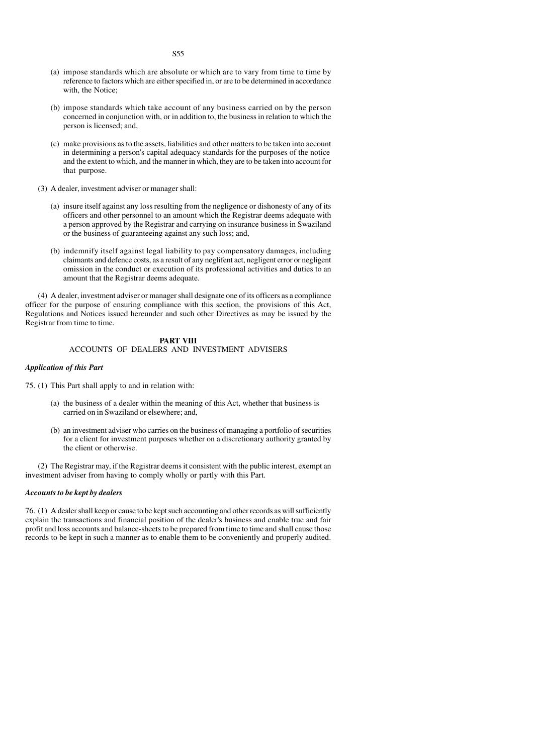(a) impose standards which are absolute or which are to vary from time to time by reference to factors which are either specified in, or are to be determined in accordance with, the Notice;

(b) impose standards which take account of any business carried on by the person concerned in conjunction with, or in addition to, the business in relation to which the person is licensed; and,

(c) make provisions as to the assets, liabilities and other matters to be taken into account in determining a person's capital adequacy standards for the purposes of the notice and the extent to which, and the manner in which, they are to be taken into account for that purpose.

(3) A dealer, investment adviser or manager shall:

(a) insure itself against any loss resulting from the negligence or dishonesty of any of its officers and other personnel to an amount which the Registrar deems adequate with a person approved by the Registrar and carrying on insurance business in Swaziland or the business of guaranteeing against any such loss; and,

(b) indemnify itself against legal liability to pay compensatory damages, including claimants and defence costs, as a result of any neglifent act, negligent error or negligent omission in the conduct or execution of its professional activities and duties to an amount that the Registrar deems adequate.

(4) A dealer, investment adviser or manager shall designate one of its officers as a compliance officer for the purpose of ensuring compliance with this section, the provisions of this Act, Regulations and Notices issued hereunder and such other Directives as may be issued by the Registrar from time to time.

## PART VIII
## ACCOUNTS OF DEALERS AND INVESTMENT ADVISERS

***Application of this Part***

75. (1) This Part shall apply to and in relation with:

(a) the business of a dealer within the meaning of this Act, whether that business is carried on in Swaziland or elsewhere; and,

(b) an investment adviser who carries on the business of managing a portfolio of securities for a client for investment purposes whether on a discretionary authority granted by the client or otherwise.

(2) The Registrar may, if the Registrar deems it consistent with the public interest, exempt an investment adviser from having to comply wholly or partly with this Part.

***Accounts to be kept by dealers***

76. (1) A dealer shall keep or cause to be kept such accounting and other records as will sufficiently explain the transactions and financial position of the dealer's business and enable true and fair profit and loss accounts and balance-sheets to be prepared from time to time and shall cause those records to be kept in such a manner as to enable them to be conveniently and properly audited.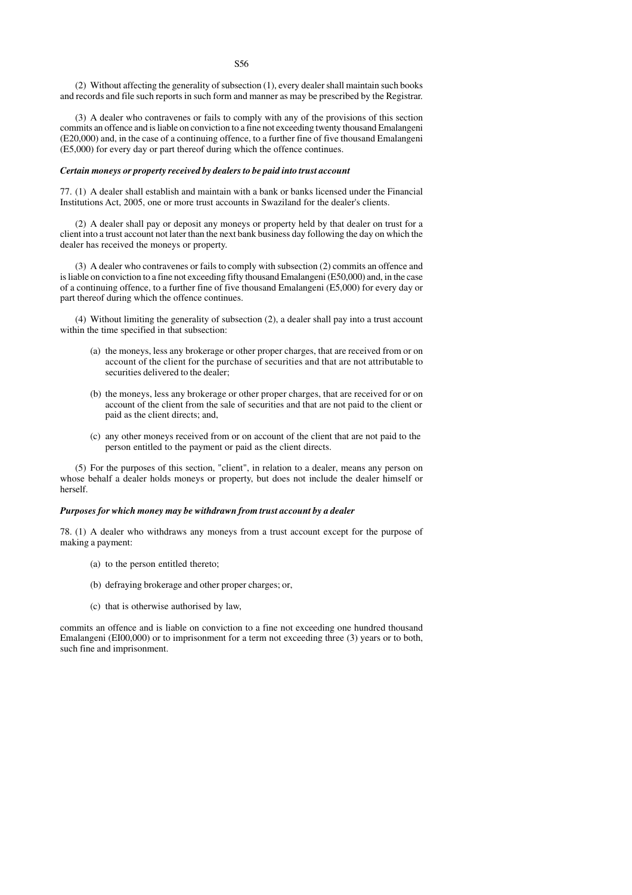(2) Without affecting the generality of subsection (1), every dealer shall maintain such books and records and file such reports in such form and manner as may be prescribed by the Registrar.

(3) A dealer who contravenes or fails to comply with any of the provisions of this section commits an offence and is liable on conviction to a fine not exceeding twenty thousand Emalangeni (E20,000) and, in the case of a continuing offence, to a further fine of five thousand Emalangeni (E5,000) for every day or part thereof during which the offence continues.

***Certain moneys or property received by dealers to be paid into trust account***

77. (1) A dealer shall establish and maintain with a bank or banks licensed under the Financial Institutions Act, 2005, one or more trust accounts in Swaziland for the dealer's clients.

(2) A dealer shall pay or deposit any moneys or property held by that dealer on trust for a client into a trust account not later than the next bank business day following the day on which the dealer has received the moneys or property.

(3) A dealer who contravenes or fails to comply with subsection (2) commits an offence and is liable on conviction to a fine not exceeding fifty thousand Emalangeni (E50,000) and, in the case of a continuing offence, to a further fine of five thousand Emalangeni (E5,000) for every day or part thereof during which the offence continues.

(4) Without limiting the generality of subsection (2), a dealer shall pay into a trust account within the time specified in that subsection:

- (a) the moneys, less any brokerage or other proper charges, that are received from or on account of the client for the purchase of securities and that are not attributable to securities delivered to the dealer;
- (b) the moneys, less any brokerage or other proper charges, that are received for or on account of the client from the sale of securities and that are not paid to the client or paid as the client directs; and,
- (c) any other moneys received from or on account of the client that are not paid to the person entitled to the payment or paid as the client directs.

(5) For the purposes of this section, "client", in relation to a dealer, means any person on whose behalf a dealer holds moneys or property, but does not include the dealer himself or herself.

***Purposes for which money may be withdrawn from trust account by a dealer***

78. (1) A dealer who withdraws any moneys from a trust account except for the purpose of making a payment:

- (a) to the person entitled thereto;
- (b) defraying brokerage and other proper charges; or,
- (c) that is otherwise authorised by law,

commits an offence and is liable on conviction to a fine not exceeding one hundred thousand Emalangeni (EI00,000) or to imprisonment for a term not exceeding three (3) years or to both, such fine and imprisonment.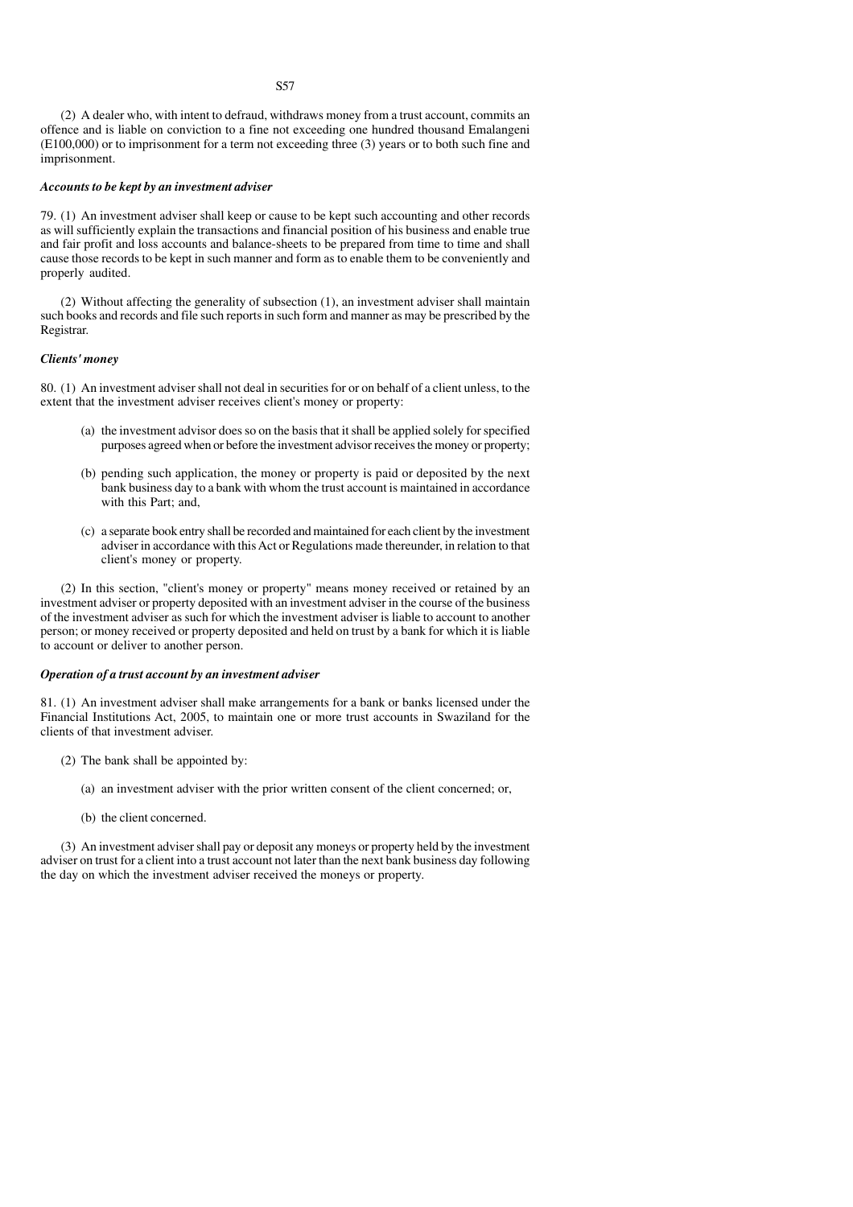(2) A dealer who, with intent to defraud, withdraws money from a trust account, commits an offence and is liable on conviction to a fine not exceeding one hundred thousand Emalangeni (E100,000) or to imprisonment for a term not exceeding three (3) years or to both such fine and imprisonment.

***Accounts to be kept by an investment adviser***

79. (1) An investment adviser shall keep or cause to be kept such accounting and other records as will sufficiently explain the transactions and financial position of his business and enable true and fair profit and loss accounts and balance-sheets to be prepared from time to time and shall cause those records to be kept in such manner and form as to enable them to be conveniently and properly audited.

(2) Without affecting the generality of subsection (1), an investment adviser shall maintain such books and records and file such reports in such form and manner as may be prescribed by the Registrar.

***Clients' money***

80. (1) An investment adviser shall not deal in securities for or on behalf of a client unless, to the extent that the investment adviser receives client's money or property:

(a) the investment advisor does so on the basis that it shall be applied solely for specified purposes agreed when or before the investment advisor receives the money or property;

(b) pending such application, the money or property is paid or deposited by the next bank business day to a bank with whom the trust account is maintained in accordance with this Part; and,

(c) a separate book entry shall be recorded and maintained for each client by the investment adviser in accordance with this Act or Regulations made thereunder, in relation to that client's money or property.

(2) In this section, "client's money or property" means money received or retained by an investment adviser or property deposited with an investment adviser in the course of the business of the investment adviser as such for which the investment adviser is liable to account to another person; or money received or property deposited and held on trust by a bank for which it is liable to account or deliver to another person.

***Operation of a trust account by an investment adviser***

81. (1) An investment adviser shall make arrangements for a bank or banks licensed under the Financial Institutions Act, 2005, to maintain one or more trust accounts in Swaziland for the clients of that investment adviser.

(2) The bank shall be appointed by:

(a) an investment adviser with the prior written consent of the client concerned; or,

(b) the client concerned.

(3) An investment adviser shall pay or deposit any moneys or property held by the investment adviser on trust for a client into a trust account not later than the next bank business day following the day on which the investment adviser received the moneys or property.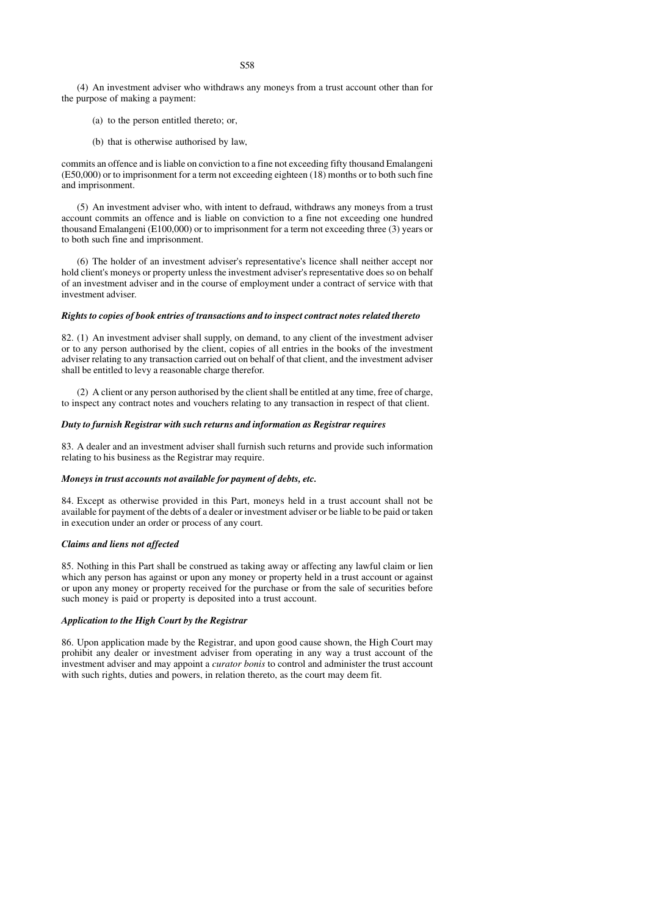(4) An investment adviser who withdraws any moneys from a trust account other than for the purpose of making a payment:

(a) to the person entitled thereto; or,

(b) that is otherwise authorised by law,

commits an offence and is liable on conviction to a fine not exceeding fifty thousand Emalangeni (E50,000) or to imprisonment for a term not exceeding eighteen (18) months or to both such fine and imprisonment.

(5) An investment adviser who, with intent to defraud, withdraws any moneys from a trust account commits an offence and is liable on conviction to a fine not exceeding one hundred thousand Emalangeni (E100,000) or to imprisonment for a term not exceeding three (3) years or to both such fine and imprisonment.

(6) The holder of an investment adviser's representative's licence shall neither accept nor hold client's moneys or property unless the investment adviser's representative does so on behalf of an investment adviser and in the course of employment under a contract of service with that investment adviser.

***Rights to copies of book entries of transactions and to inspect contract notes related thereto***

82. (1) An investment adviser shall supply, on demand, to any client of the investment adviser or to any person authorised by the client, copies of all entries in the books of the investment adviser relating to any transaction carried out on behalf of that client, and the investment adviser shall be entitled to levy a reasonable charge therefor.

(2) A client or any person authorised by the client shall be entitled at any time, free of charge, to inspect any contract notes and vouchers relating to any transaction in respect of that client.

***Duty to furnish Registrar with such returns and information as Registrar requires***

83. A dealer and an investment adviser shall furnish such returns and provide such information relating to his business as the Registrar may require.

***Moneys in trust accounts not available for payment of debts, etc.***

84. Except as otherwise provided in this Part, moneys held in a trust account shall not be available for payment of the debts of a dealer or investment adviser or be liable to be paid or taken in execution under an order or process of any court.

***Claims and liens not affected***

85. Nothing in this Part shall be construed as taking away or affecting any lawful claim or lien which any person has against or upon any money or property held in a trust account or against or upon any money or property received for the purchase or from the sale of securities before such money is paid or property is deposited into a trust account.

***Application to the High Court by the Registrar***

86. Upon application made by the Registrar, and upon good cause shown, the High Court may prohibit any dealer or investment adviser from operating in any way a trust account of the investment adviser and may appoint a *curator bonis* to control and administer the trust account with such rights, duties and powers, in relation thereto, as the court may deem fit.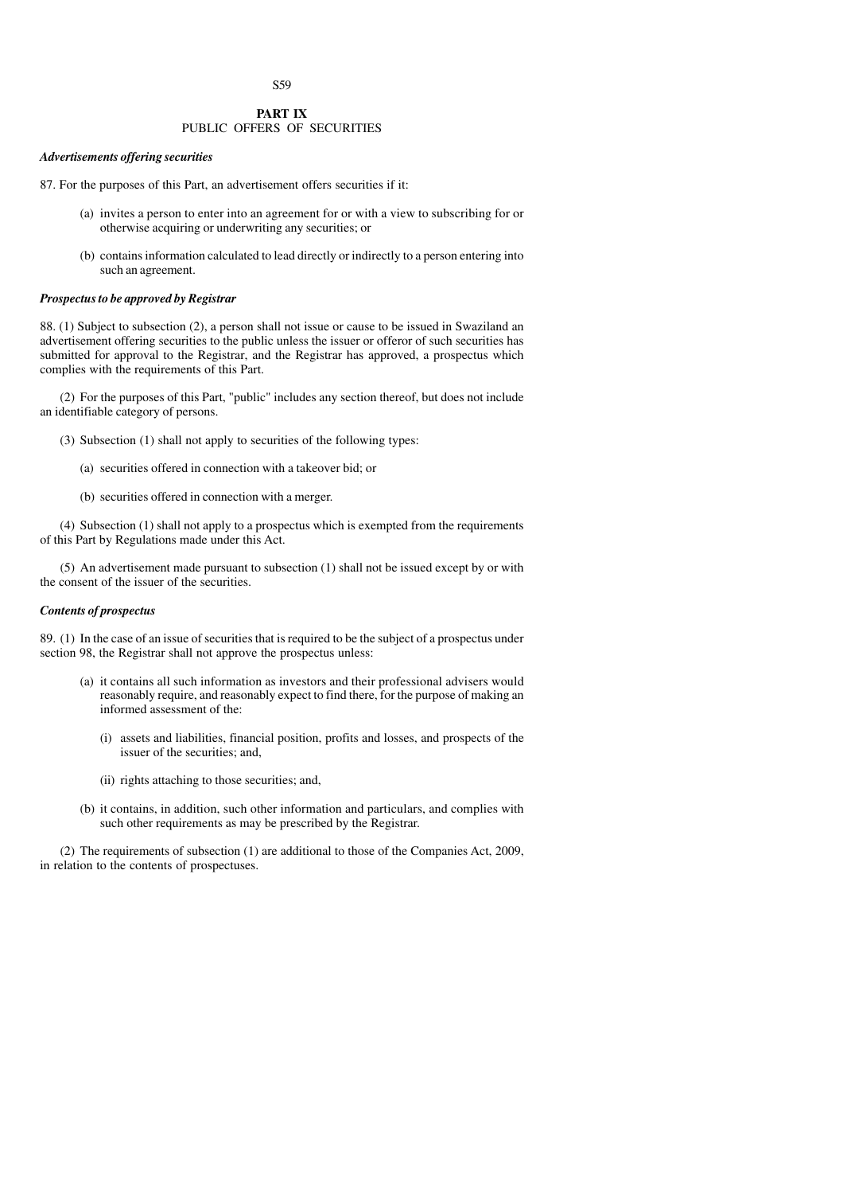## PART IX
## PUBLIC OFFERS OF SECURITIES

***Advertisements offering securities***

87. For the purposes of this Part, an advertisement offers securities if it:

(a) invites a person to enter into an agreement for or with a view to subscribing for or otherwise acquiring or underwriting any securities; or

(b) contains information calculated to lead directly or indirectly to a person entering into such an agreement.

***Prospectus to be approved by Registrar***

88. (1) Subject to subsection (2), a person shall not issue or cause to be issued in Swaziland an advertisement offering securities to the public unless the issuer or offeror of such securities has submitted for approval to the Registrar, and the Registrar has approved, a prospectus which complies with the requirements of this Part.

(2) For the purposes of this Part, "public" includes any section thereof, but does not include an identifiable category of persons.

(3) Subsection (1) shall not apply to securities of the following types:

(a) securities offered in connection with a takeover bid; or

(b) securities offered in connection with a merger.

(4) Subsection (1) shall not apply to a prospectus which is exempted from the requirements of this Part by Regulations made under this Act.

(5) An advertisement made pursuant to subsection (1) shall not be issued except by or with the consent of the issuer of the securities.

***Contents of prospectus***

89. (1) In the case of an issue of securities that is required to be the subject of a prospectus under section 98, the Registrar shall not approve the prospectus unless:

(a) it contains all such information as investors and their professional advisers would reasonably require, and reasonably expect to find there, for the purpose of making an informed assessment of the:

(i) assets and liabilities, financial position, profits and losses, and prospects of the issuer of the securities; and,

(ii) rights attaching to those securities; and,

(b) it contains, in addition, such other information and particulars, and complies with such other requirements as may be prescribed by the Registrar.

(2) The requirements of subsection (1) are additional to those of the Companies Act, 2009, in relation to the contents of prospectuses.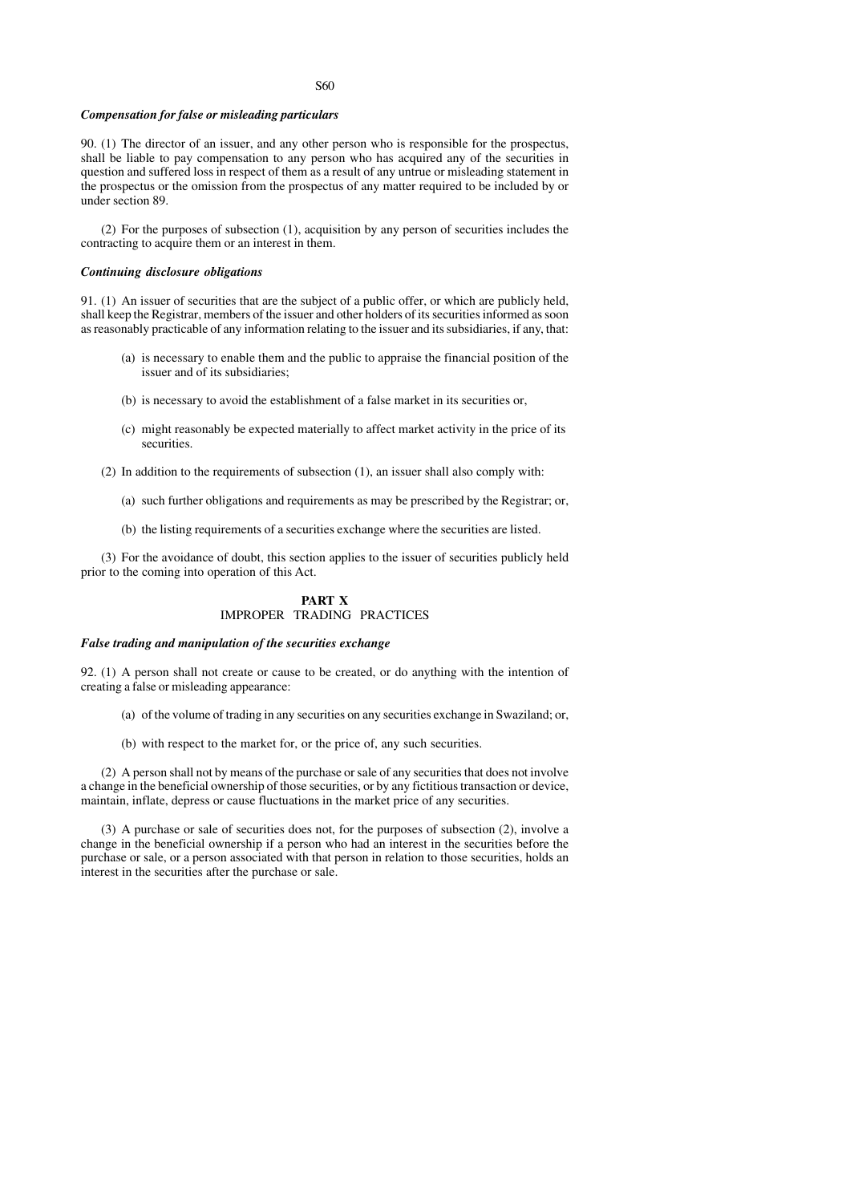### *Compensation for false or misleading particulars*

90. (1) The director of an issuer, and any other person who is responsible for the prospectus, shall be liable to pay compensation to any person who has acquired any of the securities in question and suffered loss in respect of them as a result of any untrue or misleading statement in the prospectus or the omission from the prospectus of any matter required to be included by or under section 89.

(2) For the purposes of subsection (1), acquisition by any person of securities includes the contracting to acquire them or an interest in them.

### *Continuing disclosure obligations*

91. (1) An issuer of securities that are the subject of a public offer, or which are publicly held, shall keep the Registrar, members of the issuer and other holders of its securities informed as soon as reasonably practicable of any information relating to the issuer and its subsidiaries, if any, that:

(a) is necessary to enable them and the public to appraise the financial position of the issuer and of its subsidiaries;

(b) is necessary to avoid the establishment of a false market in its securities or,

(c) might reasonably be expected materially to affect market activity in the price of its securities.

(2) In addition to the requirements of subsection (1), an issuer shall also comply with:

(a) such further obligations and requirements as may be prescribed by the Registrar; or,

(b) the listing requirements of a securities exchange where the securities are listed.

(3) For the avoidance of doubt, this section applies to the issuer of securities publicly held prior to the coming into operation of this Act.

## PART X
## IMPROPER TRADING PRACTICES

### *False trading and manipulation of the securities exchange*

92. (1) A person shall not create or cause to be created, or do anything with the intention of creating a false or misleading appearance:

(a) of the volume of trading in any securities on any securities exchange in Swaziland; or,

(b) with respect to the market for, or the price of, any such securities.

(2) A person shall not by means of the purchase or sale of any securities that does not involve a change in the beneficial ownership of those securities, or by any fictitious transaction or device, maintain, inflate, depress or cause fluctuations in the market price of any securities.

(3) A purchase or sale of securities does not, for the purposes of subsection (2), involve a change in the beneficial ownership if a person who had an interest in the securities before the purchase or sale, or a person associated with that person in relation to those securities, holds an interest in the securities after the purchase or sale.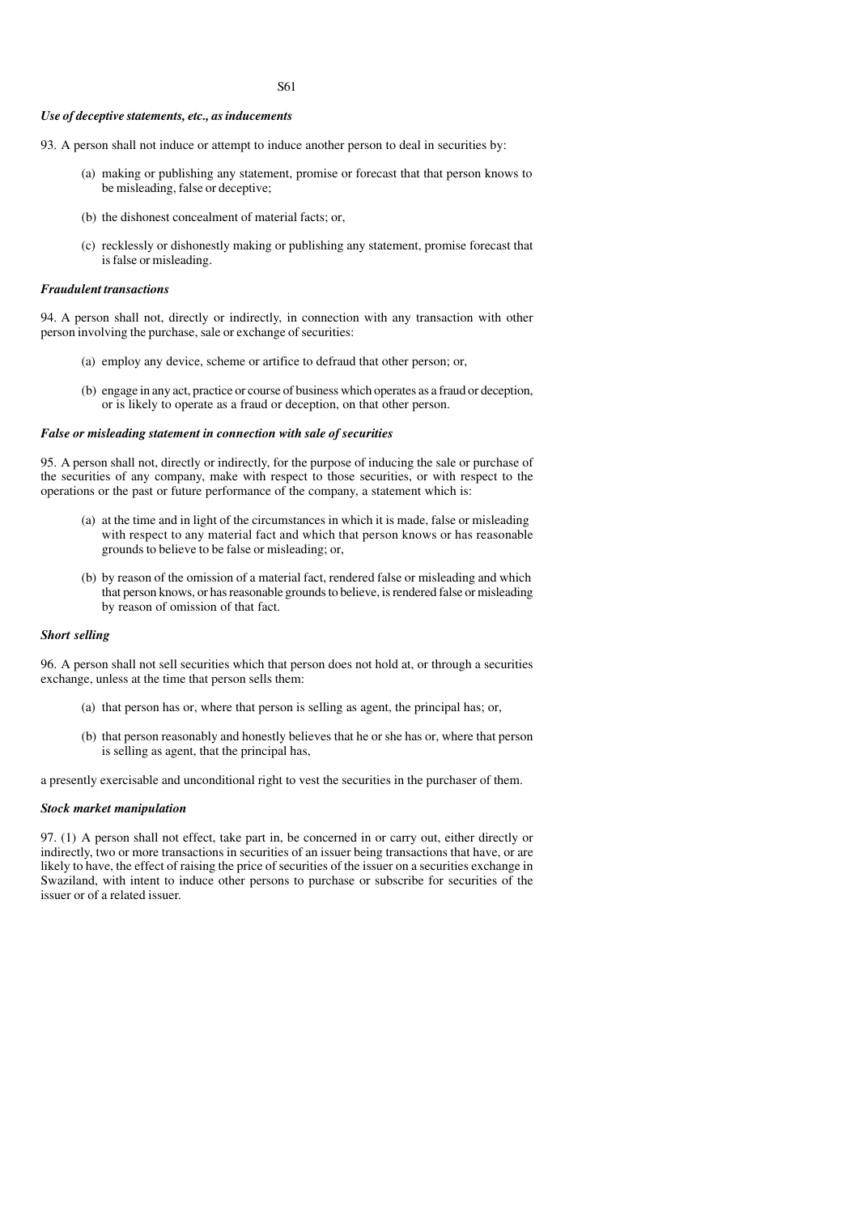### *Use of deceptive statements, etc., as inducements*

93. A person shall not induce or attempt to induce another person to deal in securities by:

(a) making or publishing any statement, promise or forecast that that person knows to be misleading, false or deceptive;

(b) the dishonest concealment of material facts; or,

(c) recklessly or dishonestly making or publishing any statement, promise forecast that is false or misleading.

### *Fraudulent transactions*

94. A person shall not, directly or indirectly, in connection with any transaction with other person involving the purchase, sale or exchange of securities:

(a) employ any device, scheme or artifice to defraud that other person; or,

(b) engage in any act, practice or course of business which operates as a fraud or deception, or is likely to operate as a fraud or deception, on that other person.

### *False or misleading statement in connection with sale of securities*

95. A person shall not, directly or indirectly, for the purpose of inducing the sale or purchase of the securities of any company, make with respect to those securities, or with respect to the operations or the past or future performance of the company, a statement which is:

(a) at the time and in light of the circumstances in which it is made, false or misleading with respect to any material fact and which that person knows or has reasonable grounds to believe to be false or misleading; or,

(b) by reason of the omission of a material fact, rendered false or misleading and which that person knows, or has reasonable grounds to believe, is rendered false or misleading by reason of omission of that fact.

### *Short selling*

96. A person shall not sell securities which that person does not hold at, or through a securities exchange, unless at the time that person sells them:

(a) that person has or, where that person is selling as agent, the principal has; or,

(b) that person reasonably and honestly believes that he or she has or, where that person is selling as agent, that the principal has,

a presently exercisable and unconditional right to vest the securities in the purchaser of them.

### *Stock market manipulation*

97. (1) A person shall not effect, take part in, be concerned in or carry out, either directly or indirectly, two or more transactions in securities of an issuer being transactions that have, or are likely to have, the effect of raising the price of securities of the issuer on a securities exchange in Swaziland, with intent to induce other persons to purchase or subscribe for securities of the issuer or of a related issuer.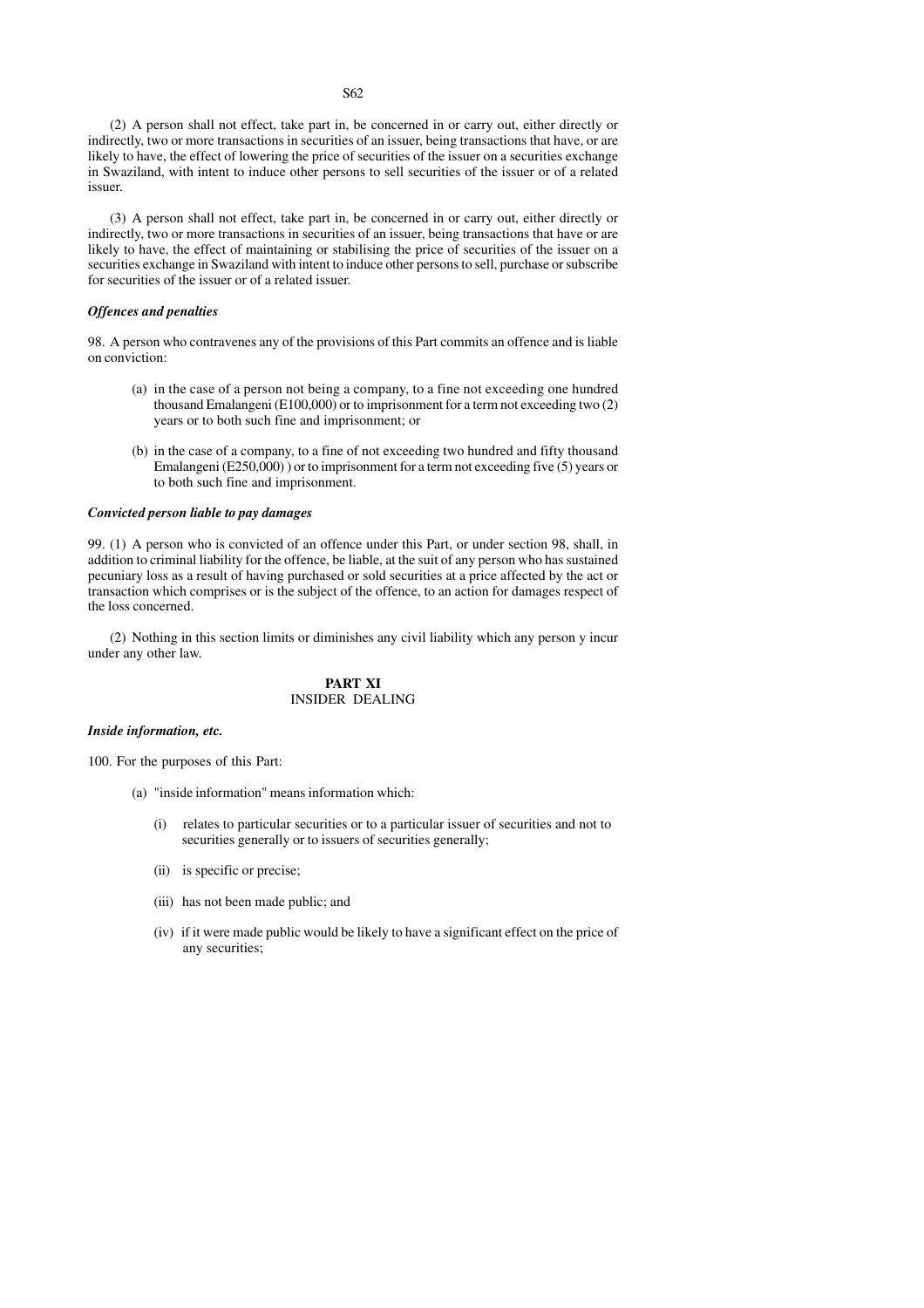(2) A person shall not effect, take part in, be concerned in or carry out, either directly or indirectly, two or more transactions in securities of an issuer, being transactions that have, or are likely to have, the effect of lowering the price of securities of the issuer on a securities exchange in Swaziland, with intent to induce other persons to sell securities of the issuer or of a related issuer.

(3) A person shall not effect, take part in, be concerned in or carry out, either directly or indirectly, two or more transactions in securities of an issuer, being transactions that have or are likely to have, the effect of maintaining or stabilising the price of securities of the issuer on a securities exchange in Swaziland with intent to induce other persons to sell, purchase or subscribe for securities of the issuer or of a related issuer.

***Offences and penalties***

98. A person who contravenes any of the provisions of this Part commits an offence and is liable on conviction:

(a) in the case of a person not being a company, to a fine not exceeding one hundred thousand Emalangeni (E100,000) or to imprisonment for a term not exceeding two (2) years or to both such fine and imprisonment; or

(b) in the case of a company, to a fine of not exceeding two hundred and fifty thousand Emalangeni (E250,000) ) or to imprisonment for a term not exceeding five (5) years or to both such fine and imprisonment.

***Convicted person liable to pay damages***

99. (1) A person who is convicted of an offence under this Part, or under section 98, shall, in addition to criminal liability for the offence, be liable, at the suit of any person who has sustained pecuniary loss as a result of having purchased or sold securities at a price affected by the act or transaction which comprises or is the subject of the offence, to an action for damages respect of the loss concerned.

(2) Nothing in this section limits or diminishes any civil liability which any person y incur under any other law.

## PART XI
## INSIDER DEALING

***Inside information, etc.***

100. For the purposes of this Part:

(a) "inside information" means information which:

(i) relates to particular securities or to a particular issuer of securities and not to securities generally or to issuers of securities generally;

(ii) is specific or precise;

(iii) has not been made public; and

(iv) if it were made public would be likely to have a significant effect on the price of any securities;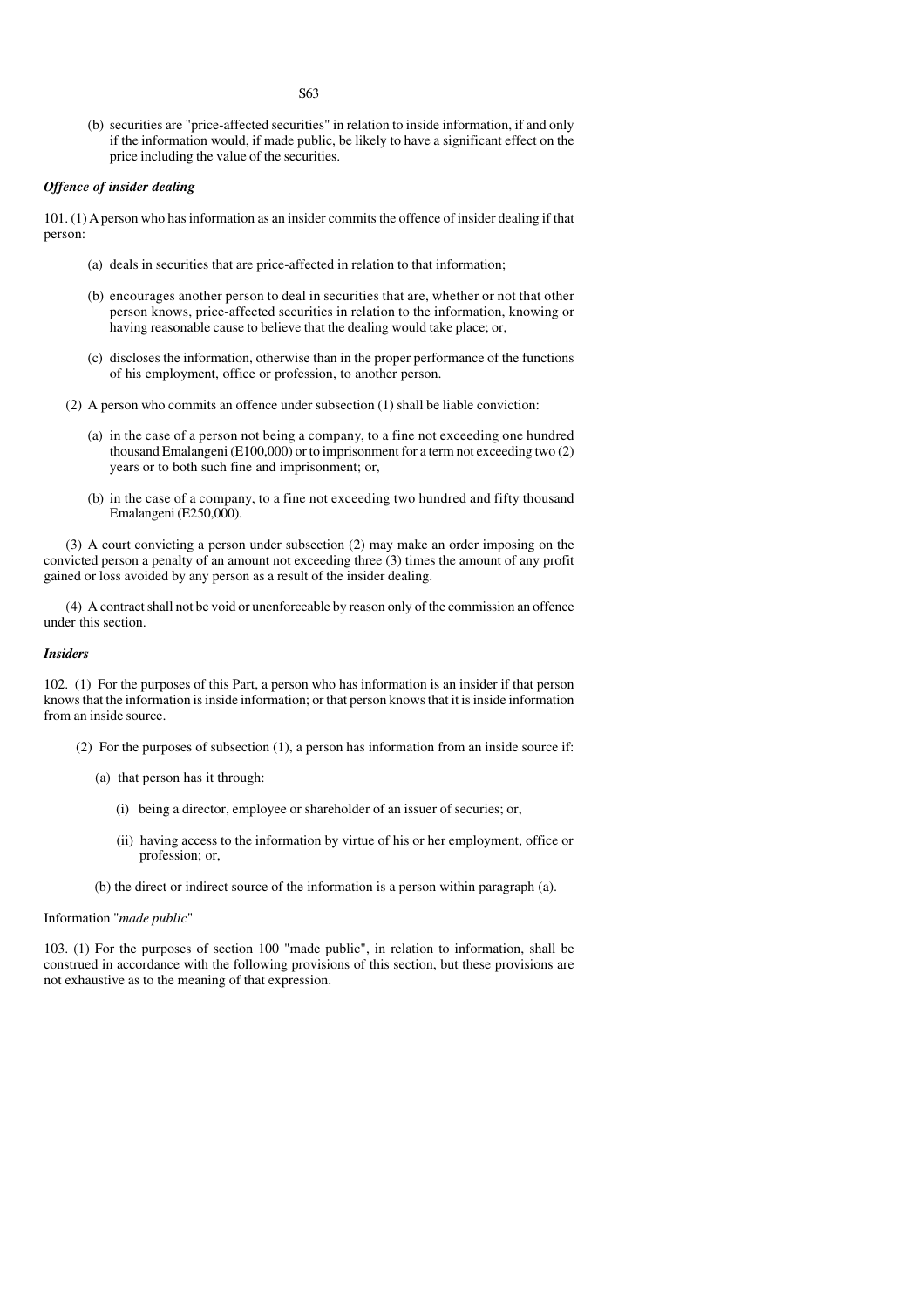(b) securities are "price-affected securities" in relation to inside information, if and only if the information would, if made public, be likely to have a significant effect on the price including the value of the securities.

***Offence of insider dealing***

101. (1) A person who has information as an insider commits the offence of insider dealing if that person:

(a) deals in securities that are price-affected in relation to that information;

(b) encourages another person to deal in securities that are, whether or not that other person knows, price-affected securities in relation to the information, knowing or having reasonable cause to believe that the dealing would take place; or,

(c) discloses the information, otherwise than in the proper performance of the functions of his employment, office or profession, to another person.

(2) A person who commits an offence under subsection (1) shall be liable conviction:

(a) in the case of a person not being a company, to a fine not exceeding one hundred thousand Emalangeni (E100,000) or to imprisonment for a term not exceeding two (2) years or to both such fine and imprisonment; or,

(b) in the case of a company, to a fine not exceeding two hundred and fifty thousand Emalangeni (E250,000).

(3) A court convicting a person under subsection (2) may make an order imposing on the convicted person a penalty of an amount not exceeding three (3) times the amount of any profit gained or loss avoided by any person as a result of the insider dealing.

(4) A contract shall not be void or unenforceable by reason only of the commission an offence under this section.

***Insiders***

102. (1) For the purposes of this Part, a person who has information is an insider if that person knows that the information is inside information; or that person knows that it is inside information from an inside source.

(2) For the purposes of subsection (1), a person has information from an inside source if:

(a) that person has it through:

(i) being a director, employee or shareholder of an issuer of securities; or,

(ii) having access to the information by virtue of his or her employment, office or profession; or,

(b) the direct or indirect source of the information is a person within paragraph (a).

Information "*made public*"

103. (1) For the purposes of section 100 "made public", in relation to information, shall be construed in accordance with the following provisions of this section, but these provisions are not exhaustive as to the meaning of that expression.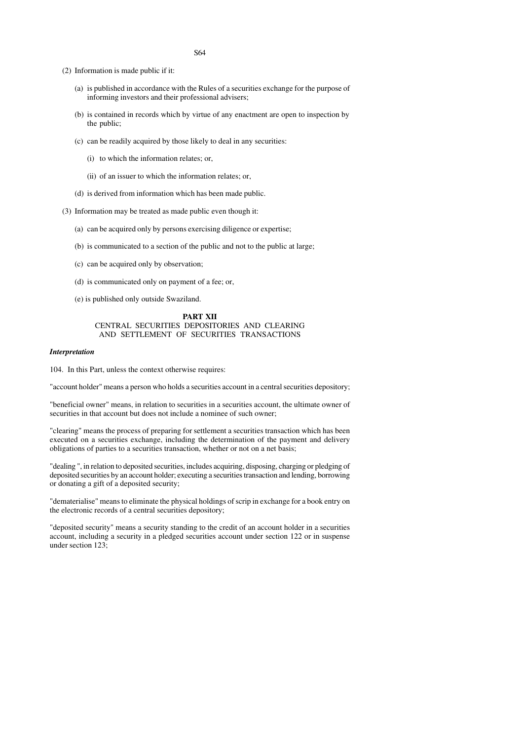(2) Information is made public if it:

(a) is published in accordance with the Rules of a securities exchange for the purpose of informing investors and their professional advisers;

(b) is contained in records which by virtue of any enactment are open to inspection by the public;

(c) can be readily acquired by those likely to deal in any securities:

(i) to which the information relates; or,

(ii) of an issuer to which the information relates; or,

(d) is derived from information which has been made public.

(3) Information may be treated as made public even though it:

(a) can be acquired only by persons exercising diligence or expertise;

(b) is communicated to a section of the public and not to the public at large;

(c) can be acquired only by observation;

(d) is communicated only on payment of a fee; or,

(e) is published only outside Swaziland.

## PART XII
### CENTRAL SECURITIES DEPOSITORIES AND CLEARING AND SETTLEMENT OF SECURITIES TRANSACTIONS

***Interpretation***

104. In this Part, unless the context otherwise requires:

"account holder" means a person who holds a securities account in a central securities depository;

"beneficial owner" means, in relation to securities in a securities account, the ultimate owner of securities in that account but does not include a nominee of such owner;

"clearing" means the process of preparing for settlement a securities transaction which has been executed on a securities exchange, including the determination of the payment and delivery obligations of parties to a securities transaction, whether or not on a net basis;

"dealing ", in relation to deposited securities, includes acquiring, disposing, charging or pledging of deposited securities by an account holder; executing a securities transaction and lending, borrowing or donating a gift of a deposited security;

"dematerialise" means to eliminate the physical holdings of scrip in exchange for a book entry on the electronic records of a central securities depository;

"deposited security" means a security standing to the credit of an account holder in a securities account, including a security in a pledged securities account under section 122 or in suspense under section 123;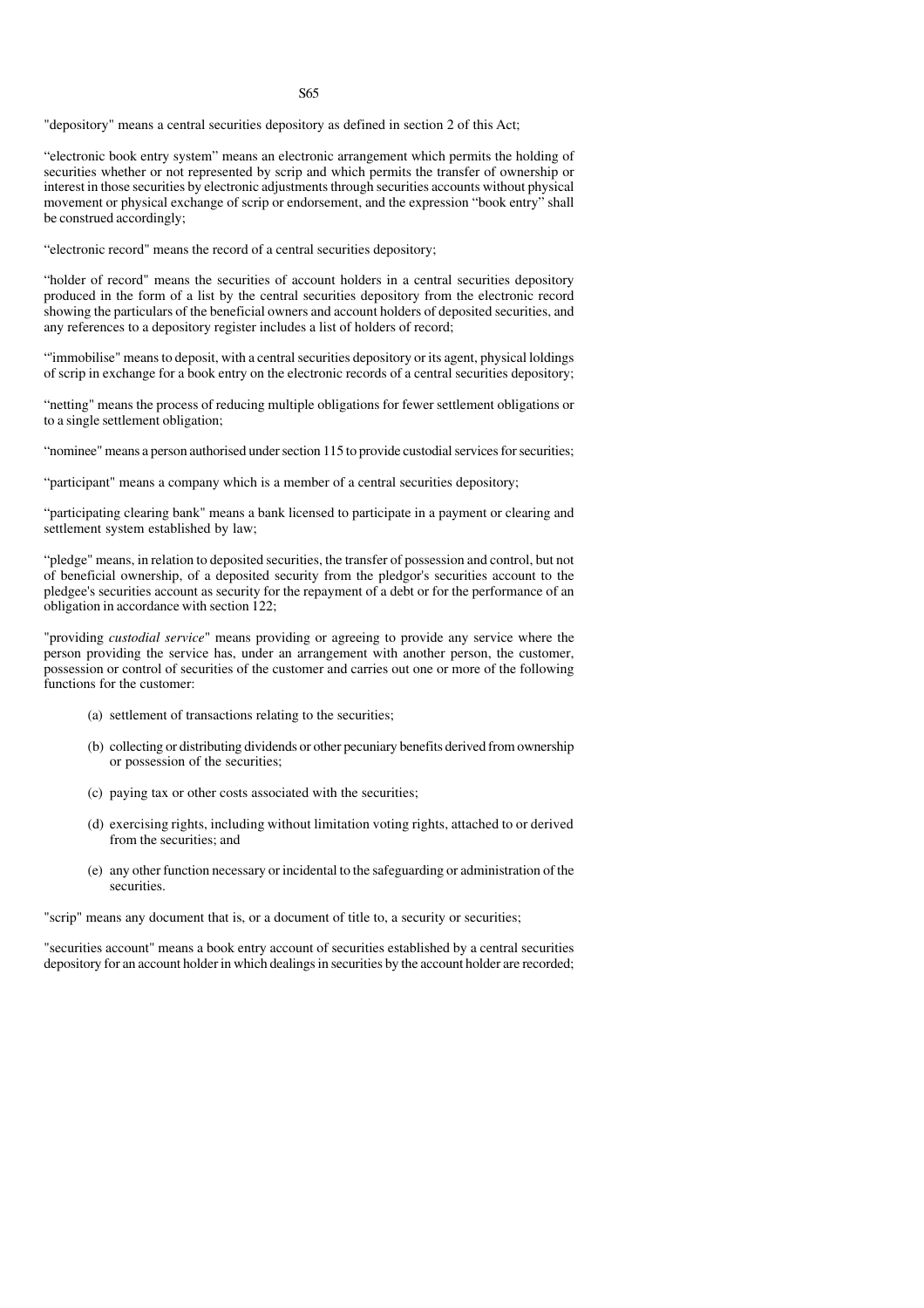"depository" means a central securities depository as defined in section 2 of this Act;

"electronic book entry system" means an electronic arrangement which permits the holding of securities whether or not represented by scrip and which permits the transfer of ownership or interest in those securities by electronic adjustments through securities accounts without physical movement or physical exchange of scrip or endorsement, and the expression "book entry" shall be construed accordingly;

"electronic record" means the record of a central securities depository;

"holder of record" means the securities of account holders in a central securities depository produced in the form of a list by the central securities depository from the electronic record showing the particulars of the beneficial owners and account holders of deposited securities, and any references to a depository register includes a list of holders of record;

"'immobilise" means to deposit, with a central securities depository or its agent, physical loldings of scrip in exchange for a book entry on the electronic records of a central securities depository;

"netting" means the process of reducing multiple obligations for fewer settlement obligations or to a single settlement obligation;

"nominee" means a person authorised under section 115 to provide custodial services for securities;

"participant" means a company which is a member of a central securities depository;

"participating clearing bank" means a bank licensed to participate in a payment or clearing and settlement system established by law;

"pledge" means, in relation to deposited securities, the transfer of possession and control, but not of beneficial ownership, of a deposited security from the pledgor's securities account to the pledgee's securities account as security for the repayment of a debt or for the performance of an obligation in accordance with section 122;

"providing *custodial service*" means providing or agreeing to provide any service where the person providing the service has, under an arrangement with another person, the customer, possession or control of securities of the customer and carries out one or more of the following functions for the customer:

(a) settlement of transactions relating to the securities;

(b) collecting or distributing dividends or other pecuniary benefits derived from ownership or possession of the securities;

(c) paying tax or other costs associated with the securities;

(d) exercising rights, including without limitation voting rights, attached to or derived from the securities; and

(e) any other function necessary or incidental to the safeguarding or administration of the securities.

"scrip" means any document that is, or a document of title to, a security or securities;

"securities account" means a book entry account of securities established by a central securities depository for an account holder in which dealings in securities by the account holder are recorded;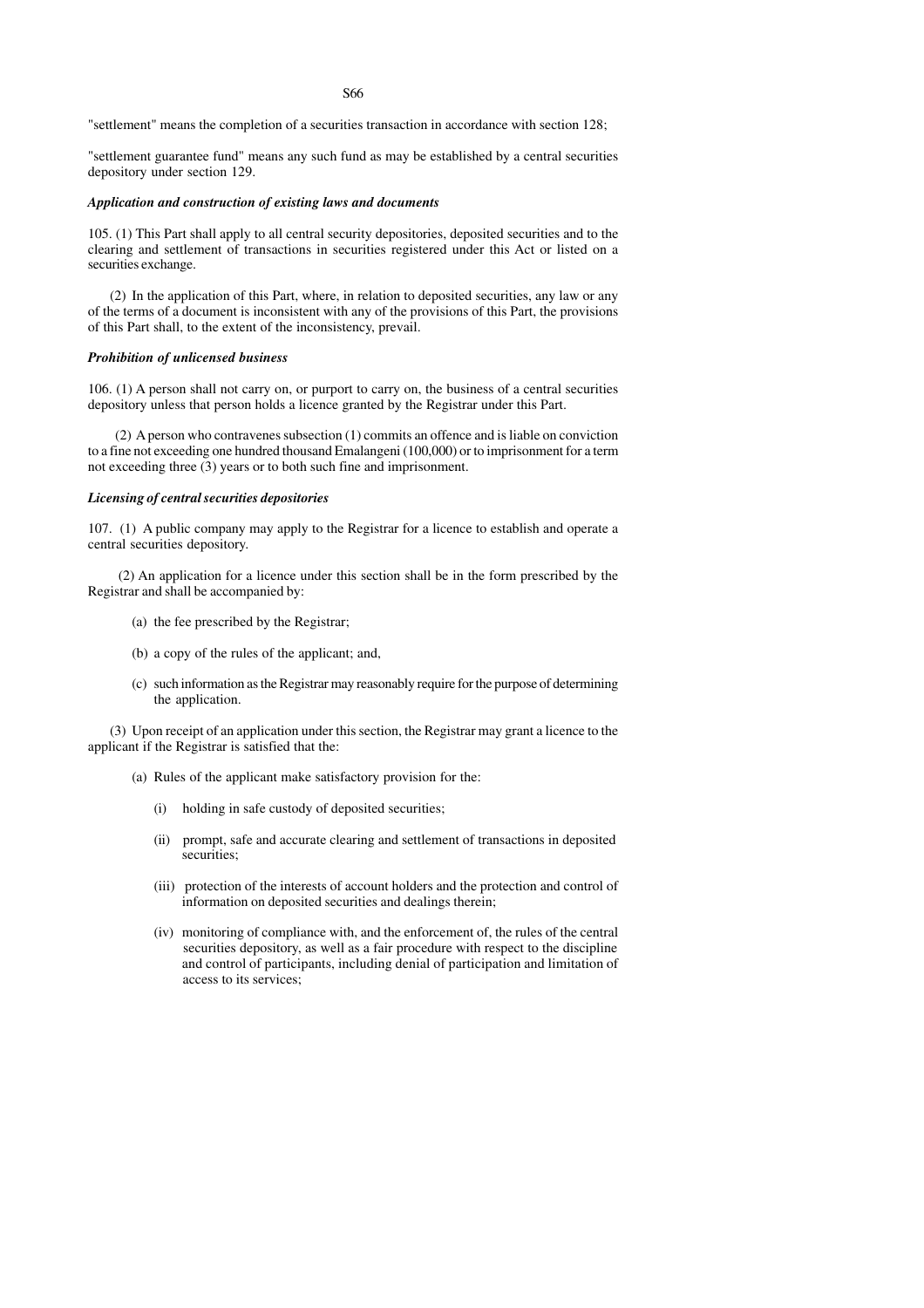"settlement" means the completion of a securities transaction in accordance with section 128;

"settlement guarantee fund" means any such fund as may be established by a central securities depository under section 129.

***Application and construction of existing laws and documents***

105. (1) This Part shall apply to all central security depositories, deposited securities and to the clearing and settlement of transactions in securities registered under this Act or listed on a securities exchange.

(2) In the application of this Part, where, in relation to deposited securities, any law or any of the terms of a document is inconsistent with any of the provisions of this Part, the provisions of this Part shall, to the extent of the inconsistency, prevail.

***Prohibition of unlicensed business***

106. (1) A person shall not carry on, or purport to carry on, the business of a central securities depository unless that person holds a licence granted by the Registrar under this Part.

(2) A person who contravenes subsection (1) commits an offence and is liable on conviction to a fine not exceeding one hundred thousand Emalangeni (100,000) or to imprisonment for a term not exceeding three (3) years or to both such fine and imprisonment.

***Licensing of central securities depositories***

107. (1) A public company may apply to the Registrar for a licence to establish and operate a central securities depository.

(2) An application for a licence under this section shall be in the form prescribed by the Registrar and shall be accompanied by:

- (a) the fee prescribed by the Registrar;
- (b) a copy of the rules of the applicant; and,
- (c) such information as the Registrar may reasonably require for the purpose of determining the application.

(3) Upon receipt of an application under this section, the Registrar may grant a licence to the applicant if the Registrar is satisfied that the:

- (a) Rules of the applicant make satisfactory provision for the:
  - (i) holding in safe custody of deposited securities;
  - (ii) prompt, safe and accurate clearing and settlement of transactions in deposited securities;
  - (iii) protection of the interests of account holders and the protection and control of information on deposited securities and dealings therein;
  - (iv) monitoring of compliance with, and the enforcement of, the rules of the central securities depository, as well as a fair procedure with respect to the discipline and control of participants, including denial of participation and limitation of access to its services;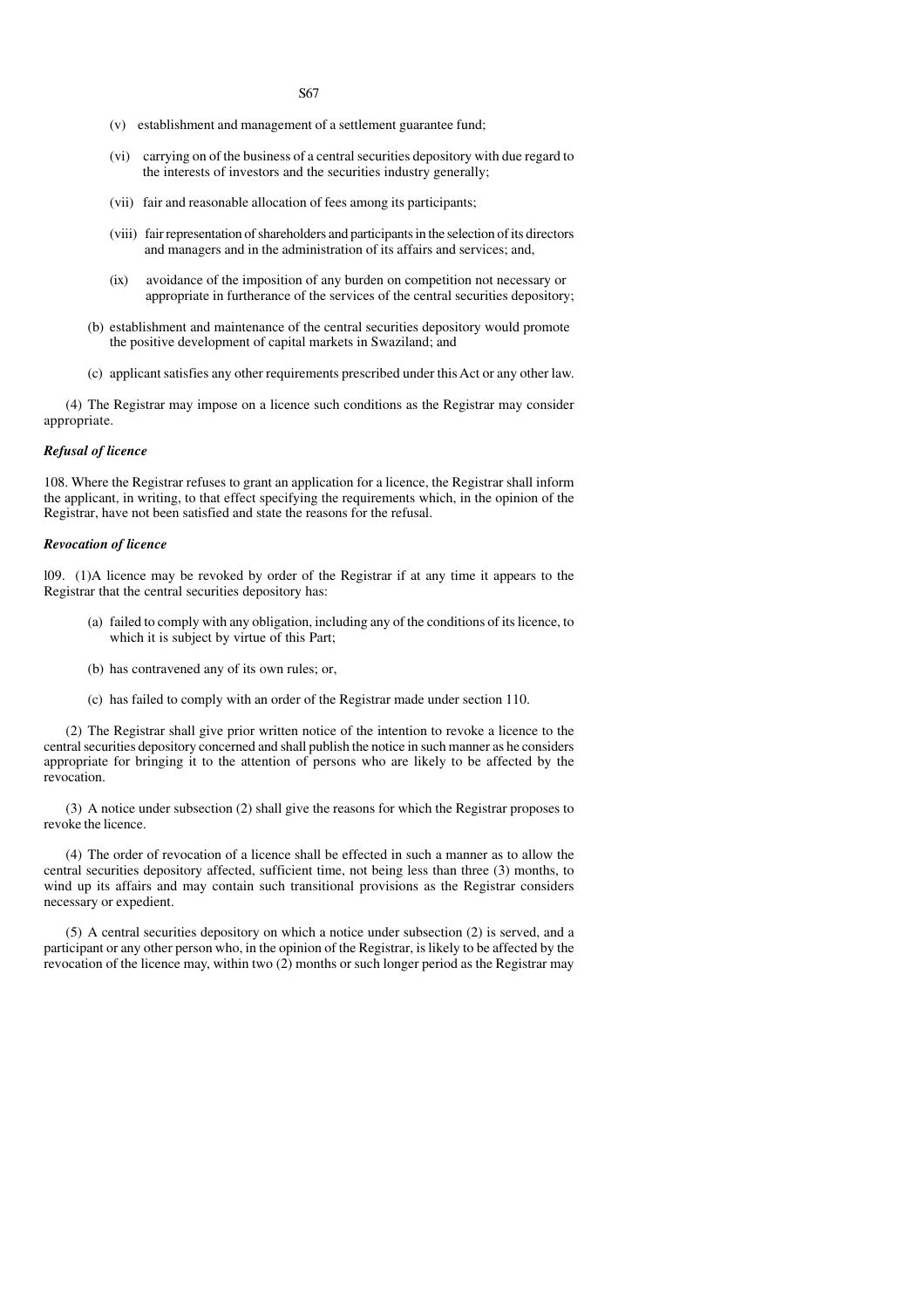(v) establishment and management of a settlement guarantee fund;

(vi) carrying on of the business of a central securities depository with due regard to the interests of investors and the securities industry generally;

(vii) fair and reasonable allocation of fees among its participants;

(viii) fair representation of shareholders and participants in the selection of its directors and managers and in the administration of its affairs and services; and,

(ix) avoidance of the imposition of any burden on competition not necessary or appropriate in furtherance of the services of the central securities depository;

(b) establishment and maintenance of the central securities depository would promote the positive development of capital markets in Swaziland; and

(c) applicant satisfies any other requirements prescribed under this Act or any other law.

(4) The Registrar may impose on a licence such conditions as the Registrar may consider appropriate.

***Refusal of licence***

108. Where the Registrar refuses to grant an application for a licence, the Registrar shall inform the applicant, in writing, to that effect specifying the requirements which, in the opinion of the Registrar, have not been satisfied and state the reasons for the refusal.

***Revocation of licence***

l09. (1)A licence may be revoked by order of the Registrar if at any time it appears to the Registrar that the central securities depository has:

(a) failed to comply with any obligation, including any of the conditions of its licence, to which it is subject by virtue of this Part;

(b) has contravened any of its own rules; or,

(c) has failed to comply with an order of the Registrar made under section 110.

(2) The Registrar shall give prior written notice of the intention to revoke a licence to the central securities depository concerned and shall publish the notice in such manner as he considers appropriate for bringing it to the attention of persons who are likely to be affected by the revocation.

(3) A notice under subsection (2) shall give the reasons for which the Registrar proposes to revoke the licence.

(4) The order of revocation of a licence shall be effected in such a manner as to allow the central securities depository affected, sufficient time, not being less than three (3) months, to wind up its affairs and may contain such transitional provisions as the Registrar considers necessary or expedient.

(5) A central securities depository on which a notice under subsection (2) is served, and a participant or any other person who, in the opinion of the Registrar, is likely to be affected by the revocation of the licence may, within two (2) months or such longer period as the Registrar may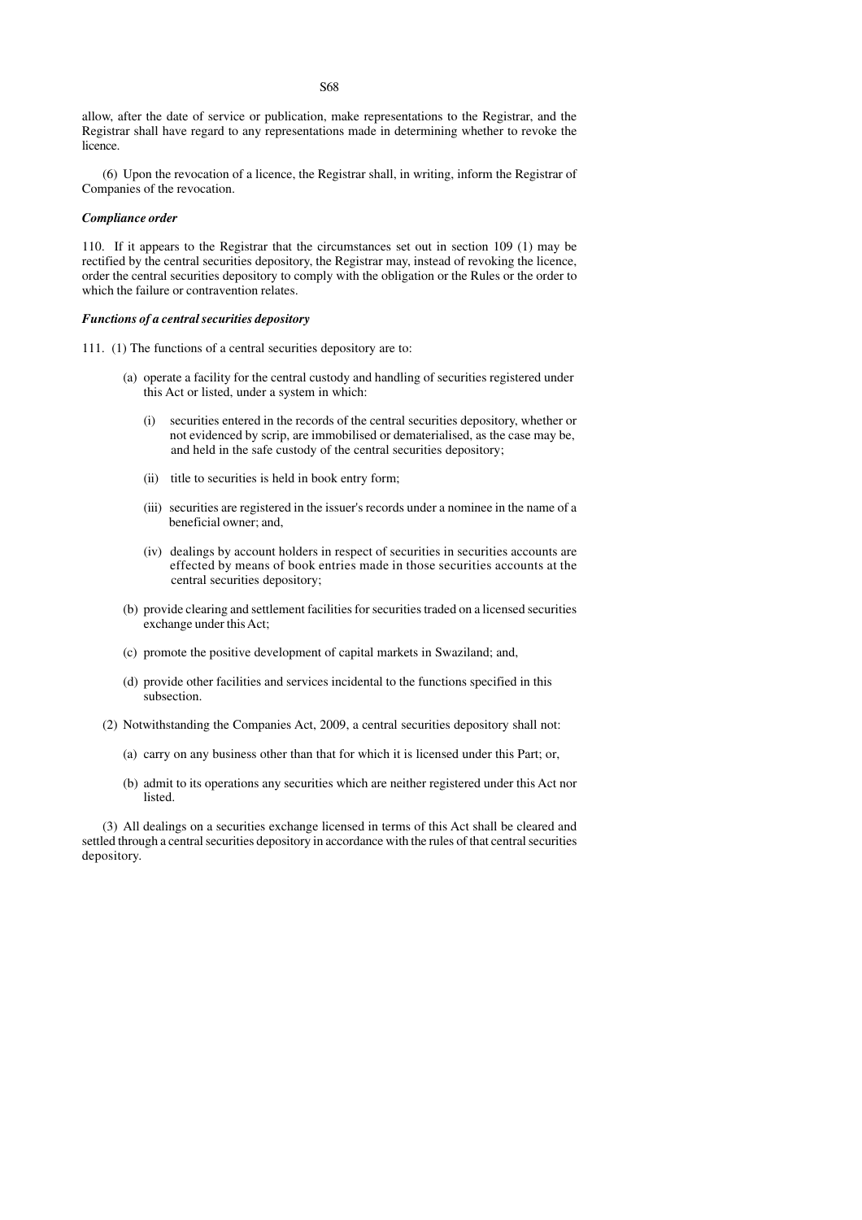allow, after the date of service or publication, make representations to the Registrar, and the Registrar shall have regard to any representations made in determining whether to revoke the licence.

(6) Upon the revocation of a licence, the Registrar shall, in writing, inform the Registrar of Companies of the revocation.

***Compliance order***

110. If it appears to the Registrar that the circumstances set out in section 109 (1) may be rectified by the central securities depository, the Registrar may, instead of revoking the licence, order the central securities depository to comply with the obligation or the Rules or the order to which the failure or contravention relates.

***Functions of a central securities depository***

111. (1) The functions of a central securities depository are to:

(a) operate a facility for the central custody and handling of securities registered under this Act or listed, under a system in which:

(i) securities entered in the records of the central securities depository, whether or not evidenced by scrip, are immobilised or dematerialised, as the case may be, and held in the safe custody of the central securities depository;

(ii) title to securities is held in book entry form;

(iii) securities are registered in the issuer's records under a nominee in the name of a beneficial owner; and,

(iv) dealings by account holders in respect of securities in securities accounts are effected by means of book entries made in those securities accounts at the central securities depository;

(b) provide clearing and settlement facilities for securities traded on a licensed securities exchange under this Act;

(c) promote the positive development of capital markets in Swaziland; and,

(d) provide other facilities and services incidental to the functions specified in this subsection.

(2) Notwithstanding the Companies Act, 2009, a central securities depository shall not:

(a) carry on any business other than that for which it is licensed under this Part; or,

(b) admit to its operations any securities which are neither registered under this Act nor listed.

(3) All dealings on a securities exchange licensed in terms of this Act shall be cleared and settled through a central securities depository in accordance with the rules of that central securities depository.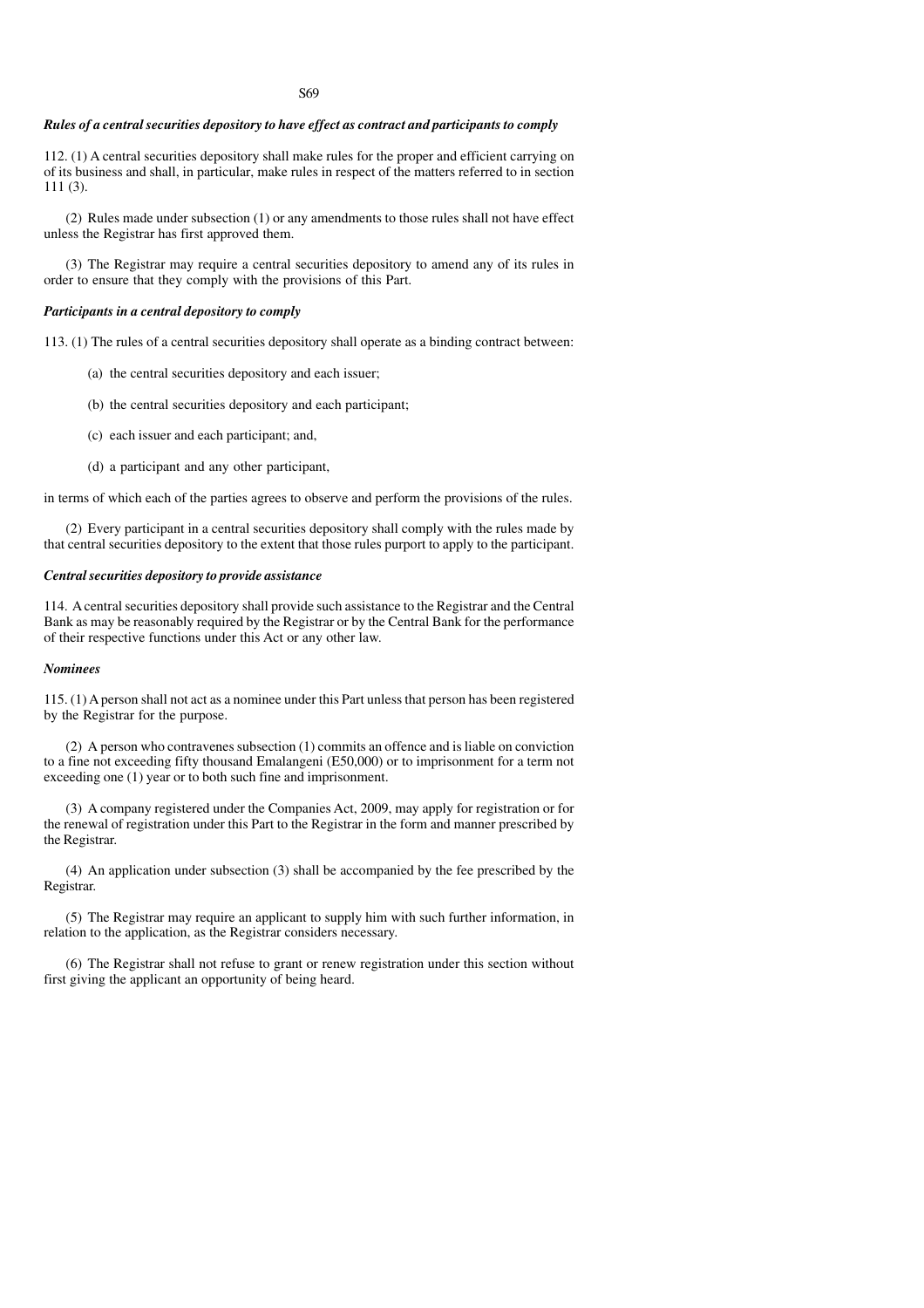***Rules of a central securities depository to have effect as contract and participants to comply***

112. (1) A central securities depository shall make rules for the proper and efficient carrying on of its business and shall, in particular, make rules in respect of the matters referred to in section 111 (3).

(2) Rules made under subsection (1) or any amendments to those rules shall not have effect unless the Registrar has first approved them.

(3) The Registrar may require a central securities depository to amend any of its rules in order to ensure that they comply with the provisions of this Part.

***Participants in a central depository to comply***

113. (1) The rules of a central securities depository shall operate as a binding contract between:

(a) the central securities depository and each issuer;

(b) the central securities depository and each participant;

(c) each issuer and each participant; and,

(d) a participant and any other participant,

in terms of which each of the parties agrees to observe and perform the provisions of the rules.

(2) Every participant in a central securities depository shall comply with the rules made by that central securities depository to the extent that those rules purport to apply to the participant.

***Central securities depository to provide assistance***

114. A central securities depository shall provide such assistance to the Registrar and the Central Bank as may be reasonably required by the Registrar or by the Central Bank for the performance of their respective functions under this Act or any other law.

***Nominees***

115. (1) A person shall not act as a nominee under this Part unless that person has been registered by the Registrar for the purpose.

(2) A person who contravenes subsection (1) commits an offence and is liable on conviction to a fine not exceeding fifty thousand Emalangeni (E50,000) or to imprisonment for a term not exceeding one (1) year or to both such fine and imprisonment.

(3) A company registered under the Companies Act, 2009, may apply for registration or for the renewal of registration under this Part to the Registrar in the form and manner prescribed by the Registrar.

(4) An application under subsection (3) shall be accompanied by the fee prescribed by the Registrar.

(5) The Registrar may require an applicant to supply him with such further information, in relation to the application, as the Registrar considers necessary.

(6) The Registrar shall not refuse to grant or renew registration under this section without first giving the applicant an opportunity of being heard.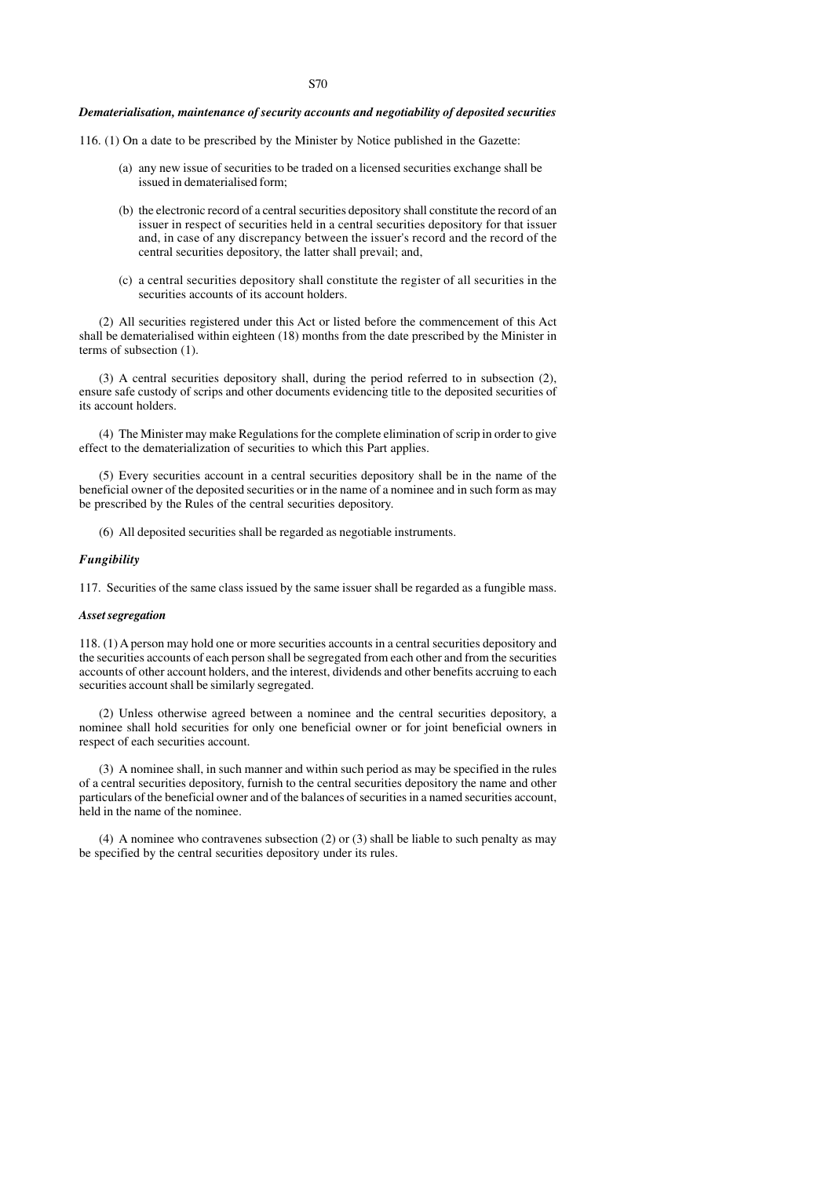***Dematerialisation, maintenance of security accounts and negotiability of deposited securities***

116. (1) On a date to be prescribed by the Minister by Notice published in the Gazette:

(a) any new issue of securities to be traded on a licensed securities exchange shall be issued in dematerialised form;

(b) the electronic record of a central securities depository shall constitute the record of an issuer in respect of securities held in a central securities depository for that issuer and, in case of any discrepancy between the issuer's record and the record of the central securities depository, the latter shall prevail; and,

(c) a central securities depository shall constitute the register of all securities in the securities accounts of its account holders.

(2) All securities registered under this Act or listed before the commencement of this Act shall be dematerialised within eighteen (18) months from the date prescribed by the Minister in terms of subsection (1).

(3) A central securities depository shall, during the period referred to in subsection (2), ensure safe custody of scrips and other documents evidencing title to the deposited securities of its account holders.

(4) The Minister may make Regulations for the complete elimination of scrip in order to give effect to the dematerialization of securities to which this Part applies.

(5) Every securities account in a central securities depository shall be in the name of the beneficial owner of the deposited securities or in the name of a nominee and in such form as may be prescribed by the Rules of the central securities depository.

(6) All deposited securities shall be regarded as negotiable instruments.

***Fungibility***

117. Securities of the same class issued by the same issuer shall be regarded as a fungible mass.

***Asset segregation***

118. (1) A person may hold one or more securities accounts in a central securities depository and the securities accounts of each person shall be segregated from each other and from the securities accounts of other account holders, and the interest, dividends and other benefits accruing to each securities account shall be similarly segregated.

(2) Unless otherwise agreed between a nominee and the central securities depository, a nominee shall hold securities for only one beneficial owner or for joint beneficial owners in respect of each securities account.

(3) A nominee shall, in such manner and within such period as may be specified in the rules of a central securities depository, furnish to the central securities depository the name and other particulars of the beneficial owner and of the balances of securities in a named securities account, held in the name of the nominee.

(4) A nominee who contravenes subsection (2) or (3) shall be liable to such penalty as may be specified by the central securities depository under its rules.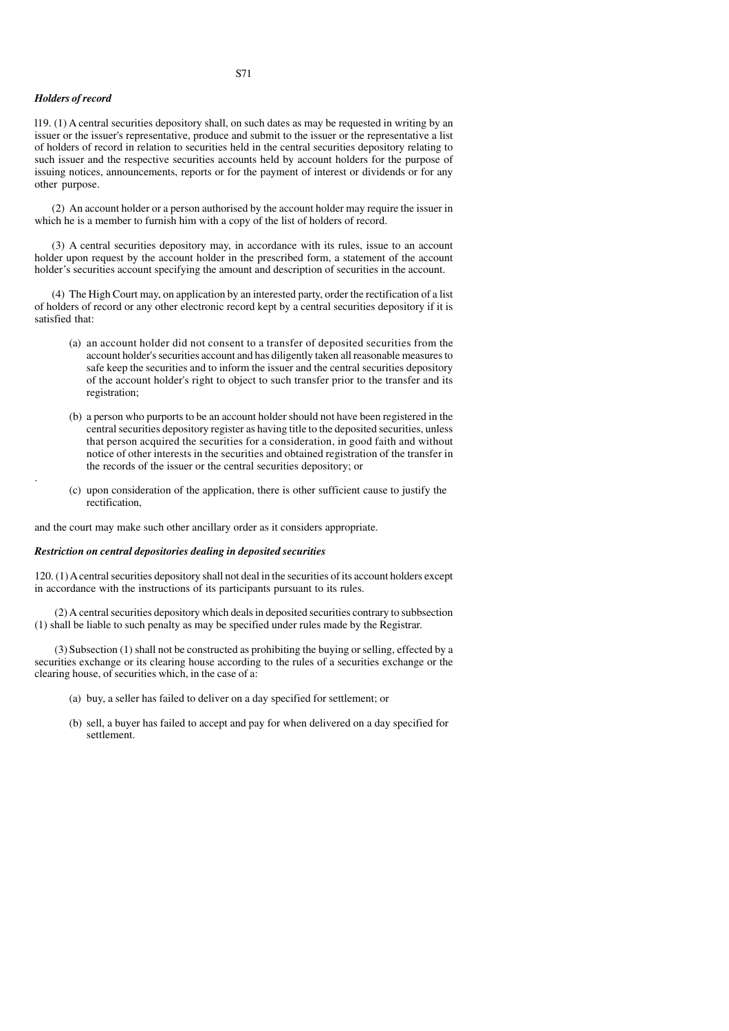### *Holders of record*

l19. (1) A central securities depository shall, on such dates as may be requested in writing by an issuer or the issuer's representative, produce and submit to the issuer or the representative a list of holders of record in relation to securities held in the central securities depository relating to such issuer and the respective securities accounts held by account holders for the purpose of issuing notices, announcements, reports or for the payment of interest or dividends or for any other purpose.

(2) An account holder or a person authorised by the account holder may require the issuer in which he is a member to furnish him with a copy of the list of holders of record.

(3) A central securities depository may, in accordance with its rules, issue to an account holder upon request by the account holder in the prescribed form, a statement of the account holder's securities account specifying the amount and description of securities in the account.

(4) The High Court may, on application by an interested party, order the rectification of a list of holders of record or any other electronic record kept by a central securities depository if it is satisfied that:

- (a) an account holder did not consent to a transfer of deposited securities from the account holder's securities account and has diligently taken all reasonable measures to safe keep the securities and to inform the issuer and the central securities depository of the account holder's right to object to such transfer prior to the transfer and its registration;
- (b) a person who purports to be an account holder should not have been registered in the central securities depository register as having title to the deposited securities, unless that person acquired the securities for a consideration, in good faith and without notice of other interests in the securities and obtained registration of the transfer in the records of the issuer or the central securities depository; or
- (c) upon consideration of the application, there is other sufficient cause to justify the rectification,

and the court may make such other ancillary order as it considers appropriate.

### *Restriction on central depositories dealing in deposited securities*

120. (1) A central securities depository shall not deal in the securities of its account holders except in accordance with the instructions of its participants pursuant to its rules.

(2) A central securities depository which deals in deposited securities contrary to subbsection (1) shall be liable to such penalty as may be specified under rules made by the Registrar.

(3) Subsection (1) shall not be constructed as prohibiting the buying or selling, effected by a securities exchange or its clearing house according to the rules of a securities exchange or the clearing house, of securities which, in the case of a:

- (a) buy, a seller has failed to deliver on a day specified for settlement; or
- (b) sell, a buyer has failed to accept and pay for when delivered on a day specified for settlement.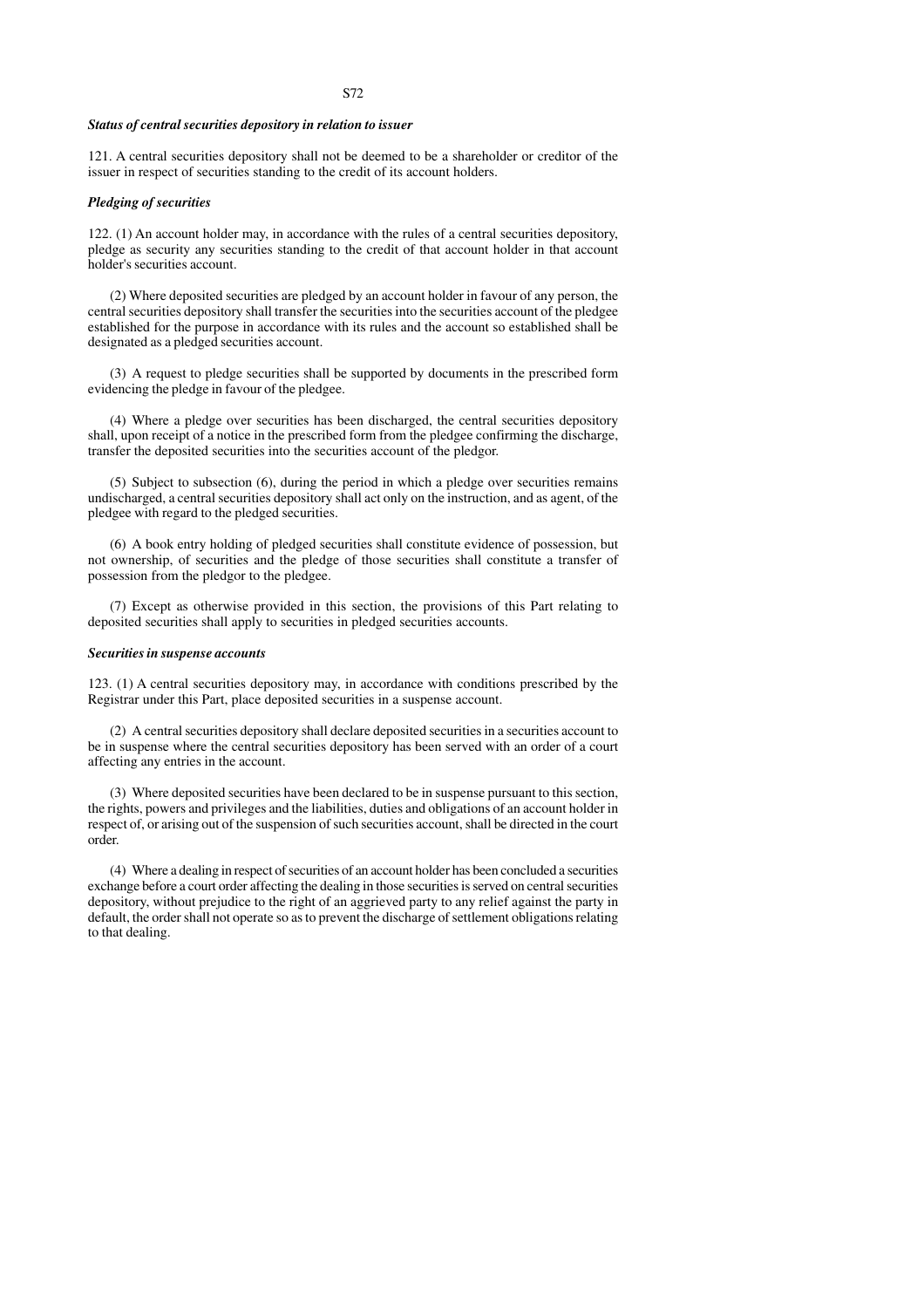***Status of central securities depository in relation to issuer***

121. A central securities depository shall not be deemed to be a shareholder or creditor of the issuer in respect of securities standing to the credit of its account holders.

***Pledging of securities***

122. (1) An account holder may, in accordance with the rules of a central securities depository, pledge as security any securities standing to the credit of that account holder in that account holder's securities account.

(2) Where deposited securities are pledged by an account holder in favour of any person, the central securities depository shall transfer the securities into the securities account of the pledgee established for the purpose in accordance with its rules and the account so established shall be designated as a pledged securities account.

(3) A request to pledge securities shall be supported by documents in the prescribed form evidencing the pledge in favour of the pledgee.

(4) Where a pledge over securities has been discharged, the central securities depository shall, upon receipt of a notice in the prescribed form from the pledgee confirming the discharge, transfer the deposited securities into the securities account of the pledgor.

(5) Subject to subsection (6), during the period in which a pledge over securities remains undischarged, a central securities depository shall act only on the instruction, and as agent, of the pledgee with regard to the pledged securities.

(6) A book entry holding of pledged securities shall constitute evidence of possession, but not ownership, of securities and the pledge of those securities shall constitute a transfer of possession from the pledgor to the pledgee.

(7) Except as otherwise provided in this section, the provisions of this Part relating to deposited securities shall apply to securities in pledged securities accounts.

***Securities in suspense accounts***

123. (1) A central securities depository may, in accordance with conditions prescribed by the Registrar under this Part, place deposited securities in a suspense account.

(2) A central securities depository shall declare deposited securities in a securities account to be in suspense where the central securities depository has been served with an order of a court affecting any entries in the account.

(3) Where deposited securities have been declared to be in suspense pursuant to this section, the rights, powers and privileges and the liabilities, duties and obligations of an account holder in respect of, or arising out of the suspension of such securities account, shall be directed in the court order.

(4) Where a dealing in respect of securities of an account holder has been concluded a securities exchange before a court order affecting the dealing in those securities is served on central securities depository, without prejudice to the right of an aggrieved party to any relief against the party in default, the order shall not operate so as to prevent the discharge of settlement obligations relating to that dealing.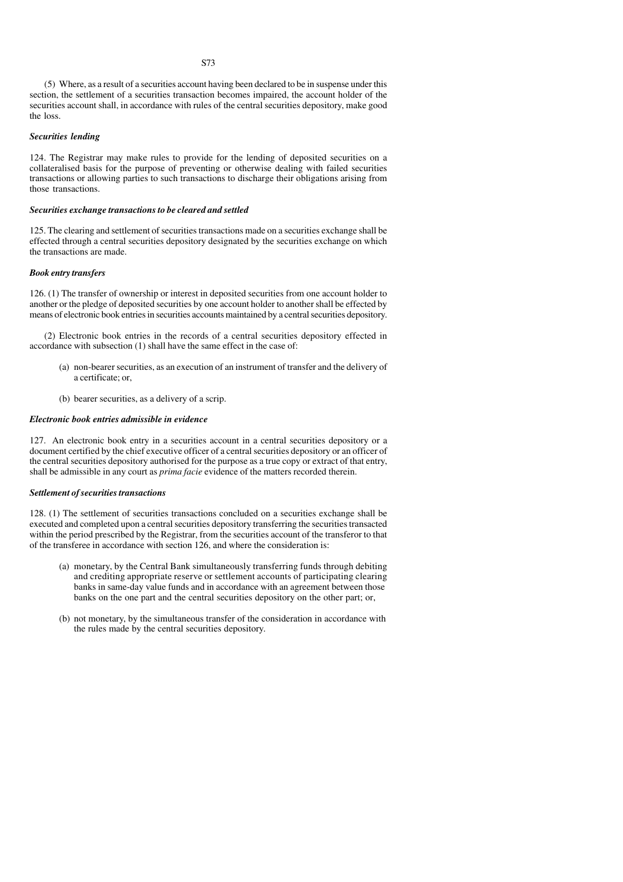(5) Where, as a result of a securities account having been declared to be in suspense under this section, the settlement of a securities transaction becomes impaired, the account holder of the securities account shall, in accordance with rules of the central securities depository, make good the loss.

***Securities lending***

124. The Registrar may make rules to provide for the lending of deposited securities on a collateralised basis for the purpose of preventing or otherwise dealing with failed securities transactions or allowing parties to such transactions to discharge their obligations arising from those transactions.

***Securities exchange transactions to be cleared and settled***

125. The clearing and settlement of securities transactions made on a securities exchange shall be effected through a central securities depository designated by the securities exchange on which the transactions are made.

***Book entry transfers***

126. (1) The transfer of ownership or interest in deposited securities from one account holder to another or the pledge of deposited securities by one account holder to another shall be effected by means of electronic book entries in securities accounts maintained by a central securities depository.

(2) Electronic book entries in the records of a central securities depository effected in accordance with subsection (1) shall have the same effect in the case of:

(a) non-bearer securities, as an execution of an instrument of transfer and the delivery of a certificate; or,

(b) bearer securities, as a delivery of a scrip.

***Electronic book entries admissible in evidence***

127. An electronic book entry in a securities account in a central securities depository or a document certified by the chief executive officer of a central securities depository or an officer of the central securities depository authorised for the purpose as a true copy or extract of that entry, shall be admissible in any court as *prima facie* evidence of the matters recorded therein.

***Settlement of securities transactions***

128. (1) The settlement of securities transactions concluded on a securities exchange shall be executed and completed upon a central securities depository transferring the securities transacted within the period prescribed by the Registrar, from the securities account of the transferor to that of the transferee in accordance with section 126, and where the consideration is:

(a) monetary, by the Central Bank simultaneously transferring funds through debiting and crediting appropriate reserve or settlement accounts of participating clearing banks in same-day value funds and in accordance with an agreement between those banks on the one part and the central securities depository on the other part; or,

(b) not monetary, by the simultaneous transfer of the consideration in accordance with the rules made by the central securities depository.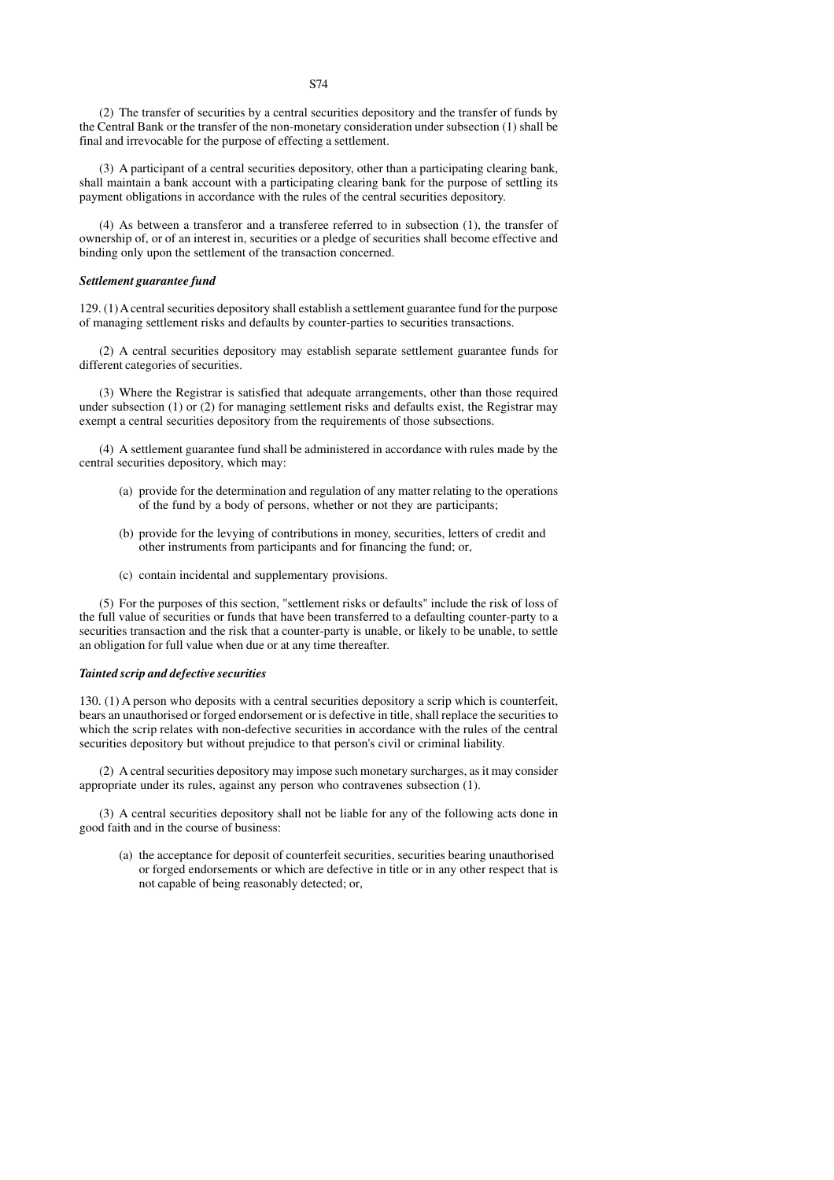(2) The transfer of securities by a central securities depository and the transfer of funds by the Central Bank or the transfer of the non-monetary consideration under subsection (1) shall be final and irrevocable for the purpose of effecting a settlement.

(3) A participant of a central securities depository, other than a participating clearing bank, shall maintain a bank account with a participating clearing bank for the purpose of settling its payment obligations in accordance with the rules of the central securities depository.

(4) As between a transferor and a transferee referred to in subsection (1), the transfer of ownership of, or of an interest in, securities or a pledge of securities shall become effective and binding only upon the settlement of the transaction concerned.

***Settlement guarantee fund***

129. (1) A central securities depository shall establish a settlement guarantee fund for the purpose of managing settlement risks and defaults by counter-parties to securities transactions.

(2) A central securities depository may establish separate settlement guarantee funds for different categories of securities.

(3) Where the Registrar is satisfied that adequate arrangements, other than those required under subsection (1) or (2) for managing settlement risks and defaults exist, the Registrar may exempt a central securities depository from the requirements of those subsections.

(4) A settlement guarantee fund shall be administered in accordance with rules made by the central securities depository, which may:

(a) provide for the determination and regulation of any matter relating to the operations of the fund by a body of persons, whether or not they are participants;

(b) provide for the levying of contributions in money, securities, letters of credit and other instruments from participants and for financing the fund; or,

(c) contain incidental and supplementary provisions.

(5) For the purposes of this section, "settlement risks or defaults" include the risk of loss of the full value of securities or funds that have been transferred to a defaulting counter-party to a securities transaction and the risk that a counter-party is unable, or likely to be unable, to settle an obligation for full value when due or at any time thereafter.

***Tainted scrip and defective securities***

130. (1) A person who deposits with a central securities depository a scrip which is counterfeit, bears an unauthorised or forged endorsement or is defective in title, shall replace the securities to which the scrip relates with non-defective securities in accordance with the rules of the central securities depository but without prejudice to that person's civil or criminal liability.

(2) A central securities depository may impose such monetary surcharges, as it may consider appropriate under its rules, against any person who contravenes subsection (1).

(3) A central securities depository shall not be liable for any of the following acts done in good faith and in the course of business:

(a) the acceptance for deposit of counterfeit securities, securities bearing unauthorised or forged endorsements or which are defective in title or in any other respect that is not capable of being reasonably detected; or,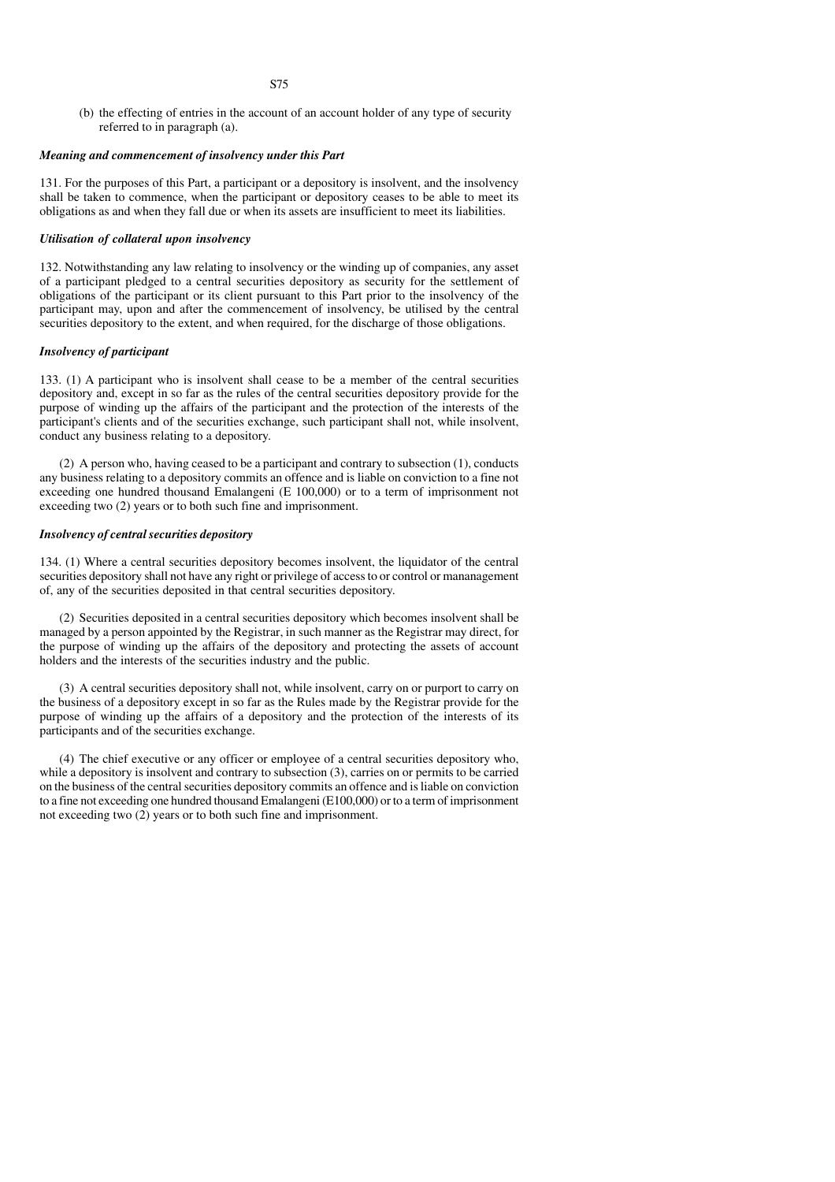(b) the effecting of entries in the account of an account holder of any type of security referred to in paragraph (a).

### *Meaning and commencement of insolvency under this Part*

131. For the purposes of this Part, a participant or a depository is insolvent, and the insolvency shall be taken to commence, when the participant or depository ceases to be able to meet its obligations as and when they fall due or when its assets are insufficient to meet its liabilities.

### *Utilisation of collateral upon insolvency*

132. Notwithstanding any law relating to insolvency or the winding up of companies, any asset of a participant pledged to a central securities depository as security for the settlement of obligations of the participant or its client pursuant to this Part prior to the insolvency of the participant may, upon and after the commencement of insolvency, be utilised by the central securities depository to the extent, and when required, for the discharge of those obligations.

### *Insolvency of participant*

133. (1) A participant who is insolvent shall cease to be a member of the central securities depository and, except in so far as the rules of the central securities depository provide for the purpose of winding up the affairs of the participant and the protection of the interests of the participant's clients and of the securities exchange, such participant shall not, while insolvent, conduct any business relating to a depository.

(2) A person who, having ceased to be a participant and contrary to subsection (1), conducts any business relating to a depository commits an offence and is liable on conviction to a fine not exceeding one hundred thousand Emalangeni (E 100,000) or to a term of imprisonment not exceeding two (2) years or to both such fine and imprisonment.

### *Insolvency of central securities depository*

134. (1) Where a central securities depository becomes insolvent, the liquidator of the central securities depository shall not have any right or privilege of access to or control or mananagement of, any of the securities deposited in that central securities depository.

(2) Securities deposited in a central securities depository which becomes insolvent shall be managed by a person appointed by the Registrar, in such manner as the Registrar may direct, for the purpose of winding up the affairs of the depository and protecting the assets of account holders and the interests of the securities industry and the public.

(3) A central securities depository shall not, while insolvent, carry on or purport to carry on the business of a depository except in so far as the Rules made by the Registrar provide for the purpose of winding up the affairs of a depository and the protection of the interests of its participants and of the securities exchange.

(4) The chief executive or any officer or employee of a central securities depository who, while a depository is insolvent and contrary to subsection (3), carries on or permits to be carried on the business of the central securities depository commits an offence and is liable on conviction to a fine not exceeding one hundred thousand Emalangeni (E100,000) or to a term of imprisonment not exceeding two (2) years or to both such fine and imprisonment.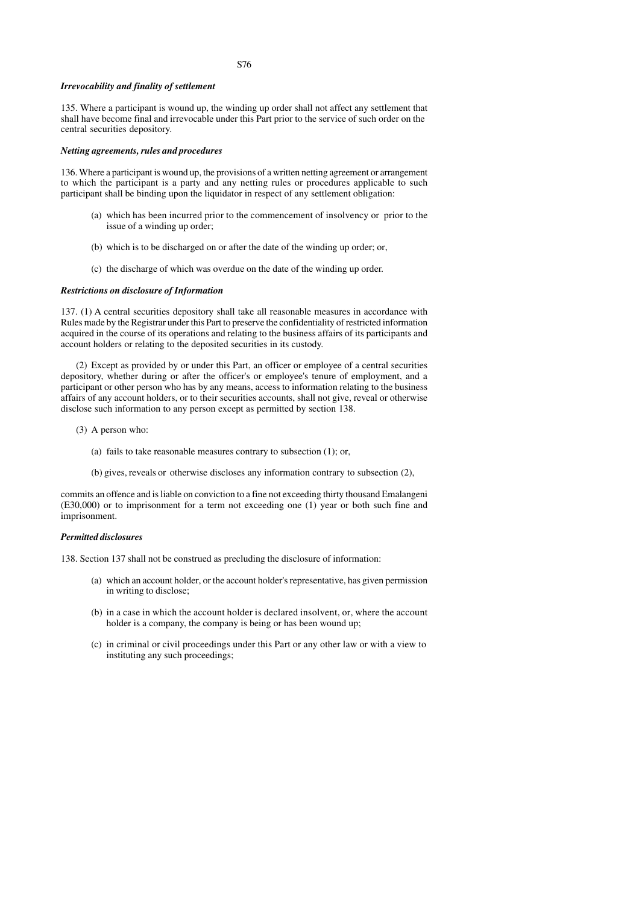***Irrevocability and finality of settlement***

135. Where a participant is wound up, the winding up order shall not affect any settlement that shall have become final and irrevocable under this Part prior to the service of such order on the central securities depository.

***Netting agreements, rules and procedures***

136. Where a participant is wound up, the provisions of a written netting agreement or arrangement to which the participant is a party and any netting rules or procedures applicable to such participant shall be binding upon the liquidator in respect of any settlement obligation:

(a) which has been incurred prior to the commencement of insolvency or prior to the issue of a winding up order;

(b) which is to be discharged on or after the date of the winding up order; or,

(c) the discharge of which was overdue on the date of the winding up order.

***Restrictions on disclosure of Information***

137. (1) A central securities depository shall take all reasonable measures in accordance with Rules made by the Registrar under this Part to preserve the confidentiality of restricted information acquired in the course of its operations and relating to the business affairs of its participants and account holders or relating to the deposited securities in its custody.

(2) Except as provided by or under this Part, an officer or employee of a central securities depository, whether during or after the officer's or employee's tenure of employment, and a participant or other person who has by any means, access to information relating to the business affairs of any account holders, or to their securities accounts, shall not give, reveal or otherwise disclose such information to any person except as permitted by section 138.

(3) A person who:

(a) fails to take reasonable measures contrary to subsection (1); or,

(b) gives, reveals or otherwise discloses any information contrary to subsection (2),

commits an offence and is liable on conviction to a fine not exceeding thirty thousand Emalangeni (E30,000) or to imprisonment for a term not exceeding one (1) year or both such fine and imprisonment.

***Permitted disclosures***

138. Section 137 shall not be construed as precluding the disclosure of information:

(a) which an account holder, or the account holder's representative, has given permission in writing to disclose;

(b) in a case in which the account holder is declared insolvent, or, where the account holder is a company, the company is being or has been wound up;

(c) in criminal or civil proceedings under this Part or any other law or with a view to instituting any such proceedings;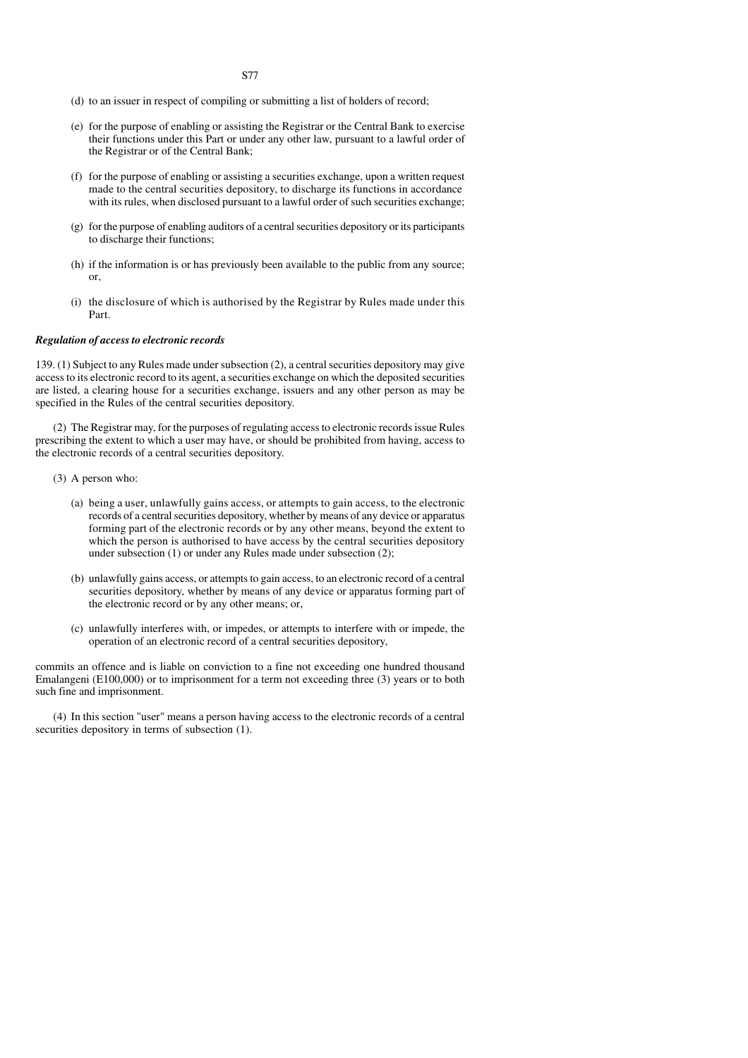(d) to an issuer in respect of compiling or submitting a list of holders of record;

(e) for the purpose of enabling or assisting the Registrar or the Central Bank to exercise their functions under this Part or under any other law, pursuant to a lawful order of the Registrar or of the Central Bank;

(f) for the purpose of enabling or assisting a securities exchange, upon a written request made to the central securities depository, to discharge its functions in accordance with its rules, when disclosed pursuant to a lawful order of such securities exchange;

(g) for the purpose of enabling auditors of a central securities depository or its participants to discharge their functions;

(h) if the information is or has previously been available to the public from any source; or,

(i) the disclosure of which is authorised by the Registrar by Rules made under this Part.

***Regulation of access to electronic records***

139. (1) Subject to any Rules made under subsection (2), a central securities depository may give access to its electronic record to its agent, a securities exchange on which the deposited securities are listed, a clearing house for a securities exchange, issuers and any other person as may be specified in the Rules of the central securities depository.

(2) The Registrar may, for the purposes of regulating access to electronic records issue Rules prescribing the extent to which a user may have, or should be prohibited from having, access to the electronic records of a central securities depository.

(3) A person who:

(a) being a user, unlawfully gains access, or attempts to gain access, to the electronic records of a central securities depository, whether by means of any device or apparatus forming part of the electronic records or by any other means, beyond the extent to which the person is authorised to have access by the central securities depository under subsection (1) or under any Rules made under subsection (2);

(b) unlawfully gains access, or attempts to gain access, to an electronic record of a central securities depository, whether by means of any device or apparatus forming part of the electronic record or by any other means; or,

(c) unlawfully interferes with, or impedes, or attempts to interfere with or impede, the operation of an electronic record of a central securities depository,

commits an offence and is liable on conviction to a fine not exceeding one hundred thousand Emalangeni (E100,000) or to imprisonment for a term not exceeding three (3) years or to both such fine and imprisonment.

(4) In this section "user" means a person having access to the electronic records of a central securities depository in terms of subsection (1).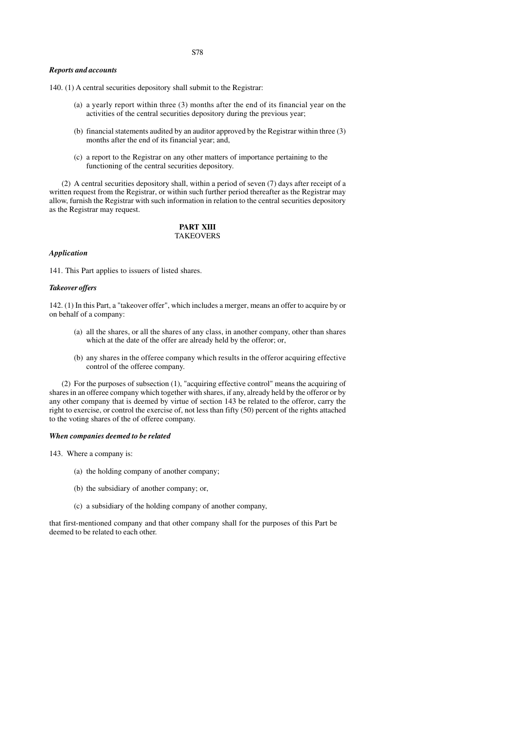***Reports and accounts***

140. (1) A central securities depository shall submit to the Registrar:

(a) a yearly report within three (3) months after the end of its financial year on the activities of the central securities depository during the previous year;

(b) financial statements audited by an auditor approved by the Registrar within three (3) months after the end of its financial year; and,

(c) a report to the Registrar on any other matters of importance pertaining to the functioning of the central securities depository.

(2) A central securities depository shall, within a period of seven (7) days after receipt of a written request from the Registrar, or within such further period thereafter as the Registrar may allow, furnish the Registrar with such information in relation to the central securities depository as the Registrar may request.

## PART XIII
## TAKEOVERS

***Application***

141. This Part applies to issuers of listed shares.

***Takeover offers***

142. (1) In this Part, a "takeover offer", which includes a merger, means an offer to acquire by or on behalf of a company:

(a) all the shares, or all the shares of any class, in another company, other than shares which at the date of the offer are already held by the offeror; or,

(b) any shares in the offeree company which results in the offeror acquiring effective control of the offeree company.

(2) For the purposes of subsection (1), "acquiring effective control" means the acquiring of shares in an offeree company which together with shares, if any, already held by the offeror or by any other company that is deemed by virtue of section 143 be related to the offeror, carry the right to exercise, or control the exercise of, not less than fifty (50) percent of the rights attached to the voting shares of the of offeree company.

***When companies deemed to be related***

143. Where a company is:

(a) the holding company of another company;

(b) the subsidiary of another company; or,

(c) a subsidiary of the holding company of another company,

that first-mentioned company and that other company shall for the purposes of this Part be deemed to be related to each other.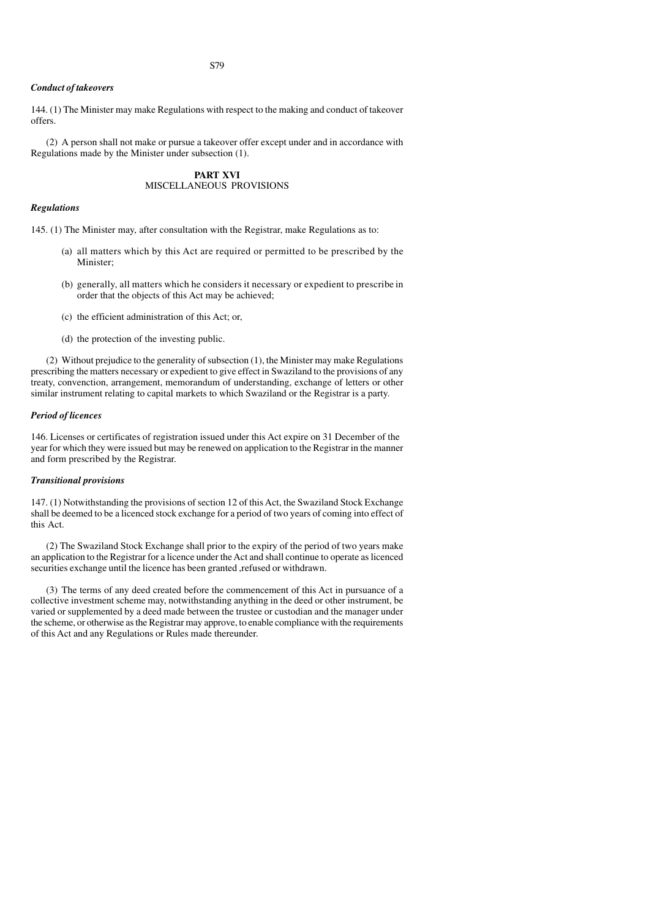***Conduct of takeovers***

144. (1) The Minister may make Regulations with respect to the making and conduct of takeover offers.

(2) A person shall not make or pursue a takeover offer except under and in accordance with Regulations made by the Minister under subsection (1).

## PART XVI
## MISCELLANEOUS PROVISIONS

***Regulations***

145. (1) The Minister may, after consultation with the Registrar, make Regulations as to:

- (a) all matters which by this Act are required or permitted to be prescribed by the Minister;
- (b) generally, all matters which he considers it necessary or expedient to prescribe in order that the objects of this Act may be achieved;
- (c) the efficient administration of this Act; or,
- (d) the protection of the investing public.

(2) Without prejudice to the generality of subsection (1), the Minister may make Regulations prescribing the matters necessary or expedient to give effect in Swaziland to the provisions of any treaty, convenction, arrangement, memorandum of understanding, exchange of letters or other similar instrument relating to capital markets to which Swaziland or the Registrar is a party.

***Period of licences***

146. Licenses or certificates of registration issued under this Act expire on 31 December of the year for which they were issued but may be renewed on application to the Registrar in the manner and form prescribed by the Registrar.

***Transitional provisions***

147. (1) Notwithstanding the provisions of section 12 of this Act, the Swaziland Stock Exchange shall be deemed to be a licenced stock exchange for a period of two years of coming into effect of this Act.

(2) The Swaziland Stock Exchange shall prior to the expiry of the period of two years make an application to the Registrar for a licence under the Act and shall continue to operate as licenced securities exchange until the licence has been granted ,refused or withdrawn.

(3) The terms of any deed created before the commencement of this Act in pursuance of a collective investment scheme may, notwithstanding anything in the deed or other instrument, be varied or supplemented by a deed made between the trustee or custodian and the manager under the scheme, or otherwise as the Registrar may approve, to enable compliance with the requirements of this Act and any Regulations or Rules made thereunder.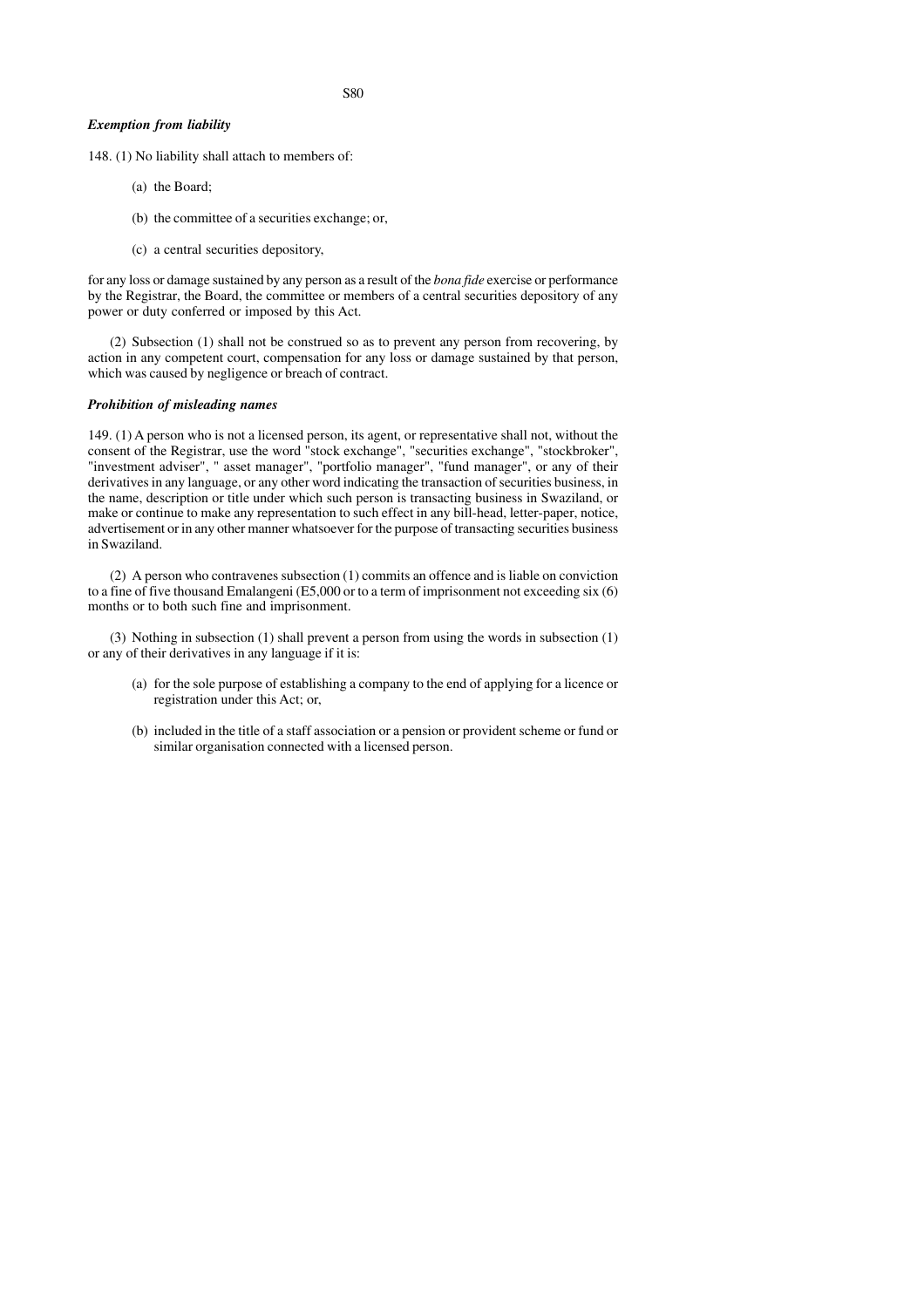***Exemption from liability***

148. (1) No liability shall attach to members of:

(a) the Board;

(b) the committee of a securities exchange; or,

(c) a central securities depository,

for any loss or damage sustained by any person as a result of the *bona fide* exercise or performance by the Registrar, the Board, the committee or members of a central securities depository of any power or duty conferred or imposed by this Act.

(2) Subsection (1) shall not be construed so as to prevent any person from recovering, by action in any competent court, compensation for any loss or damage sustained by that person, which was caused by negligence or breach of contract.

***Prohibition of misleading names***

149. (1) A person who is not a licensed person, its agent, or representative shall not, without the consent of the Registrar, use the word "stock exchange", "securities exchange", "stockbroker", "investment adviser", " asset manager", "portfolio manager", "fund manager", or any of their derivatives in any language, or any other word indicating the transaction of securities business, in the name, description or title under which such person is transacting business in Swaziland, or make or continue to make any representation to such effect in any bill-head, letter-paper, notice, advertisement or in any other manner whatsoever for the purpose of transacting securities business in Swaziland.

(2) A person who contravenes subsection (1) commits an offence and is liable on conviction to a fine of five thousand Emalangeni (E5,000 or to a term of imprisonment not exceeding six (6) months or to both such fine and imprisonment.

(3) Nothing in subsection (1) shall prevent a person from using the words in subsection (1) or any of their derivatives in any language if it is:

(a) for the sole purpose of establishing a company to the end of applying for a licence or registration under this Act; or,

(b) included in the title of a staff association or a pension or provident scheme or fund or similar organisation connected with a licensed person.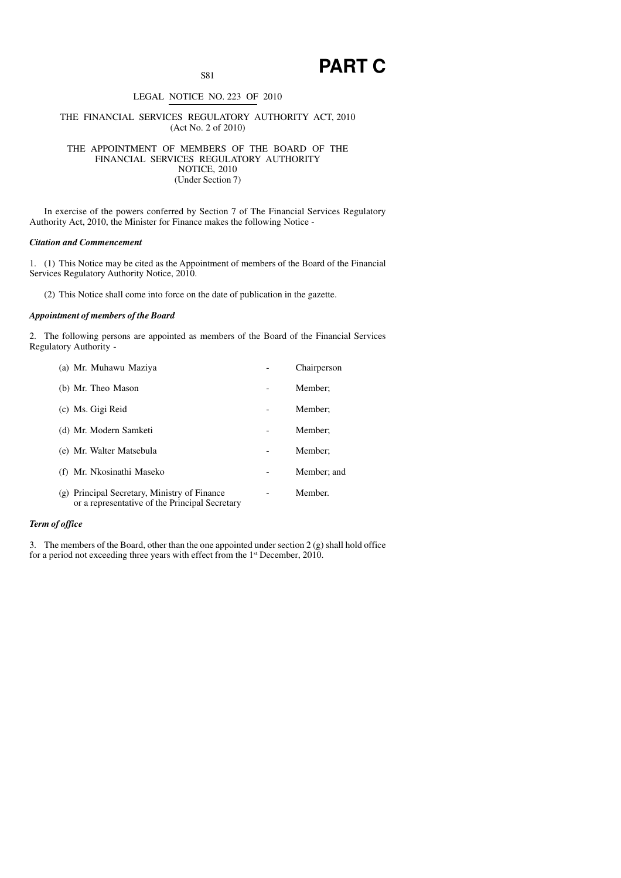# PART C

LEGAL NOTICE NO. 223 OF 2010

THE FINANCIAL SERVICES REGULATORY AUTHORITY ACT, 2010
(Act No. 2 of 2010)

THE APPOINTMENT OF MEMBERS OF THE BOARD OF THE FINANCIAL SERVICES REGULATORY AUTHORITY NOTICE, 2010
(Under Section 7)

In exercise of the powers conferred by Section 7 of The Financial Services Regulatory Authority Act, 2010, the Minister for Finance makes the following Notice -

***Citation and Commencement***

1. (1) This Notice may be cited as the Appointment of members of the Board of the Financial Services Regulatory Authority Notice, 2010.

(2) This Notice shall come into force on the date of publication in the gazette.

***Appointment of members of the Board***

2. The following persons are appointed as members of the Board of the Financial Services Regulatory Authority -

| | | |
|---|---|---|
| (a) Mr. Muhawu Maziya | - | Chairperson |
| (b) Mr. Theo Mason | - | Member; |
| (c) Ms. Gigi Reid | - | Member; |
| (d) Mr. Modern Samketi | - | Member; |
| (e) Mr. Walter Matsebula | - | Member; |
| (f) Mr. Nkosinathi Maseko | - | Member; and |
| (g) Principal Secretary, Ministry of Finance or a representative of the Principal Secretary | - | Member. |

***Term of office***

3. The members of the Board, other than the one appointed under section 2 (g) shall hold office for a period not exceeding three years with effect from the 1st December, 2010.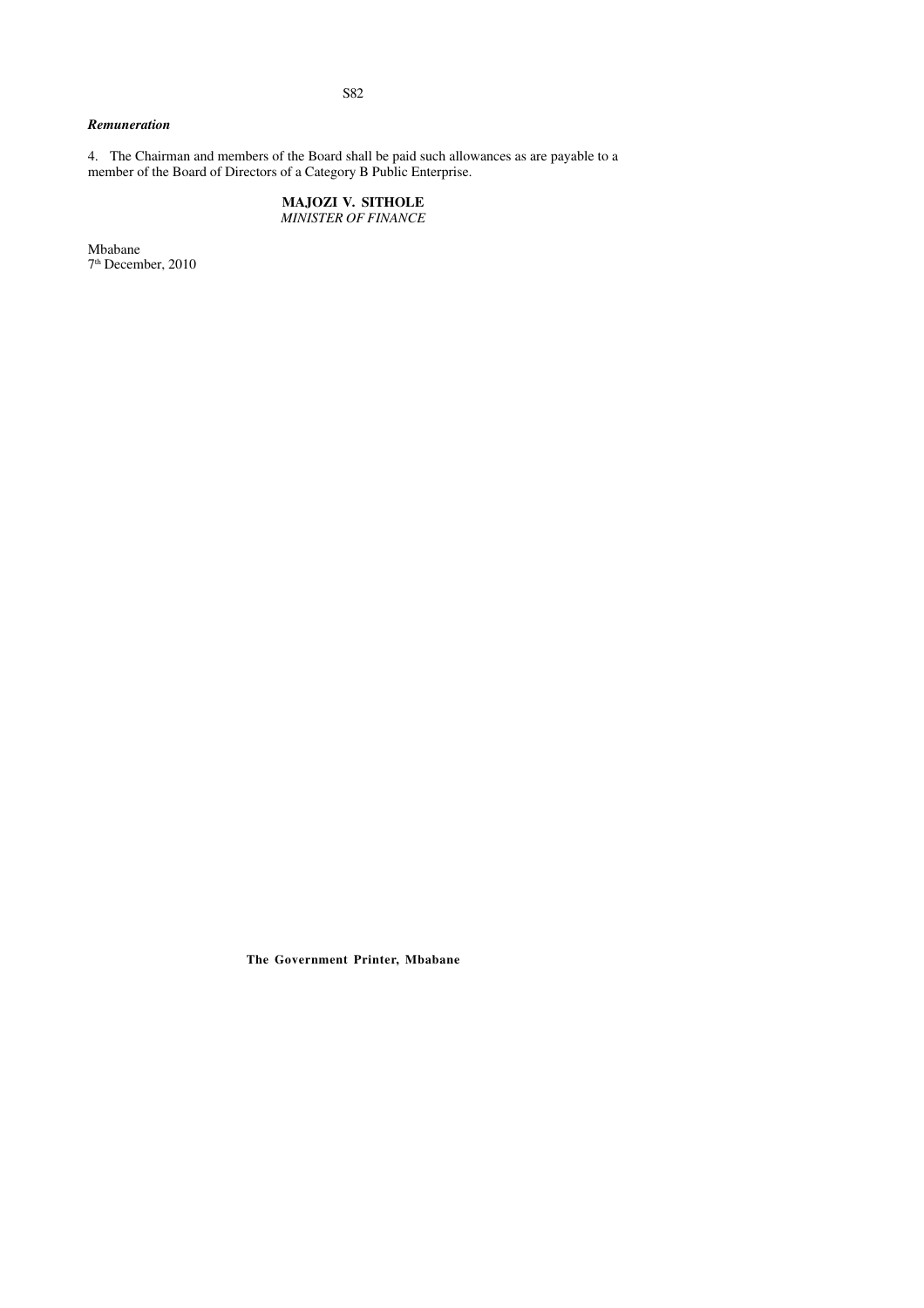***Remuneration***

4. The Chairman and members of the Board shall be paid such allowances as are payable to a member of the Board of Directors of a Category B Public Enterprise.

**MAJOZI V. SITHOLE**
*MINISTER OF FINANCE*

Mbabane
7th December, 2010

**The Government Printer, Mbabane**